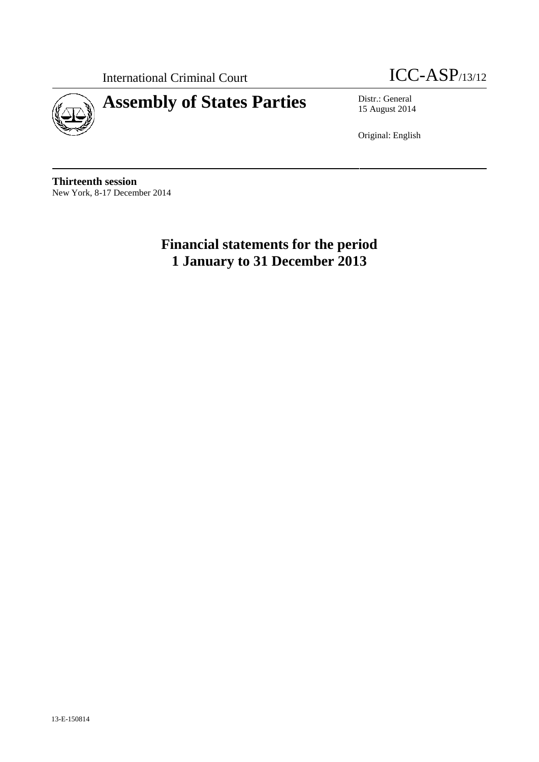International Criminal Court

ICC-ASP/13/12

# Assembly of States Parties

Distr.: General
15 August 2014

Original: English

**Thirteenth session**
New York, 8-17 December 2014

## Financial statements for the period 1 January to 31 December 2013

13-E-150814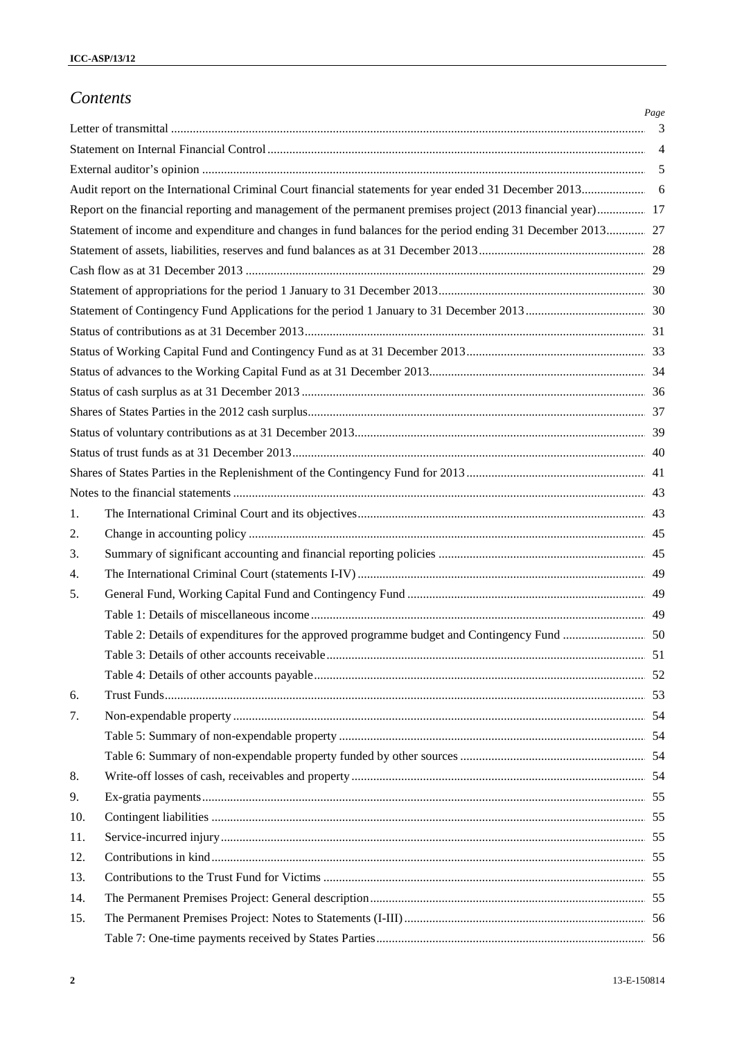# *Contents*

| | | Page |
|---|---|---|
| Letter of transmittal | | 3 |
| Statement on Internal Financial Control | | 4 |
| External auditor's opinion | | 5 |
| Audit report on the International Criminal Court financial statements for year ended 31 December 2013 | | 6 |
| Report on the financial reporting and management of the permanent premises project (2013 financial year) | | 17 |
| Statement of income and expenditure and changes in fund balances for the period ending 31 December 2013 | | 27 |
| Statement of assets, liabilities, reserves and fund balances as at 31 December 2013 | | 28 |
| Cash flow as at 31 December 2013 | | 29 |
| Statement of appropriations for the period 1 January to 31 December 2013 | | 30 |
| Statement of Contingency Fund Applications for the period 1 January to 31 December 2013 | | 30 |
| Status of contributions as at 31 December 2013 | | 31 |
| Status of Working Capital Fund and Contingency Fund as at 31 December 2013 | | 33 |
| Status of advances to the Working Capital Fund as at 31 December 2013 | | 34 |
| Status of cash surplus as at 31 December 2013 | | 36 |
| Shares of States Parties in the 2012 cash surplus | | 37 |
| Status of voluntary contributions as at 31 December 2013 | | 39 |
| Status of trust funds as at 31 December 2013 | | 40 |
| Shares of States Parties in the Replenishment of the Contingency Fund for 2013 | | 41 |
| Notes to the financial statements | | 43 |
| 1. | The International Criminal Court and its objectives | 43 |
| 2. | Change in accounting policy | 45 |
| 3. | Summary of significant accounting and financial reporting policies | 45 |
| 4. | The International Criminal Court (statements I-IV) | 49 |
| 5. | General Fund, Working Capital Fund and Contingency Fund | 49 |
| | Table 1: Details of miscellaneous income | 49 |
| | Table 2: Details of expenditures for the approved programme budget and Contingency Fund | 50 |
| | Table 3: Details of other accounts receivable | 51 |
| | Table 4: Details of other accounts payable | 52 |
| 6. | Trust Funds | 53 |
| 7. | Non-expendable property | 54 |
| | Table 5: Summary of non-expendable property | 54 |
| | Table 6: Summary of non-expendable property funded by other sources | 54 |
| 8. | Write-off losses of cash, receivables and property | 54 |
| 9. | Ex-gratia payments | 55 |
| 10. | Contingent liabilities | 55 |
| 11. | Service-incurred injury | 55 |
| 12. | Contributions in kind | 55 |
| 13. | Contributions to the Trust Fund for Victims | 55 |
| 14. | The Permanent Premises Project: General description | 55 |
| 15. | The Permanent Premises Project: Notes to Statements (I-III) | 56 |
| | Table 7: One-time payments received by States Parties | 56 |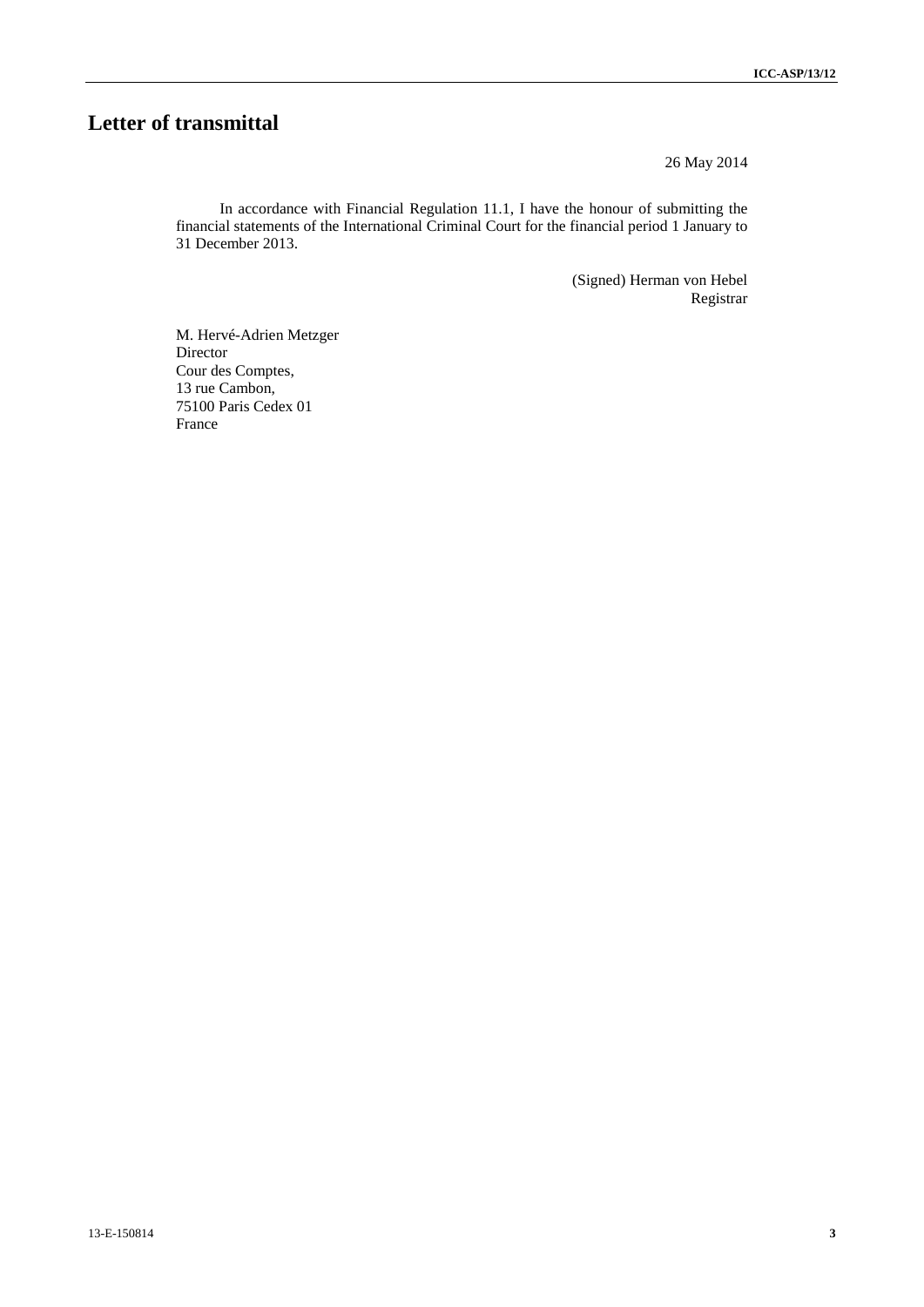# Letter of transmittal

26 May 2014

In accordance with Financial Regulation 11.1, I have the honour of submitting the financial statements of the International Criminal Court for the financial period 1 January to 31 December 2013.

(Signed) Herman von Hebel
Registrar

M. Hervé-Adrien Metzger
Director
Cour des Comptes,
13 rue Cambon,
75100 Paris Cedex 01
France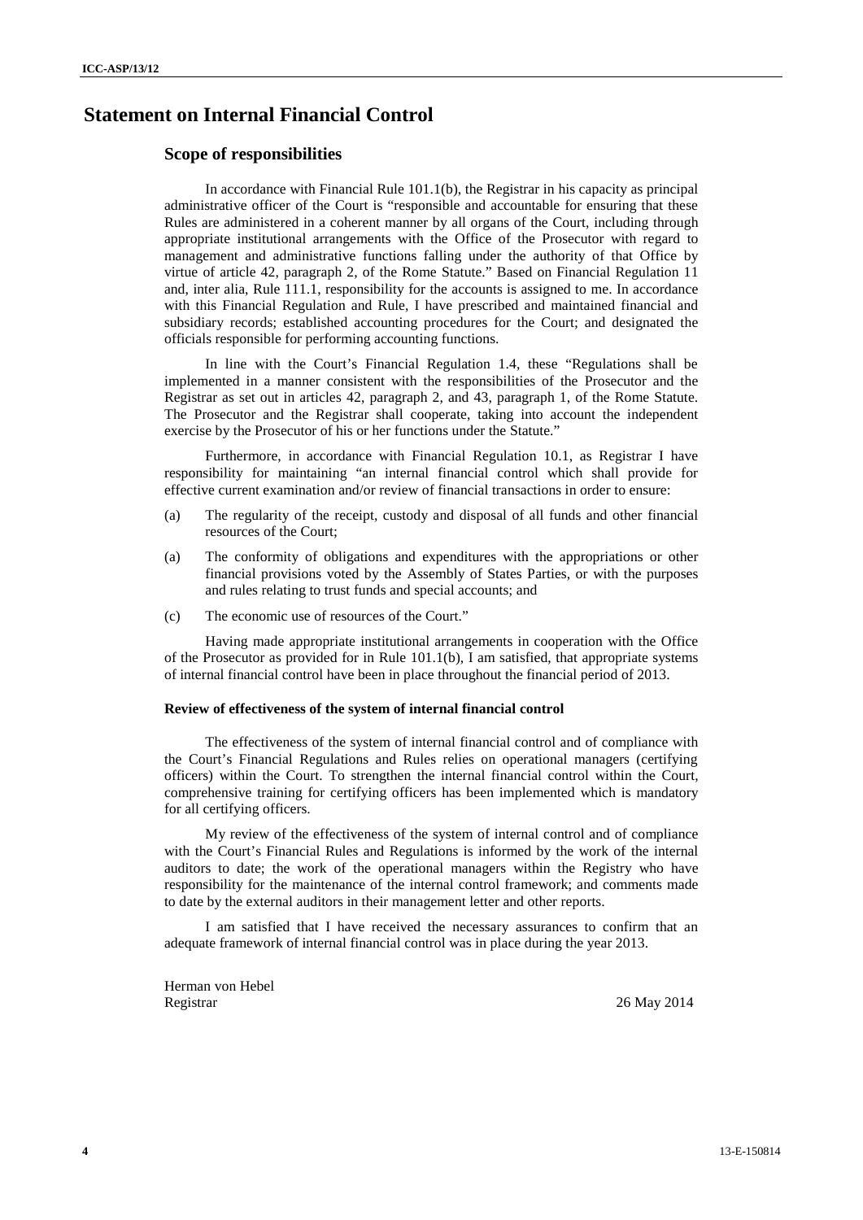# Statement on Internal Financial Control

## Scope of responsibilities

In accordance with Financial Rule 101.1(b), the Registrar in his capacity as principal administrative officer of the Court is "responsible and accountable for ensuring that these Rules are administered in a coherent manner by all organs of the Court, including through appropriate institutional arrangements with the Office of the Prosecutor with regard to management and administrative functions falling under the authority of that Office by virtue of article 42, paragraph 2, of the Rome Statute." Based on Financial Regulation 11 and, inter alia, Rule 111.1, responsibility for the accounts is assigned to me. In accordance with this Financial Regulation and Rule, I have prescribed and maintained financial and subsidiary records; established accounting procedures for the Court; and designated the officials responsible for performing accounting functions.

In line with the Court's Financial Regulation 1.4, these "Regulations shall be implemented in a manner consistent with the responsibilities of the Prosecutor and the Registrar as set out in articles 42, paragraph 2, and 43, paragraph 1, of the Rome Statute. The Prosecutor and the Registrar shall cooperate, taking into account the independent exercise by the Prosecutor of his or her functions under the Statute."

Furthermore, in accordance with Financial Regulation 10.1, as Registrar I have responsibility for maintaining "an internal financial control which shall provide for effective current examination and/or review of financial transactions in order to ensure:

(a) The regularity of the receipt, custody and disposal of all funds and other financial resources of the Court;

(a) The conformity of obligations and expenditures with the appropriations or other financial provisions voted by the Assembly of States Parties, or with the purposes and rules relating to trust funds and special accounts; and

(c) The economic use of resources of the Court."

Having made appropriate institutional arrangements in cooperation with the Office of the Prosecutor as provided for in Rule 101.1(b), I am satisfied, that appropriate systems of internal financial control have been in place throughout the financial period of 2013.

#### Review of effectiveness of the system of internal financial control

The effectiveness of the system of internal financial control and of compliance with the Court's Financial Regulations and Rules relies on operational managers (certifying officers) within the Court. To strengthen the internal financial control within the Court, comprehensive training for certifying officers has been implemented which is mandatory for all certifying officers.

My review of the effectiveness of the system of internal control and of compliance with the Court's Financial Rules and Regulations is informed by the work of the internal auditors to date; the work of the operational managers within the Registry who have responsibility for the maintenance of the internal control framework; and comments made to date by the external auditors in their management letter and other reports.

I am satisfied that I have received the necessary assurances to confirm that an adequate framework of internal financial control was in place during the year 2013.

Herman von Hebel
Registrar

26 May 2014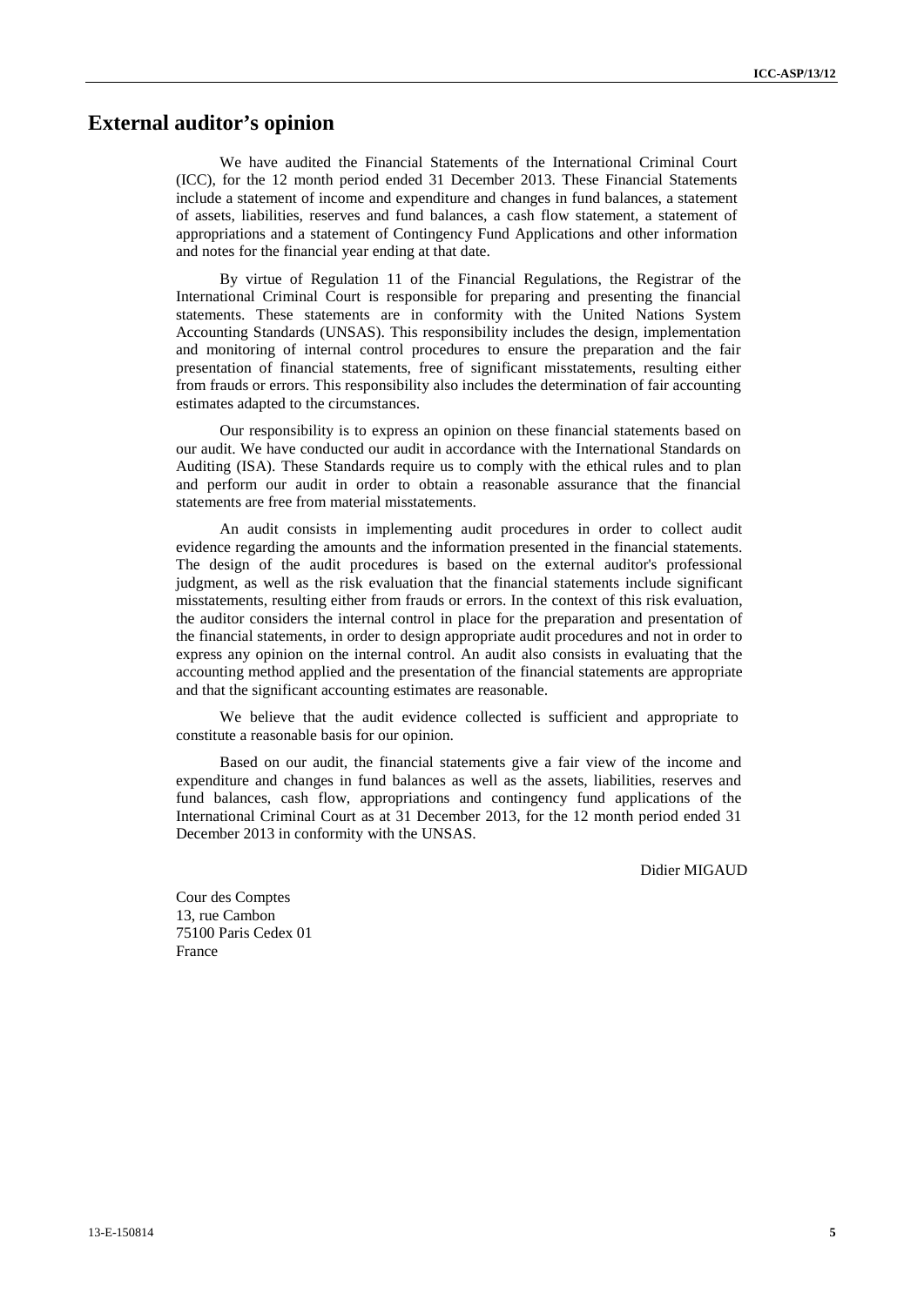# External auditor's opinion

We have audited the Financial Statements of the International Criminal Court (ICC), for the 12 month period ended 31 December 2013. These Financial Statements include a statement of income and expenditure and changes in fund balances, a statement of assets, liabilities, reserves and fund balances, a cash flow statement, a statement of appropriations and a statement of Contingency Fund Applications and other information and notes for the financial year ending at that date.

By virtue of Regulation 11 of the Financial Regulations, the Registrar of the International Criminal Court is responsible for preparing and presenting the financial statements. These statements are in conformity with the United Nations System Accounting Standards (UNSAS). This responsibility includes the design, implementation and monitoring of internal control procedures to ensure the preparation and the fair presentation of financial statements, free of significant misstatements, resulting either from frauds or errors. This responsibility also includes the determination of fair accounting estimates adapted to the circumstances.

Our responsibility is to express an opinion on these financial statements based on our audit. We have conducted our audit in accordance with the International Standards on Auditing (ISA). These Standards require us to comply with the ethical rules and to plan and perform our audit in order to obtain a reasonable assurance that the financial statements are free from material misstatements.

An audit consists in implementing audit procedures in order to collect audit evidence regarding the amounts and the information presented in the financial statements. The design of the audit procedures is based on the external auditor's professional judgment, as well as the risk evaluation that the financial statements include significant misstatements, resulting either from frauds or errors. In the context of this risk evaluation, the auditor considers the internal control in place for the preparation and presentation of the financial statements, in order to design appropriate audit procedures and not in order to express any opinion on the internal control. An audit also consists in evaluating that the accounting method applied and the presentation of the financial statements are appropriate and that the significant accounting estimates are reasonable.

We believe that the audit evidence collected is sufficient and appropriate to constitute a reasonable basis for our opinion.

Based on our audit, the financial statements give a fair view of the income and expenditure and changes in fund balances as well as the assets, liabilities, reserves and fund balances, cash flow, appropriations and contingency fund applications of the International Criminal Court as at 31 December 2013, for the 12 month period ended 31 December 2013 in conformity with the UNSAS.

Didier MIGAUD

Cour des Comptes
13, rue Cambon
75100 Paris Cedex 01
France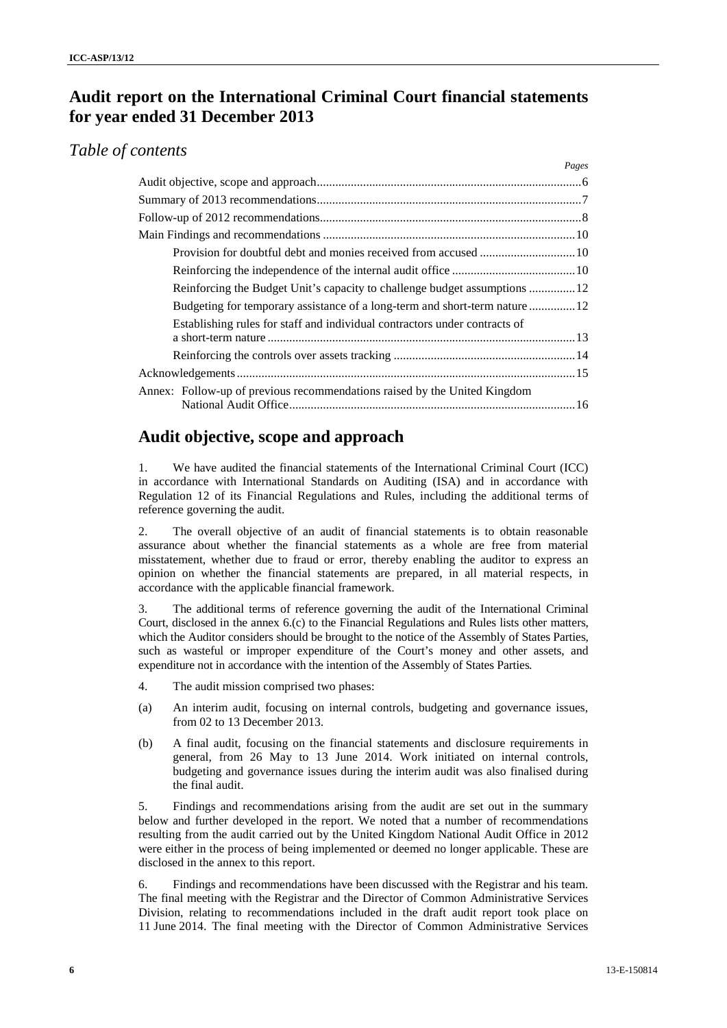# Audit report on the International Criminal Court financial statements for year ended 31 December 2013

## *Table of contents*

| | *Pages* |
|---|---|
| Audit objective, scope and approach | 6 |
| Summary of 2013 recommendations | 7 |
| Follow-up of 2012 recommendations | 8 |
| Main Findings and recommendations | 10 |
| Provision for doubtful debt and monies received from accused | 10 |
| Reinforcing the independence of the internal audit office | 10 |
| Reinforcing the Budget Unit's capacity to challenge budget assumptions | 12 |
| Budgeting for temporary assistance of a long-term and short-term nature | 12 |
| Establishing rules for staff and individual contractors under contracts of a short-term nature | 13 |
| Reinforcing the controls over assets tracking | 14 |
| Acknowledgements | 15 |
| Annex: Follow-up of previous recommendations raised by the United Kingdom National Audit Office | 16 |

## Audit objective, scope and approach

1. We have audited the financial statements of the International Criminal Court (ICC) in accordance with International Standards on Auditing (ISA) and in accordance with Regulation 12 of its Financial Regulations and Rules, including the additional terms of reference governing the audit.

2. The overall objective of an audit of financial statements is to obtain reasonable assurance about whether the financial statements as a whole are free from material misstatement, whether due to fraud or error, thereby enabling the auditor to express an opinion on whether the financial statements are prepared, in all material respects, in accordance with the applicable financial framework.

3. The additional terms of reference governing the audit of the International Criminal Court, disclosed in the annex 6.(c) to the Financial Regulations and Rules lists other matters, which the Auditor considers should be brought to the notice of the Assembly of States Parties, such as wasteful or improper expenditure of the Court's money and other assets, and expenditure not in accordance with the intention of the Assembly of States Parties.

4. The audit mission comprised two phases:

(a) An interim audit, focusing on internal controls, budgeting and governance issues, from 02 to 13 December 2013.

(b) A final audit, focusing on the financial statements and disclosure requirements in general, from 26 May to 13 June 2014. Work initiated on internal controls, budgeting and governance issues during the interim audit was also finalised during the final audit.

5. Findings and recommendations arising from the audit are set out in the summary below and further developed in the report. We noted that a number of recommendations resulting from the audit carried out by the United Kingdom National Audit Office in 2012 were either in the process of being implemented or deemed no longer applicable. These are disclosed in the annex to this report.

6. Findings and recommendations have been discussed with the Registrar and his team. The final meeting with the Registrar and the Director of Common Administrative Services Division, relating to recommendations included in the draft audit report took place on 11 June 2014. The final meeting with the Director of Common Administrative Services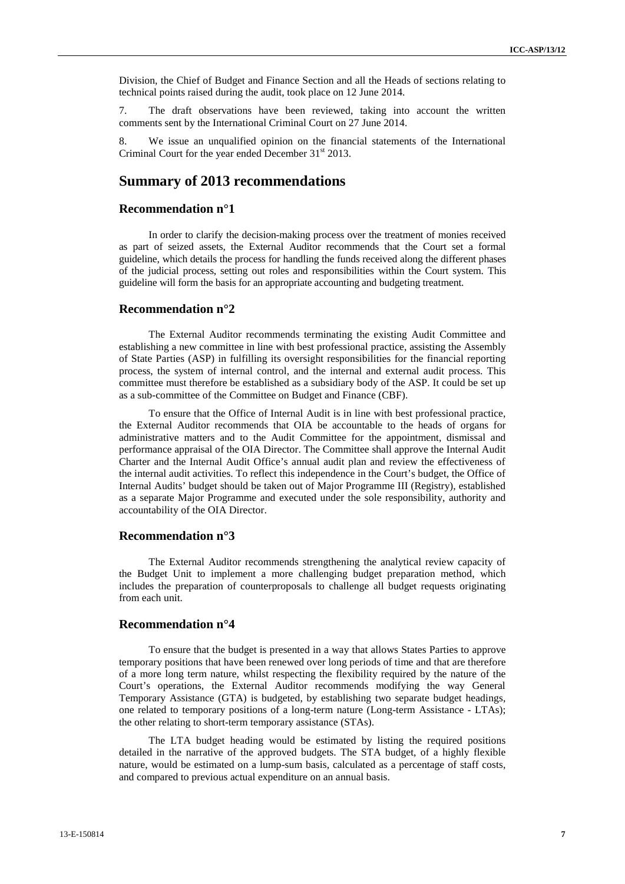Division, the Chief of Budget and Finance Section and all the Heads of sections relating to technical points raised during the audit, took place on 12 June 2014.

7. The draft observations have been reviewed, taking into account the written comments sent by the International Criminal Court on 27 June 2014.

8. We issue an unqualified opinion on the financial statements of the International Criminal Court for the year ended December 31st 2013.

# Summary of 2013 recommendations

## Recommendation n°1

In order to clarify the decision-making process over the treatment of monies received as part of seized assets, the External Auditor recommends that the Court set a formal guideline, which details the process for handling the funds received along the different phases of the judicial process, setting out roles and responsibilities within the Court system. This guideline will form the basis for an appropriate accounting and budgeting treatment.

## Recommendation n°2

The External Auditor recommends terminating the existing Audit Committee and establishing a new committee in line with best professional practice, assisting the Assembly of State Parties (ASP) in fulfilling its oversight responsibilities for the financial reporting process, the system of internal control, and the internal and external audit process. This committee must therefore be established as a subsidiary body of the ASP. It could be set up as a sub-committee of the Committee on Budget and Finance (CBF).

To ensure that the Office of Internal Audit is in line with best professional practice, the External Auditor recommends that OIA be accountable to the heads of organs for administrative matters and to the Audit Committee for the appointment, dismissal and performance appraisal of the OIA Director. The Committee shall approve the Internal Audit Charter and the Internal Audit Office's annual audit plan and review the effectiveness of the internal audit activities. To reflect this independence in the Court's budget, the Office of Internal Audits' budget should be taken out of Major Programme III (Registry), established as a separate Major Programme and executed under the sole responsibility, authority and accountability of the OIA Director.

## Recommendation n°3

The External Auditor recommends strengthening the analytical review capacity of the Budget Unit to implement a more challenging budget preparation method, which includes the preparation of counterproposals to challenge all budget requests originating from each unit.

## Recommendation n°4

To ensure that the budget is presented in a way that allows States Parties to approve temporary positions that have been renewed over long periods of time and that are therefore of a more long term nature, whilst respecting the flexibility required by the nature of the Court's operations, the External Auditor recommends modifying the way General Temporary Assistance (GTA) is budgeted, by establishing two separate budget headings, one related to temporary positions of a long-term nature (Long-term Assistance - LTAs); the other relating to short-term temporary assistance (STAs).

The LTA budget heading would be estimated by listing the required positions detailed in the narrative of the approved budgets. The STA budget, of a highly flexible nature, would be estimated on a lump-sum basis, calculated as a percentage of staff costs, and compared to previous actual expenditure on an annual basis.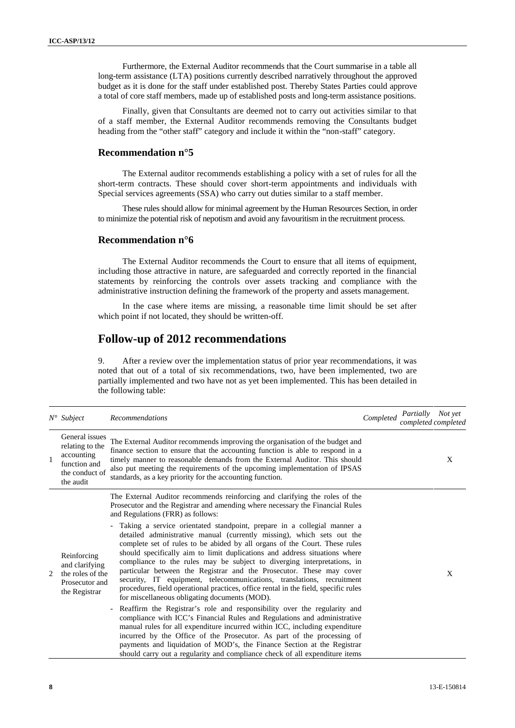Furthermore, the External Auditor recommends that the Court summarise in a table all long-term assistance (LTA) positions currently described narratively throughout the approved budget as it is done for the staff under established post. Thereby States Parties could approve a total of core staff members, made up of established posts and long-term assistance positions.

Finally, given that Consultants are deemed not to carry out activities similar to that of a staff member, the External Auditor recommends removing the Consultants budget heading from the "other staff" category and include it within the "non-staff" category.

### Recommendation n°5

The External auditor recommends establishing a policy with a set of rules for all the short-term contracts. These should cover short-term appointments and individuals with Special services agreements (SSA) who carry out duties similar to a staff member.

These rules should allow for minimal agreement by the Human Resources Section, in order to minimize the potential risk of nepotism and avoid any favouritism in the recruitment process.

### Recommendation n°6

The External Auditor recommends the Court to ensure that all items of equipment, including those attractive in nature, are safeguarded and correctly reported in the financial statements by reinforcing the controls over assets tracking and compliance with the administrative instruction defining the framework of the property and assets management.

In the case where items are missing, a reasonable time limit should be set after which point if not located, they should be written-off.

## Follow-up of 2012 recommendations

9. After a review over the implementation status of prior year recommendations, it was noted that out of a total of six recommendations, two, have been implemented, two are partially implemented and two have not as yet been implemented. This has been detailed in the following table:

| *N°* | *Subject* | *Recommendations* | *Completed* | *Partially completed* | *Not yet completed* |
|---|---|---|---|---|---|
| 1 | General issues relating to the accounting function and the conduct of the audit | The External Auditor recommends improving the organisation of the budget and finance section to ensure that the accounting function is able to respond in a timely manner to reasonable demands from the External Auditor. This should also put meeting the requirements of the upcoming implementation of IPSAS standards, as a key priority for the accounting function. | | | X |
| 2 | Reinforcing and clarifying the roles of the Prosecutor and the Registrar | The External Auditor recommends reinforcing and clarifying the roles of the Prosecutor and the Registrar and amending where necessary the Financial Rules and Regulations (FRR) as follows:<br>- Taking a service orientated standpoint, prepare in a collegial manner a detailed administrative manual (currently missing), which sets out the complete set of rules to be abided by all organs of the Court. These rules should specifically aim to limit duplications and address situations where compliance to the rules may be subject to diverging interpretations, in particular between the Registrar and the Prosecutor. These may cover security, IT equipment, telecommunications, translations, recruitment procedures, field operational practices, office rental in the field, specific rules for miscellaneous obligating documents (MOD).<br>- Reaffirm the Registrar's role and responsibility over the regularity and compliance with ICC's Financial Rules and Regulations and administrative manual rules for all expenditure incurred within ICC, including expenditure incurred by the Office of the Prosecutor. As part of the processing of payments and liquidation of MOD's, the Finance Section at the Registrar should carry out a regularity and compliance check of all expenditure items | | | X |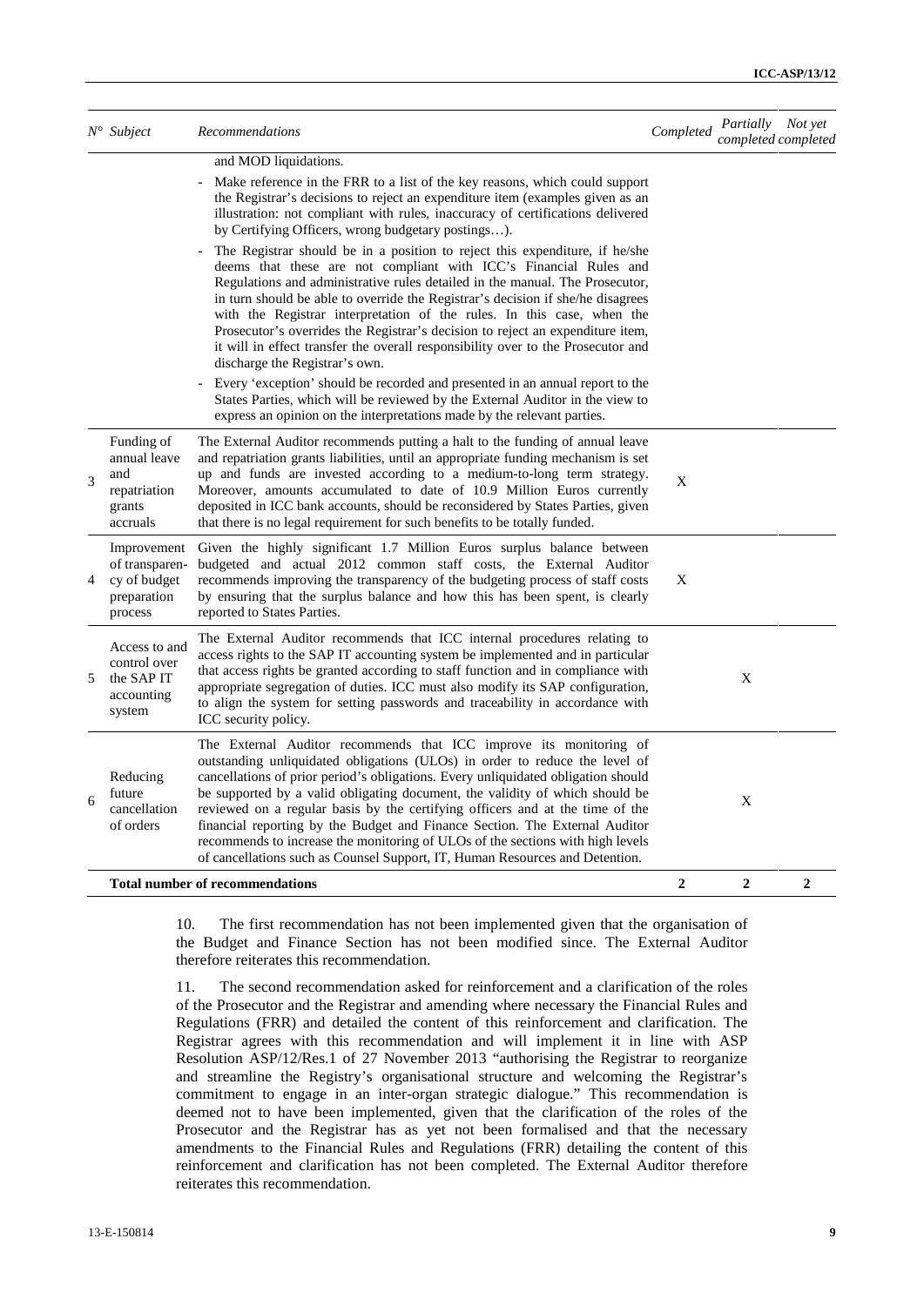| N° | Subject | Recommendations | Completed | Partially completed | Not yet completed |
|---|---|---|---|---|---|
| | | and MOD liquidations.<br>- Make reference in the FRR to a list of the key reasons, which could support the Registrar's decisions to reject an expenditure item (examples given as an illustration: not compliant with rules, inaccuracy of certifications delivered by Certifying Officers, wrong budgetary postings…).<br>- The Registrar should be in a position to reject this expenditure, if he/she deems that these are not compliant with ICC's Financial Rules and Regulations and administrative rules detailed in the manual. The Prosecutor, in turn should be able to override the Registrar's decision if she/he disagrees with the Registrar interpretation of the rules. In this case, when the Prosecutor's overrides the Registrar's decision to reject an expenditure item, it will in effect transfer the overall responsibility over to the Prosecutor and discharge the Registrar's own.<br>- Every 'exception' should be recorded and presented in an annual report to the States Parties, which will be reviewed by the External Auditor in the view to express an opinion on the interpretations made by the relevant parties. | | | |
| 3 | Funding of annual leave and repatriation grants accruals | The External Auditor recommends putting a halt to the funding of annual leave and repatriation grants liabilities, until an appropriate funding mechanism is set up and funds are invested according to a medium-to-long term strategy. Moreover, amounts accumulated to date of 10.9 Million Euros currently deposited in ICC bank accounts, should be reconsidered by States Parties, given that there is no legal requirement for such benefits to be totally funded. | X | | |
| 4 | Improvement of transparency of budget preparation process | Given the highly significant 1.7 Million Euros surplus balance between budgeted and actual 2012 common staff costs, the External Auditor recommends improving the transparency of the budgeting process of staff costs by ensuring that the surplus balance and how this has been spent, is clearly reported to States Parties. | X | | |
| 5 | Access to and control over the SAP IT accounting system | The External Auditor recommends that ICC internal procedures relating to access rights to the SAP IT accounting system be implemented and in particular that access rights be granted according to staff function and in compliance with appropriate segregation of duties. ICC must also modify its SAP configuration, to align the system for setting passwords and traceability in accordance with ICC security policy. | | X | |
| 6 | Reducing future cancellation of orders | The External Auditor recommends that ICC improve its monitoring of outstanding unliquidated obligations (ULOs) in order to reduce the level of cancellations of prior period's obligations. Every unliquidated obligation should be supported by a valid obligating document, the validity of which should be reviewed on a regular basis by the certifying officers and at the time of the financial reporting by the Budget and Finance Section. The External Auditor recommends to increase the monitoring of ULOs of the sections with high levels of cancellations such as Counsel Support, IT, Human Resources and Detention. | | X | |
| | **Total number of recommendations** | | **2** | **2** | **2** |

10. The first recommendation has not been implemented given that the organisation of the Budget and Finance Section has not been modified since. The External Auditor therefore reiterates this recommendation.

11. The second recommendation asked for reinforcement and a clarification of the roles of the Prosecutor and the Registrar and amending where necessary the Financial Rules and Regulations (FRR) and detailed the content of this reinforcement and clarification. The Registrar agrees with this recommendation and will implement it in line with ASP Resolution ASP/12/Res.1 of 27 November 2013 "authorising the Registrar to reorganize and streamline the Registry's organisational structure and welcoming the Registrar's commitment to engage in an inter-organ strategic dialogue." This recommendation is deemed not to have been implemented, given that the clarification of the roles of the Prosecutor and the Registrar has as yet not been formalised and that the necessary amendments to the Financial Rules and Regulations (FRR) detailing the content of this reinforcement and clarification has not been completed. The External Auditor therefore reiterates this recommendation.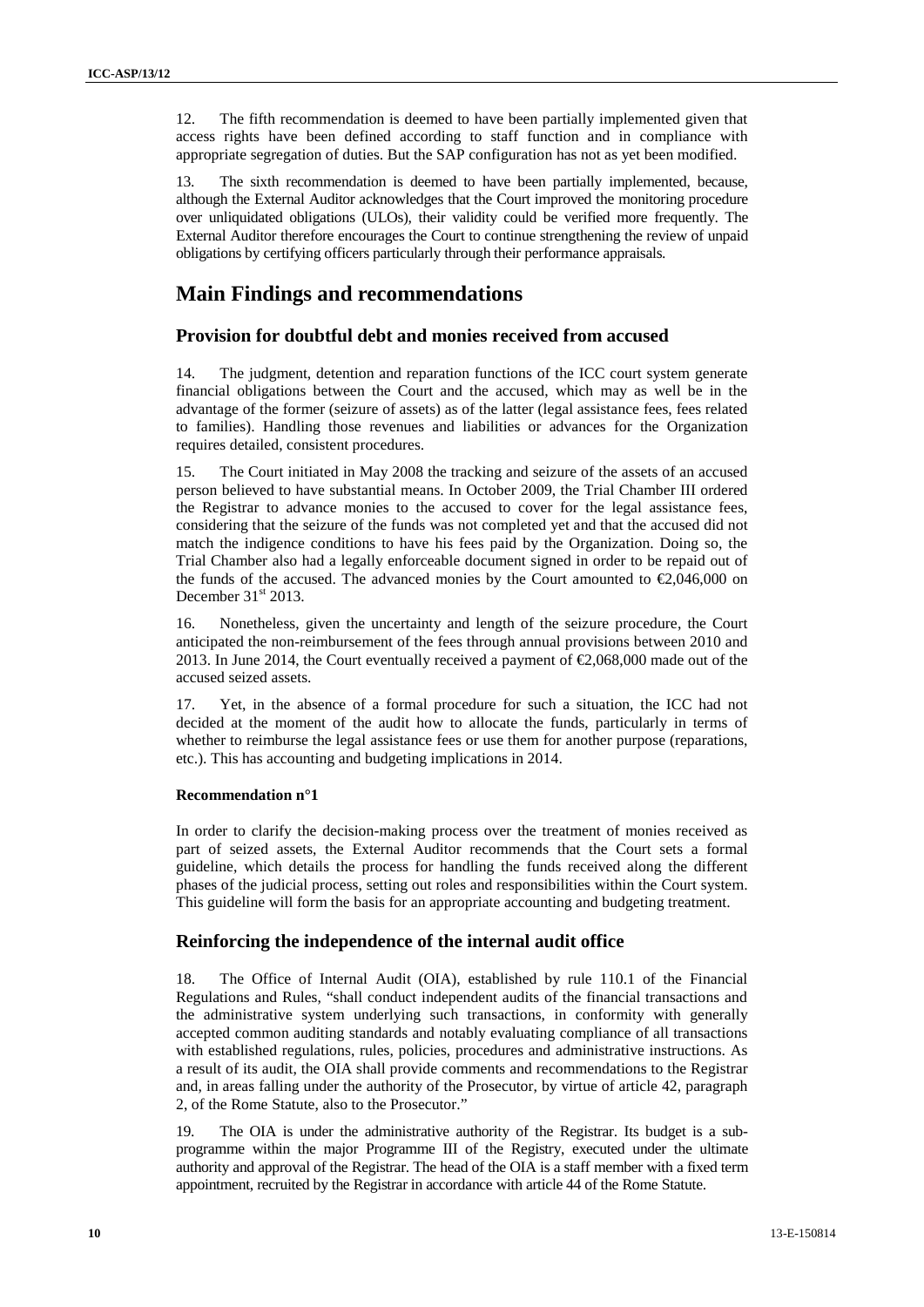12. The fifth recommendation is deemed to have been partially implemented given that access rights have been defined according to staff function and in compliance with appropriate segregation of duties. But the SAP configuration has not as yet been modified.

13. The sixth recommendation is deemed to have been partially implemented, because, although the External Auditor acknowledges that the Court improved the monitoring procedure over unliquidated obligations (ULOs), their validity could be verified more frequently. The External Auditor therefore encourages the Court to continue strengthening the review of unpaid obligations by certifying officers particularly through their performance appraisals.

# Main Findings and recommendations

## Provision for doubtful debt and monies received from accused

14. The judgment, detention and reparation functions of the ICC court system generate financial obligations between the Court and the accused, which may as well be in the advantage of the former (seizure of assets) as of the latter (legal assistance fees, fees related to families). Handling those revenues and liabilities or advances for the Organization requires detailed, consistent procedures.

15. The Court initiated in May 2008 the tracking and seizure of the assets of an accused person believed to have substantial means. In October 2009, the Trial Chamber III ordered the Registrar to advance monies to the accused to cover for the legal assistance fees, considering that the seizure of the funds was not completed yet and that the accused did not match the indigence conditions to have his fees paid by the Organization. Doing so, the Trial Chamber also had a legally enforceable document signed in order to be repaid out of the funds of the accused. The advanced monies by the Court amounted to €2,046,000 on December 31st 2013.

16. Nonetheless, given the uncertainty and length of the seizure procedure, the Court anticipated the non-reimbursement of the fees through annual provisions between 2010 and 2013. In June 2014, the Court eventually received a payment of €2,068,000 made out of the accused seized assets.

17. Yet, in the absence of a formal procedure for such a situation, the ICC had not decided at the moment of the audit how to allocate the funds, particularly in terms of whether to reimburse the legal assistance fees or use them for another purpose (reparations, etc.). This has accounting and budgeting implications in 2014.

**Recommendation n°1**

In order to clarify the decision-making process over the treatment of monies received as part of seized assets, the External Auditor recommends that the Court sets a formal guideline, which details the process for handling the funds received along the different phases of the judicial process, setting out roles and responsibilities within the Court system. This guideline will form the basis for an appropriate accounting and budgeting treatment.

## Reinforcing the independence of the internal audit office

18. The Office of Internal Audit (OIA), established by rule 110.1 of the Financial Regulations and Rules, "shall conduct independent audits of the financial transactions and the administrative system underlying such transactions, in conformity with generally accepted common auditing standards and notably evaluating compliance of all transactions with established regulations, rules, policies, procedures and administrative instructions. As a result of its audit, the OIA shall provide comments and recommendations to the Registrar and, in areas falling under the authority of the Prosecutor, by virtue of article 42, paragraph 2, of the Rome Statute, also to the Prosecutor."

19. The OIA is under the administrative authority of the Registrar. Its budget is a sub-programme within the major Programme III of the Registry, executed under the ultimate authority and approval of the Registrar. The head of the OIA is a staff member with a fixed term appointment, recruited by the Registrar in accordance with article 44 of the Rome Statute.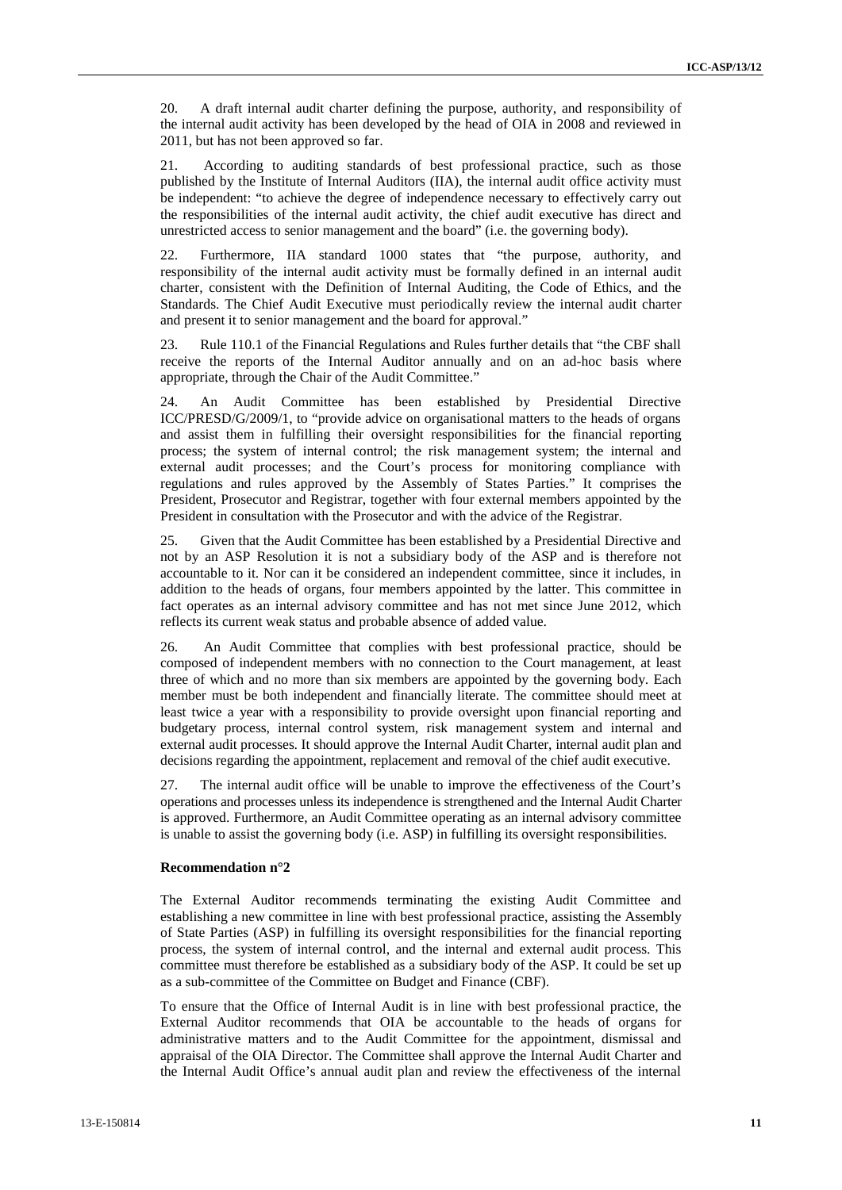20. A draft internal audit charter defining the purpose, authority, and responsibility of the internal audit activity has been developed by the head of OIA in 2008 and reviewed in 2011, but has not been approved so far.

21. According to auditing standards of best professional practice, such as those published by the Institute of Internal Auditors (IIA), the internal audit office activity must be independent: "to achieve the degree of independence necessary to effectively carry out the responsibilities of the internal audit activity, the chief audit executive has direct and unrestricted access to senior management and the board" (i.e. the governing body).

22. Furthermore, IIA standard 1000 states that "the purpose, authority, and responsibility of the internal audit activity must be formally defined in an internal audit charter, consistent with the Definition of Internal Auditing, the Code of Ethics, and the Standards. The Chief Audit Executive must periodically review the internal audit charter and present it to senior management and the board for approval."

23. Rule 110.1 of the Financial Regulations and Rules further details that "the CBF shall receive the reports of the Internal Auditor annually and on an ad-hoc basis where appropriate, through the Chair of the Audit Committee."

24. An Audit Committee has been established by Presidential Directive ICC/PRESD/G/2009/1, to "provide advice on organisational matters to the heads of organs and assist them in fulfilling their oversight responsibilities for the financial reporting process; the system of internal control; the risk management system; the internal and external audit processes; and the Court's process for monitoring compliance with regulations and rules approved by the Assembly of States Parties." It comprises the President, Prosecutor and Registrar, together with four external members appointed by the President in consultation with the Prosecutor and with the advice of the Registrar.

25. Given that the Audit Committee has been established by a Presidential Directive and not by an ASP Resolution it is not a subsidiary body of the ASP and is therefore not accountable to it. Nor can it be considered an independent committee, since it includes, in addition to the heads of organs, four members appointed by the latter. This committee in fact operates as an internal advisory committee and has not met since June 2012, which reflects its current weak status and probable absence of added value.

26. An Audit Committee that complies with best professional practice, should be composed of independent members with no connection to the Court management, at least three of which and no more than six members are appointed by the governing body. Each member must be both independent and financially literate. The committee should meet at least twice a year with a responsibility to provide oversight upon financial reporting and budgetary process, internal control system, risk management system and internal and external audit processes. It should approve the Internal Audit Charter, internal audit plan and decisions regarding the appointment, replacement and removal of the chief audit executive.

27. The internal audit office will be unable to improve the effectiveness of the Court's operations and processes unless its independence is strengthened and the Internal Audit Charter is approved. Furthermore, an Audit Committee operating as an internal advisory committee is unable to assist the governing body (i.e. ASP) in fulfilling its oversight responsibilities.

**Recommendation n°2**

The External Auditor recommends terminating the existing Audit Committee and establishing a new committee in line with best professional practice, assisting the Assembly of State Parties (ASP) in fulfilling its oversight responsibilities for the financial reporting process, the system of internal control, and the internal and external audit process. This committee must therefore be established as a subsidiary body of the ASP. It could be set up as a sub-committee of the Committee on Budget and Finance (CBF).

To ensure that the Office of Internal Audit is in line with best professional practice, the External Auditor recommends that OIA be accountable to the heads of organs for administrative matters and to the Audit Committee for the appointment, dismissal and appraisal of the OIA Director. The Committee shall approve the Internal Audit Charter and the Internal Audit Office's annual audit plan and review the effectiveness of the internal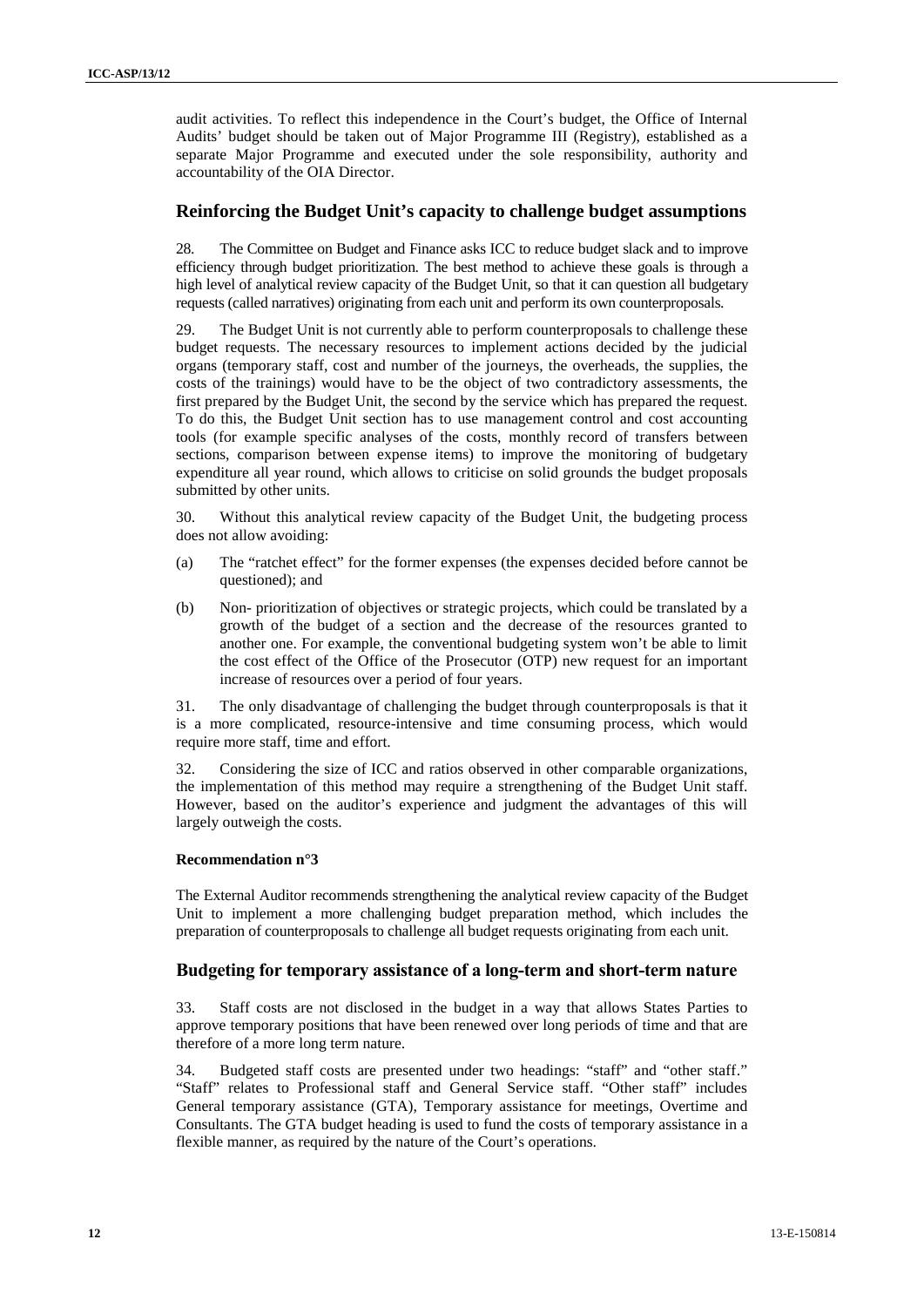audit activities. To reflect this independence in the Court's budget, the Office of Internal Audits' budget should be taken out of Major Programme III (Registry), established as a separate Major Programme and executed under the sole responsibility, authority and accountability of the OIA Director.

## Reinforcing the Budget Unit's capacity to challenge budget assumptions

28. The Committee on Budget and Finance asks ICC to reduce budget slack and to improve efficiency through budget prioritization. The best method to achieve these goals is through a high level of analytical review capacity of the Budget Unit, so that it can question all budgetary requests (called narratives) originating from each unit and perform its own counterproposals.

29. The Budget Unit is not currently able to perform counterproposals to challenge these budget requests. The necessary resources to implement actions decided by the judicial organs (temporary staff, cost and number of the journeys, the overheads, the supplies, the costs of the trainings) would have to be the object of two contradictory assessments, the first prepared by the Budget Unit, the second by the service which has prepared the request. To do this, the Budget Unit section has to use management control and cost accounting tools (for example specific analyses of the costs, monthly record of transfers between sections, comparison between expense items) to improve the monitoring of budgetary expenditure all year round, which allows to criticise on solid grounds the budget proposals submitted by other units.

30. Without this analytical review capacity of the Budget Unit, the budgeting process does not allow avoiding:

(a) The "ratchet effect" for the former expenses (the expenses decided before cannot be questioned); and

(b) Non- prioritization of objectives or strategic projects, which could be translated by a growth of the budget of a section and the decrease of the resources granted to another one. For example, the conventional budgeting system won't be able to limit the cost effect of the Office of the Prosecutor (OTP) new request for an important increase of resources over a period of four years.

31. The only disadvantage of challenging the budget through counterproposals is that it is a more complicated, resource-intensive and time consuming process, which would require more staff, time and effort.

32. Considering the size of ICC and ratios observed in other comparable organizations, the implementation of this method may require a strengthening of the Budget Unit staff. However, based on the auditor's experience and judgment the advantages of this will largely outweigh the costs.

**Recommendation n°3**

The External Auditor recommends strengthening the analytical review capacity of the Budget Unit to implement a more challenging budget preparation method, which includes the preparation of counterproposals to challenge all budget requests originating from each unit.

## Budgeting for temporary assistance of a long-term and short-term nature

33. Staff costs are not disclosed in the budget in a way that allows States Parties to approve temporary positions that have been renewed over long periods of time and that are therefore of a more long term nature.

34. Budgeted staff costs are presented under two headings: "staff" and "other staff." "Staff" relates to Professional staff and General Service staff. "Other staff" includes General temporary assistance (GTA), Temporary assistance for meetings, Overtime and Consultants. The GTA budget heading is used to fund the costs of temporary assistance in a flexible manner, as required by the nature of the Court's operations.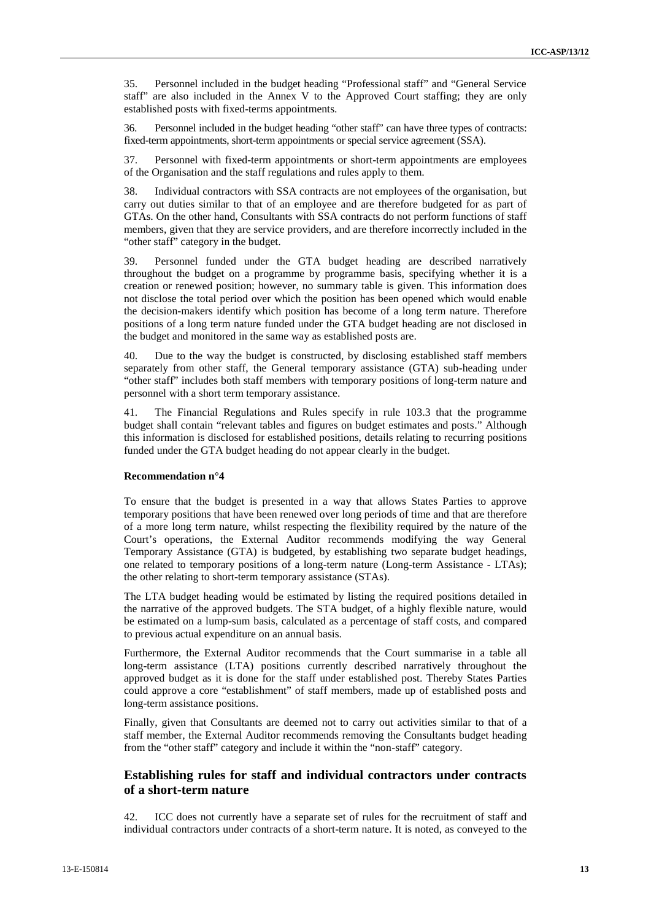35. Personnel included in the budget heading "Professional staff" and "General Service staff" are also included in the Annex V to the Approved Court staffing; they are only established posts with fixed-terms appointments.

36. Personnel included in the budget heading "other staff" can have three types of contracts: fixed-term appointments, short-term appointments or special service agreement (SSA).

37. Personnel with fixed-term appointments or short-term appointments are employees of the Organisation and the staff regulations and rules apply to them.

38. Individual contractors with SSA contracts are not employees of the organisation, but carry out duties similar to that of an employee and are therefore budgeted for as part of GTAs. On the other hand, Consultants with SSA contracts do not perform functions of staff members, given that they are service providers, and are therefore incorrectly included in the "other staff" category in the budget.

39. Personnel funded under the GTA budget heading are described narratively throughout the budget on a programme by programme basis, specifying whether it is a creation or renewed position; however, no summary table is given. This information does not disclose the total period over which the position has been opened which would enable the decision-makers identify which position has become of a long term nature. Therefore positions of a long term nature funded under the GTA budget heading are not disclosed in the budget and monitored in the same way as established posts are.

40. Due to the way the budget is constructed, by disclosing established staff members separately from other staff, the General temporary assistance (GTA) sub-heading under "other staff" includes both staff members with temporary positions of long-term nature and personnel with a short term temporary assistance.

41. The Financial Regulations and Rules specify in rule 103.3 that the programme budget shall contain "relevant tables and figures on budget estimates and posts." Although this information is disclosed for established positions, details relating to recurring positions funded under the GTA budget heading do not appear clearly in the budget.

**Recommendation n°4**

To ensure that the budget is presented in a way that allows States Parties to approve temporary positions that have been renewed over long periods of time and that are therefore of a more long term nature, whilst respecting the flexibility required by the nature of the Court's operations, the External Auditor recommends modifying the way General Temporary Assistance (GTA) is budgeted, by establishing two separate budget headings, one related to temporary positions of a long-term nature (Long-term Assistance - LTAs); the other relating to short-term temporary assistance (STAs).

The LTA budget heading would be estimated by listing the required positions detailed in the narrative of the approved budgets. The STA budget, of a highly flexible nature, would be estimated on a lump-sum basis, calculated as a percentage of staff costs, and compared to previous actual expenditure on an annual basis.

Furthermore, the External Auditor recommends that the Court summarise in a table all long-term assistance (LTA) positions currently described narratively throughout the approved budget as it is done for the staff under established post. Thereby States Parties could approve a core "establishment" of staff members, made up of established posts and long-term assistance positions.

Finally, given that Consultants are deemed not to carry out activities similar to that of a staff member, the External Auditor recommends removing the Consultants budget heading from the "other staff" category and include it within the "non-staff" category.

## Establishing rules for staff and individual contractors under contracts of a short-term nature

42. ICC does not currently have a separate set of rules for the recruitment of staff and individual contractors under contracts of a short-term nature. It is noted, as conveyed to the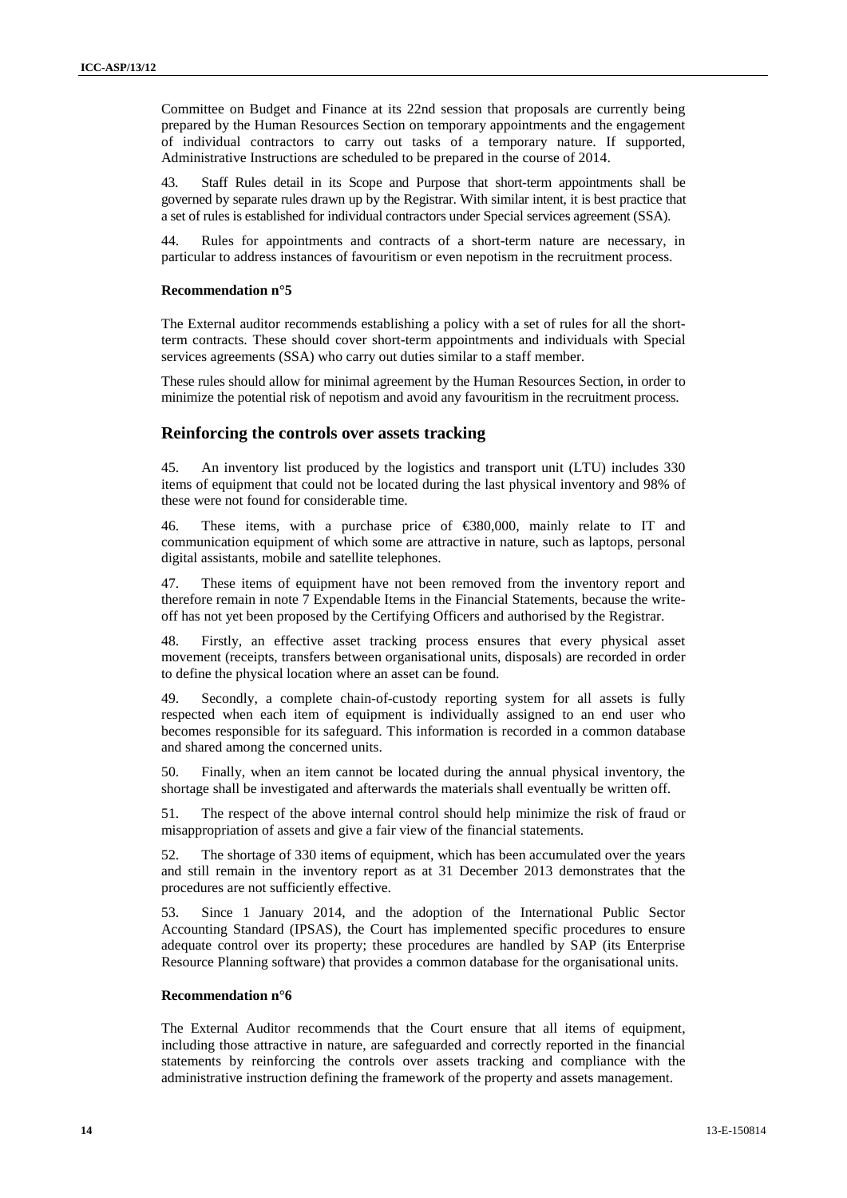Committee on Budget and Finance at its 22nd session that proposals are currently being prepared by the Human Resources Section on temporary appointments and the engagement of individual contractors to carry out tasks of a temporary nature. If supported, Administrative Instructions are scheduled to be prepared in the course of 2014.

43. Staff Rules detail in its Scope and Purpose that short-term appointments shall be governed by separate rules drawn up by the Registrar. With similar intent, it is best practice that a set of rules is established for individual contractors under Special services agreement (SSA).

44. Rules for appointments and contracts of a short-term nature are necessary, in particular to address instances of favouritism or even nepotism in the recruitment process.

**Recommendation n°5**

The External auditor recommends establishing a policy with a set of rules for all the short-term contracts. These should cover short-term appointments and individuals with Special services agreements (SSA) who carry out duties similar to a staff member.

These rules should allow for minimal agreement by the Human Resources Section, in order to minimize the potential risk of nepotism and avoid any favouritism in the recruitment process.

## Reinforcing the controls over assets tracking

45. An inventory list produced by the logistics and transport unit (LTU) includes 330 items of equipment that could not be located during the last physical inventory and 98% of these were not found for considerable time.

46. These items, with a purchase price of €380,000, mainly relate to IT and communication equipment of which some are attractive in nature, such as laptops, personal digital assistants, mobile and satellite telephones.

47. These items of equipment have not been removed from the inventory report and therefore remain in note 7 Expendable Items in the Financial Statements, because the write-off has not yet been proposed by the Certifying Officers and authorised by the Registrar.

48. Firstly, an effective asset tracking process ensures that every physical asset movement (receipts, transfers between organisational units, disposals) are recorded in order to define the physical location where an asset can be found.

49. Secondly, a complete chain-of-custody reporting system for all assets is fully respected when each item of equipment is individually assigned to an end user who becomes responsible for its safeguard. This information is recorded in a common database and shared among the concerned units.

50. Finally, when an item cannot be located during the annual physical inventory, the shortage shall be investigated and afterwards the materials shall eventually be written off.

51. The respect of the above internal control should help minimize the risk of fraud or misappropriation of assets and give a fair view of the financial statements.

52. The shortage of 330 items of equipment, which has been accumulated over the years and still remain in the inventory report as at 31 December 2013 demonstrates that the procedures are not sufficiently effective.

53. Since 1 January 2014, and the adoption of the International Public Sector Accounting Standard (IPSAS), the Court has implemented specific procedures to ensure adequate control over its property; these procedures are handled by SAP (its Enterprise Resource Planning software) that provides a common database for the organisational units.

**Recommendation n°6**

The External Auditor recommends that the Court ensure that all items of equipment, including those attractive in nature, are safeguarded and correctly reported in the financial statements by reinforcing the controls over assets tracking and compliance with the administrative instruction defining the framework of the property and assets management.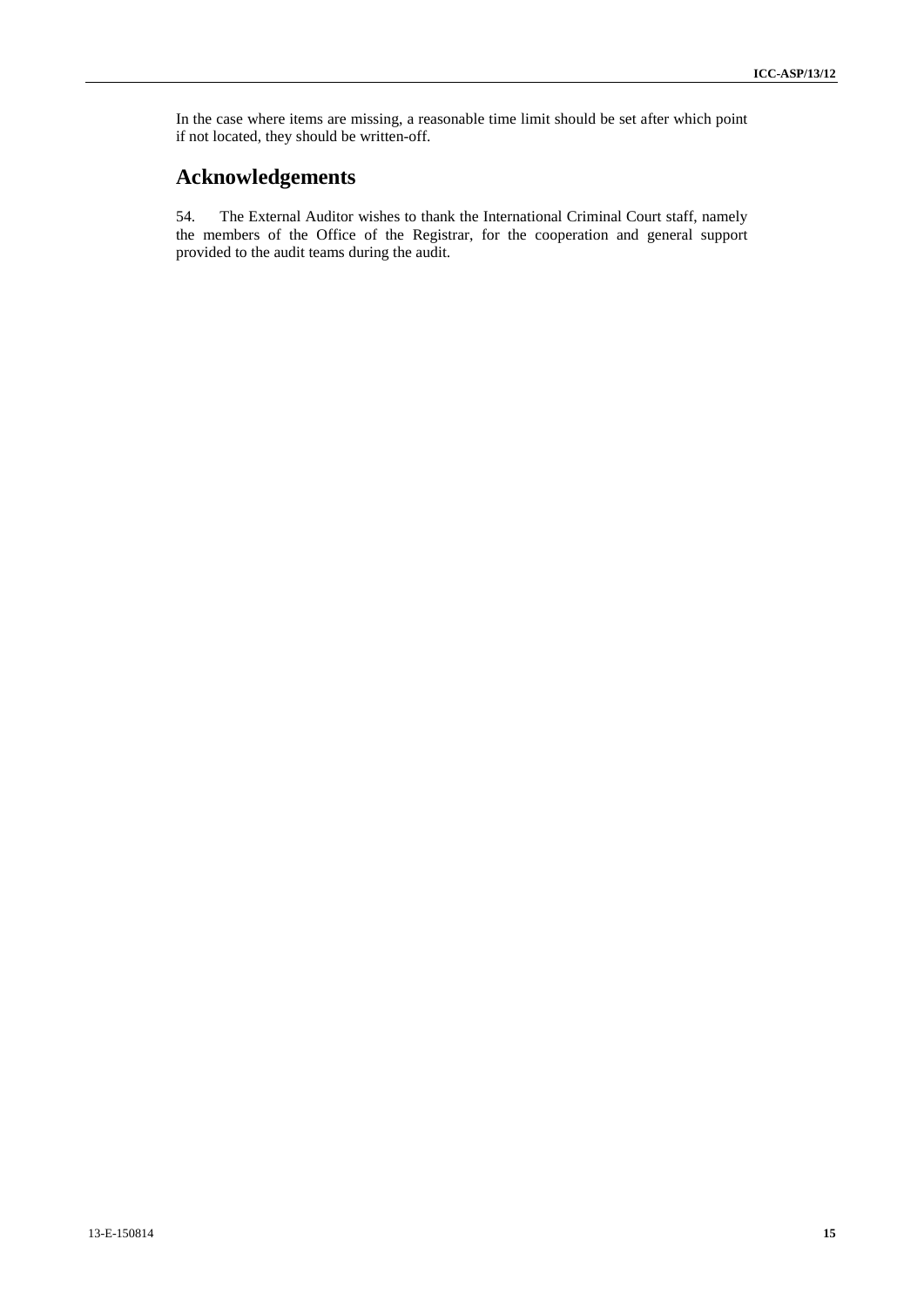In the case where items are missing, a reasonable time limit should be set after which point if not located, they should be written-off.

# Acknowledgements

54. The External Auditor wishes to thank the International Criminal Court staff, namely the members of the Office of the Registrar, for the cooperation and general support provided to the audit teams during the audit.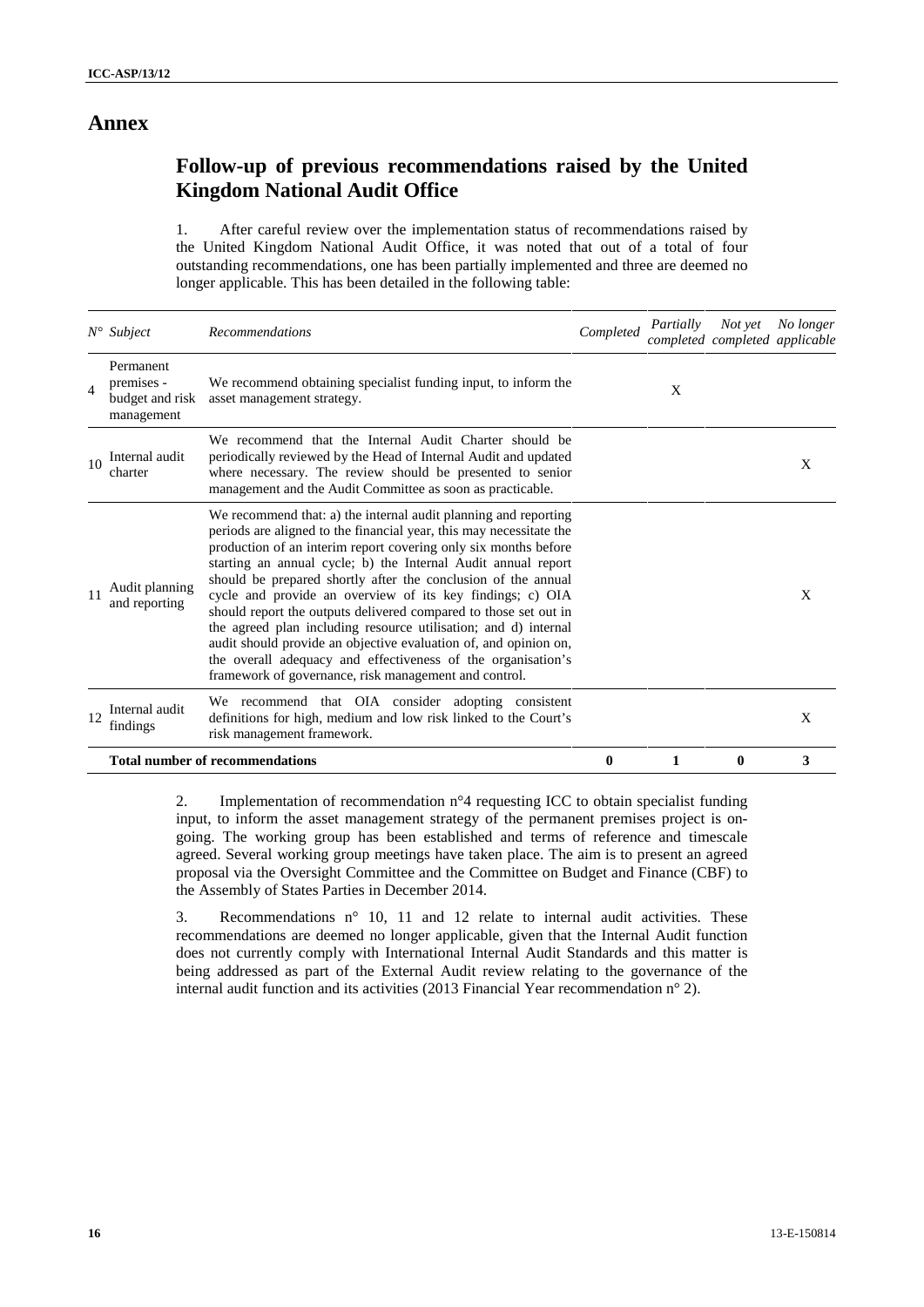# Annex

## Follow-up of previous recommendations raised by the United Kingdom National Audit Office

1. After careful review over the implementation status of recommendations raised by the United Kingdom National Audit Office, it was noted that out of a total of four outstanding recommendations, one has been partially implemented and three are deemed no longer applicable. This has been detailed in the following table:

| *N°* | *Subject* | *Recommendations* | *Completed* | *Partially completed* | *Not yet completed* | *No longer applicable* |
|---|---|---|---|---|---|---|
| 4 | Permanent premises - budget and risk management | We recommend obtaining specialist funding input, to inform the asset management strategy. | | X | | |
| 10 | Internal audit charter | We recommend that the Internal Audit Charter should be periodically reviewed by the Head of Internal Audit and updated where necessary. The review should be presented to senior management and the Audit Committee as soon as practicable. | | | | X |
| 11 | Audit planning and reporting | We recommend that: a) the internal audit planning and reporting periods are aligned to the financial year, this may necessitate the production of an interim report covering only six months before starting an annual cycle; b) the Internal Audit annual report should be prepared shortly after the conclusion of the annual cycle and provide an overview of its key findings; c) OIA should report the outputs delivered compared to those set out in the agreed plan including resource utilisation; and d) internal audit should provide an objective evaluation of, and opinion on, the overall adequacy and effectiveness of the organisation's framework of governance, risk management and control. | | | | X |
| 12 | Internal audit findings | We recommend that OIA consider adopting consistent definitions for high, medium and low risk linked to the Court's risk management framework. | | | | X |
| | **Total number of recommendations** | | **0** | **1** | **0** | **3** |

2. Implementation of recommendation n°4 requesting ICC to obtain specialist funding input, to inform the asset management strategy of the permanent premises project is on-going. The working group has been established and terms of reference and timescale agreed. Several working group meetings have taken place. The aim is to present an agreed proposal via the Oversight Committee and the Committee on Budget and Finance (CBF) to the Assembly of States Parties in December 2014.

3. Recommendations n° 10, 11 and 12 relate to internal audit activities. These recommendations are deemed no longer applicable, given that the Internal Audit function does not currently comply with International Internal Audit Standards and this matter is being addressed as part of the External Audit review relating to the governance of the internal audit function and its activities (2013 Financial Year recommendation n° 2).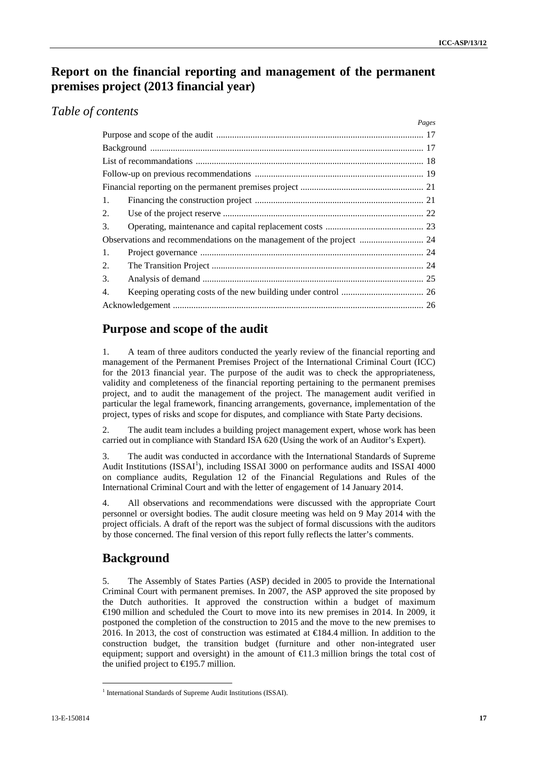# Report on the financial reporting and management of the permanent premises project (2013 financial year)

## *Table of contents*

| | *Pages* |
|---|---|
| Purpose and scope of the audit | 17 |
| Background | 17 |
| List of recommandations | 18 |
| Follow-up on previous recommendations | 19 |
| Financial reporting on the permanent premises project | 21 |
| 1. Financing the construction project | 21 |
| 2. Use of the project reserve | 22 |
| 3. Operating, maintenance and capital replacement costs | 23 |
| Observations and recommendations on the management of the project | 24 |
| 1. Project governance | 24 |
| 2. The Transition Project | 24 |
| 3. Analysis of demand | 25 |
| 4. Keeping operating costs of the new building under control | 26 |
| Acknowledgement | 26 |

# Purpose and scope of the audit

1. A team of three auditors conducted the yearly review of the financial reporting and management of the Permanent Premises Project of the International Criminal Court (ICC) for the 2013 financial year. The purpose of the audit was to check the appropriateness, validity and completeness of the financial reporting pertaining to the permanent premises project, and to audit the management of the project. The management audit verified in particular the legal framework, financing arrangements, governance, implementation of the project, types of risks and scope for disputes, and compliance with State Party decisions.

2. The audit team includes a building project management expert, whose work has been carried out in compliance with Standard ISA 620 (Using the work of an Auditor's Expert).

3. The audit was conducted in accordance with the International Standards of Supreme Audit Institutions (ISSAI[1]), including ISSAI 3000 on performance audits and ISSAI 4000 on compliance audits, Regulation 12 of the Financial Regulations and Rules of the International Criminal Court and with the letter of engagement of 14 January 2014.

4. All observations and recommendations were discussed with the appropriate Court personnel or oversight bodies. The audit closure meeting was held on 9 May 2014 with the project officials. A draft of the report was the subject of formal discussions with the auditors by those concerned. The final version of this report fully reflects the latter's comments.

# Background

5. The Assembly of States Parties (ASP) decided in 2005 to provide the International Criminal Court with permanent premises. In 2007, the ASP approved the site proposed by the Dutch authorities. It approved the construction within a budget of maximum €190 million and scheduled the Court to move into its new premises in 2014. In 2009, it postponed the completion of the construction to 2015 and the move to the new premises to 2016. In 2013, the cost of construction was estimated at €184.4 million. In addition to the construction budget, the transition budget (furniture and other non-integrated user equipment; support and oversight) in the amount of €11.3 million brings the total cost of the unified project to €195.7 million.

[1] International Standards of Supreme Audit Institutions (ISSAI).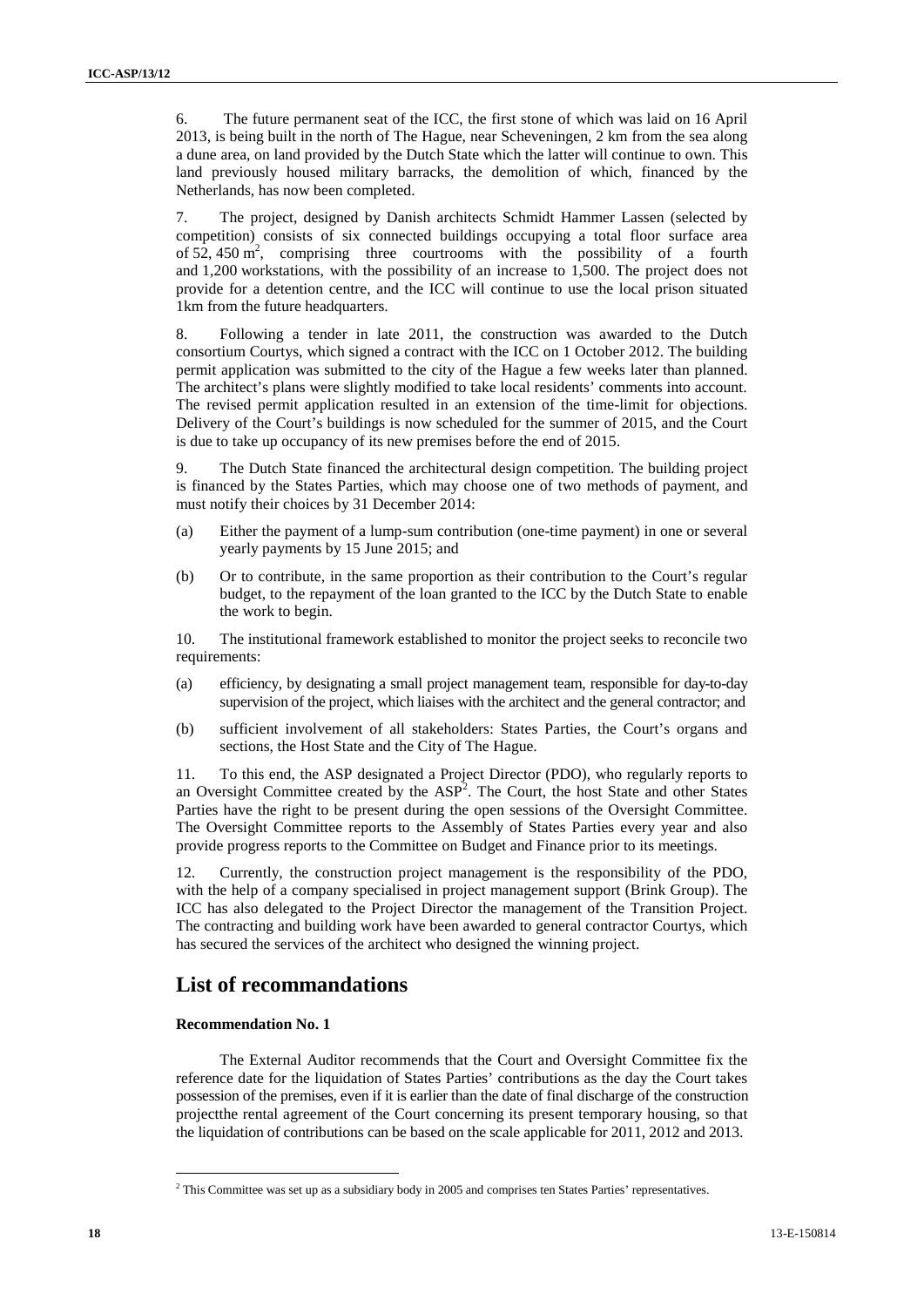6. The future permanent seat of the ICC, the first stone of which was laid on 16 April 2013, is being built in the north of The Hague, near Scheveningen, 2 km from the sea along a dune area, on land provided by the Dutch State which the latter will continue to own. This land previously housed military barracks, the demolition of which, financed by the Netherlands, has now been completed.

7. The project, designed by Danish architects Schmidt Hammer Lassen (selected by competition) consists of six connected buildings occupying a total floor surface area of 52, 450 m$^2$, comprising three courtrooms with the possibility of a fourth and 1,200 workstations, with the possibility of an increase to 1,500. The project does not provide for a detention centre, and the ICC will continue to use the local prison situated 1km from the future headquarters.

8. Following a tender in late 2011, the construction was awarded to the Dutch consortium Courtys, which signed a contract with the ICC on 1 October 2012. The building permit application was submitted to the city of the Hague a few weeks later than planned. The architect's plans were slightly modified to take local residents' comments into account. The revised permit application resulted in an extension of the time-limit for objections. Delivery of the Court's buildings is now scheduled for the summer of 2015, and the Court is due to take up occupancy of its new premises before the end of 2015.

9. The Dutch State financed the architectural design competition. The building project is financed by the States Parties, which may choose one of two methods of payment, and must notify their choices by 31 December 2014:

(a) Either the payment of a lump-sum contribution (one-time payment) in one or several yearly payments by 15 June 2015; and

(b) Or to contribute, in the same proportion as their contribution to the Court's regular budget, to the repayment of the loan granted to the ICC by the Dutch State to enable the work to begin.

10. The institutional framework established to monitor the project seeks to reconcile two requirements:

(a) efficiency, by designating a small project management team, responsible for day-to-day supervision of the project, which liaises with the architect and the general contractor; and

(b) sufficient involvement of all stakeholders: States Parties, the Court's organs and sections, the Host State and the City of The Hague.

11. To this end, the ASP designated a Project Director (PDO), who regularly reports to an Oversight Committee created by the ASP[2]. The Court, the host State and other States Parties have the right to be present during the open sessions of the Oversight Committee. The Oversight Committee reports to the Assembly of States Parties every year and also provide progress reports to the Committee on Budget and Finance prior to its meetings.

12. Currently, the construction project management is the responsibility of the PDO, with the help of a company specialised in project management support (Brink Group). The ICC has also delegated to the Project Director the management of the Transition Project. The contracting and building work have been awarded to general contractor Courtys, which has secured the services of the architect who designed the winning project.

## List of recommandations

**Recommendation No. 1**

The External Auditor recommends that the Court and Oversight Committee fix the reference date for the liquidation of States Parties' contributions as the day the Court takes possession of the premises, even if it is earlier than the date of final discharge of the construction projectthe rental agreement of the Court concerning its present temporary housing, so that the liquidation of contributions can be based on the scale applicable for 2011, 2012 and 2013.

[2] This Committee was set up as a subsidiary body in 2005 and comprises ten States Parties' representatives.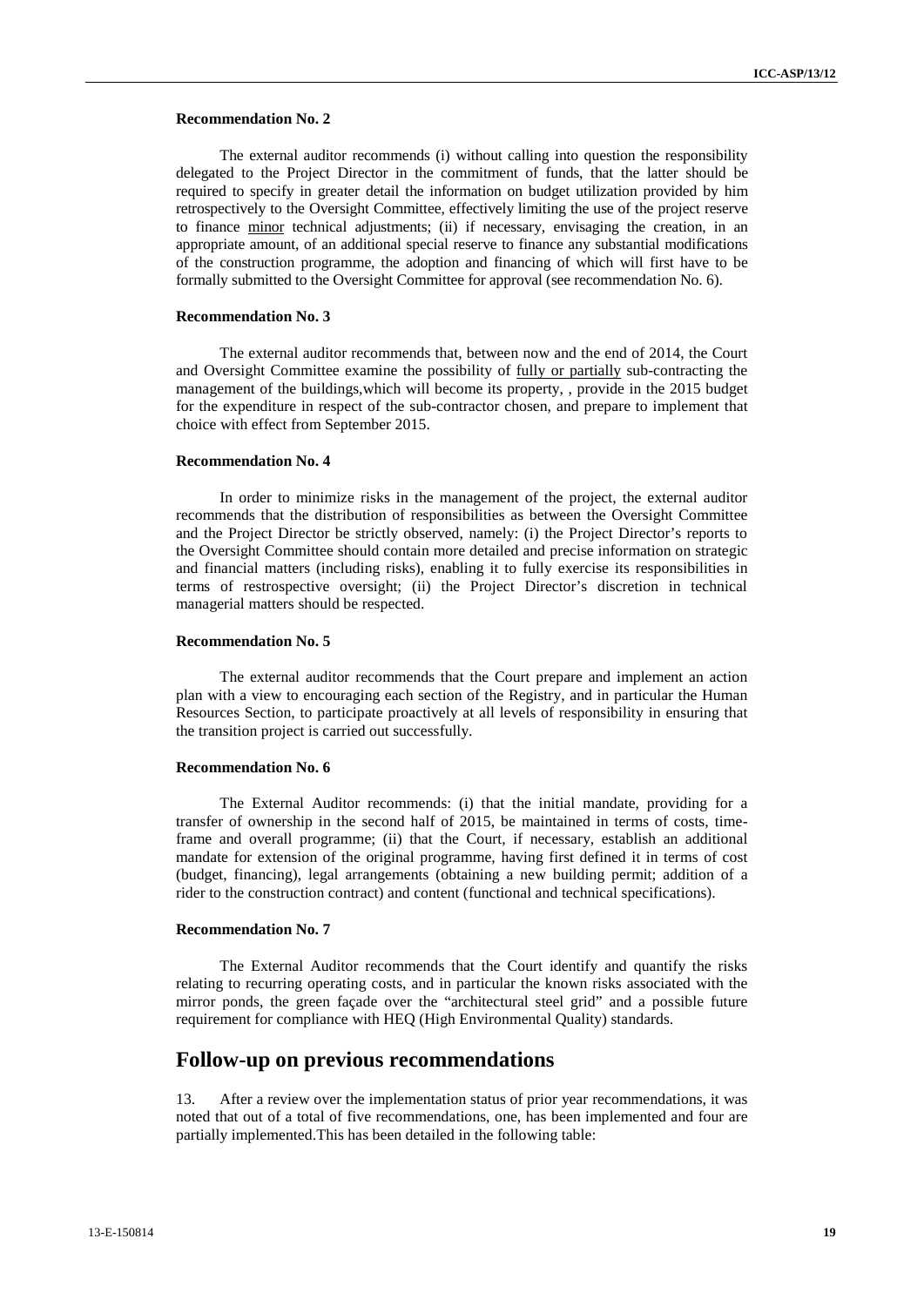#### Recommendation No. 2

The external auditor recommends (i) without calling into question the responsibility delegated to the Project Director in the commitment of funds, that the latter should be required to specify in greater detail the information on budget utilization provided by him retrospectively to the Oversight Committee, effectively limiting the use of the project reserve to finance <u>minor</u> technical adjustments; (ii) if necessary, envisaging the creation, in an appropriate amount, of an additional special reserve to finance any substantial modifications of the construction programme, the adoption and financing of which will first have to be formally submitted to the Oversight Committee for approval (see recommendation No. 6).

#### Recommendation No. 3

The external auditor recommends that, between now and the end of 2014, the Court and Oversight Committee examine the possibility of <u>fully or partially</u> sub-contracting the management of the buildings,which will become its property, , provide in the 2015 budget for the expenditure in respect of the sub-contractor chosen, and prepare to implement that choice with effect from September 2015.

#### Recommendation No. 4

In order to minimize risks in the management of the project, the external auditor recommends that the distribution of responsibilities as between the Oversight Committee and the Project Director be strictly observed, namely: (i) the Project Director's reports to the Oversight Committee should contain more detailed and precise information on strategic and financial matters (including risks), enabling it to fully exercise its responsibilities in terms of restrospective oversight; (ii) the Project Director's discretion in technical managerial matters should be respected.

#### Recommendation No. 5

The external auditor recommends that the Court prepare and implement an action plan with a view to encouraging each section of the Registry, and in particular the Human Resources Section, to participate proactively at all levels of responsibility in ensuring that the transition project is carried out successfully.

#### Recommendation No. 6

The External Auditor recommends: (i) that the initial mandate, providing for a transfer of ownership in the second half of 2015, be maintained in terms of costs, time-frame and overall programme; (ii) that the Court, if necessary, establish an additional mandate for extension of the original programme, having first defined it in terms of cost (budget, financing), legal arrangements (obtaining a new building permit; addition of a rider to the construction contract) and content (functional and technical specifications).

#### Recommendation No. 7

The External Auditor recommends that the Court identify and quantify the risks relating to recurring operating costs, and in particular the known risks associated with the mirror ponds, the green façade over the "architectural steel grid" and a possible future requirement for compliance with HEQ (High Environmental Quality) standards.

## Follow-up on previous recommendations

13. After a review over the implementation status of prior year recommendations, it was noted that out of a total of five recommendations, one, has been implemented and four are partially implemented.This has been detailed in the following table: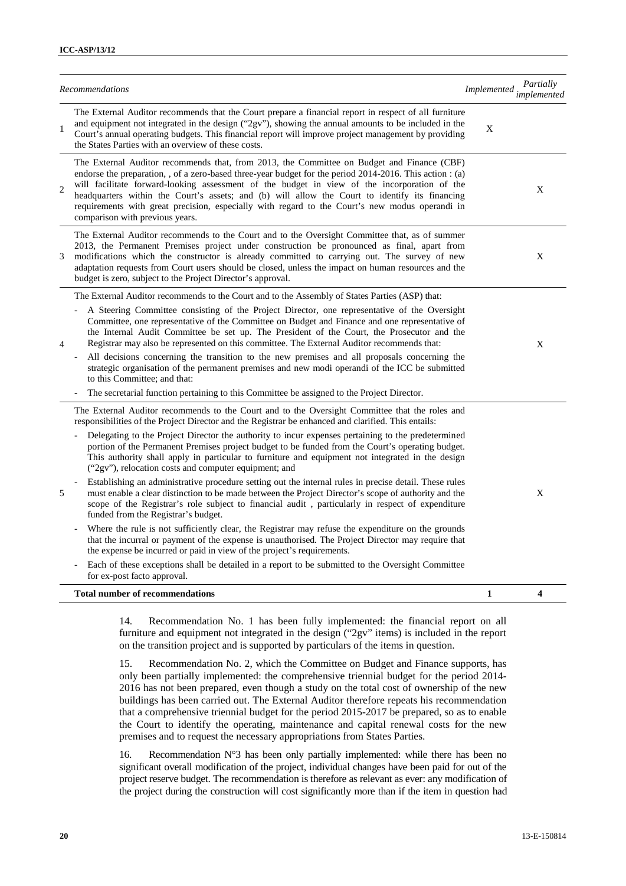| | *Recommendations* | *Implemented* | *Partially implemented* |
|---|---|---|---|
| 1 | The External Auditor recommends that the Court prepare a financial report in respect of all furniture and equipment not integrated in the design ("2gv"), showing the annual amounts to be included in the Court's annual operating budgets. This financial report will improve project management by providing the States Parties with an overview of these costs. | X | |
| 2 | The External Auditor recommends that, from 2013, the Committee on Budget and Finance (CBF) endorse the preparation, , of a zero-based three-year budget for the period 2014-2016. This action : (a) will facilitate forward-looking assessment of the budget in view of the incorporation of the headquarters within the Court's assets; and (b) will allow the Court to identify its financing requirements with great precision, especially with regard to the Court's new modus operandi in comparison with previous years. | | X |
| 3 | The External Auditor recommends to the Court and to the Oversight Committee that, as of summer 2013, the Permanent Premises project under construction be pronounced as final, apart from modifications which the constructor is already committed to carrying out. The survey of new adaptation requests from Court users should be closed, unless the impact on human resources and the budget is zero, subject to the Project Director's approval. | | X |
| 4 | The External Auditor recommends to the Court and to the Assembly of States Parties (ASP) that:<br>- A Steering Committee consisting of the Project Director, one representative of the Oversight Committee, one representative of the Committee on Budget and Finance and one representative of the Internal Audit Committee be set up. The President of the Court, the Prosecutor and the Registrar may also be represented on this committee. The External Auditor recommends that:<br>- All decisions concerning the transition to the new premises and all proposals concerning the strategic organisation of the permanent premises and new modi operandi of the ICC be submitted to this Committee; and that:<br>- The secretarial function pertaining to this Committee be assigned to the Project Director. | | X |
| 5 | The External Auditor recommends to the Court and to the Oversight Committee that the roles and responsibilities of the Project Director and the Registrar be enhanced and clarified. This entails:<br>- Delegating to the Project Director the authority to incur expenses pertaining to the predetermined portion of the Permanent Premises project budget to be funded from the Court's operating budget. This authority shall apply in particular to furniture and equipment not integrated in the design ("2gv"), relocation costs and computer equipment; and<br>- Establishing an administrative procedure setting out the internal rules in precise detail. These rules must enable a clear distinction to be made between the Project Director's scope of authority and the scope of the Registrar's role subject to financial audit , particularly in respect of expenditure funded from the Registrar's budget.<br>- Where the rule is not sufficiently clear, the Registrar may refuse the expenditure on the grounds that the incurral or payment of the expense is unauthorised. The Project Director may require that the expense be incurred or paid in view of the project's requirements.<br>- Each of these exceptions shall be detailed in a report to be submitted to the Oversight Committee for ex-post facto approval. | | X |
| | **Total number of recommendations** | **1** | **4** |

14. Recommendation No. 1 has been fully implemented: the financial report on all furniture and equipment not integrated in the design ("2gv" items) is included in the report on the transition project and is supported by particulars of the items in question.

15. Recommendation No. 2, which the Committee on Budget and Finance supports, has only been partially implemented: the comprehensive triennial budget for the period 2014-2016 has not been prepared, even though a study on the total cost of ownership of the new buildings has been carried out. The External Auditor therefore repeats his recommendation that a comprehensive triennial budget for the period 2015-2017 be prepared, so as to enable the Court to identify the operating, maintenance and capital renewal costs for the new premises and to request the necessary appropriations from States Parties.

16. Recommendation N°3 has been only partially implemented: while there has been no significant overall modification of the project, individual changes have been paid for out of the project reserve budget. The recommendation is therefore as relevant as ever: any modification of the project during the construction will cost significantly more than if the item in question had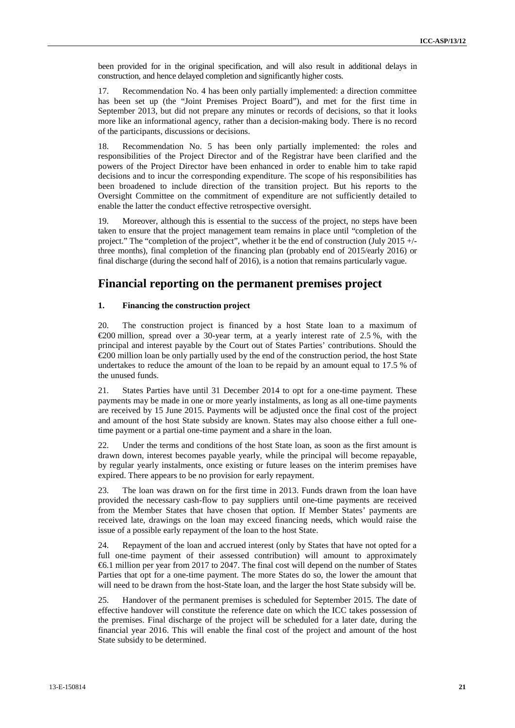been provided for in the original specification, and will also result in additional delays in construction, and hence delayed completion and significantly higher costs.

17. Recommendation No. 4 has been only partially implemented: a direction committee has been set up (the "Joint Premises Project Board"), and met for the first time in September 2013, but did not prepare any minutes or records of decisions, so that it looks more like an informational agency, rather than a decision-making body. There is no record of the participants, discussions or decisions.

18. Recommendation No. 5 has been only partially implemented: the roles and responsibilities of the Project Director and of the Registrar have been clarified and the powers of the Project Director have been enhanced in order to enable him to take rapid decisions and to incur the corresponding expenditure. The scope of his responsibilities has been broadened to include direction of the transition project. But his reports to the Oversight Committee on the commitment of expenditure are not sufficiently detailed to enable the latter the conduct effective retrospective oversight.

19. Moreover, although this is essential to the success of the project, no steps have been taken to ensure that the project management team remains in place until "completion of the project." The "completion of the project", whether it be the end of construction (July 2015 +/- three months), final completion of the financing plan (probably end of 2015/early 2016) or final discharge (during the second half of 2016), is a notion that remains particularly vague.

## Financial reporting on the permanent premises project

### 1. Financing the construction project

20. The construction project is financed by a host State loan to a maximum of €200 million, spread over a 30-year term, at a yearly interest rate of 2.5 %, with the principal and interest payable by the Court out of States Parties' contributions. Should the €200 million loan be only partially used by the end of the construction period, the host State undertakes to reduce the amount of the loan to be repaid by an amount equal to 17.5 % of the unused funds.

21. States Parties have until 31 December 2014 to opt for a one-time payment. These payments may be made in one or more yearly instalments, as long as all one-time payments are received by 15 June 2015. Payments will be adjusted once the final cost of the project and amount of the host State subsidy are known. States may also choose either a full one-time payment or a partial one-time payment and a share in the loan.

22. Under the terms and conditions of the host State loan, as soon as the first amount is drawn down, interest becomes payable yearly, while the principal will become repayable, by regular yearly instalments, once existing or future leases on the interim premises have expired. There appears to be no provision for early repayment.

23. The loan was drawn on for the first time in 2013. Funds drawn from the loan have provided the necessary cash-flow to pay suppliers until one-time payments are received from the Member States that have chosen that option. If Member States' payments are received late, drawings on the loan may exceed financing needs, which would raise the issue of a possible early repayment of the loan to the host State.

24. Repayment of the loan and accrued interest (only by States that have not opted for a full one-time payment of their assessed contribution) will amount to approximately €6.1 million per year from 2017 to 2047. The final cost will depend on the number of States Parties that opt for a one-time payment. The more States do so, the lower the amount that will need to be drawn from the host-State loan, and the larger the host State subsidy will be.

25. Handover of the permanent premises is scheduled for September 2015. The date of effective handover will constitute the reference date on which the ICC takes possession of the premises. Final discharge of the project will be scheduled for a later date, during the financial year 2016. This will enable the final cost of the project and amount of the host State subsidy to be determined.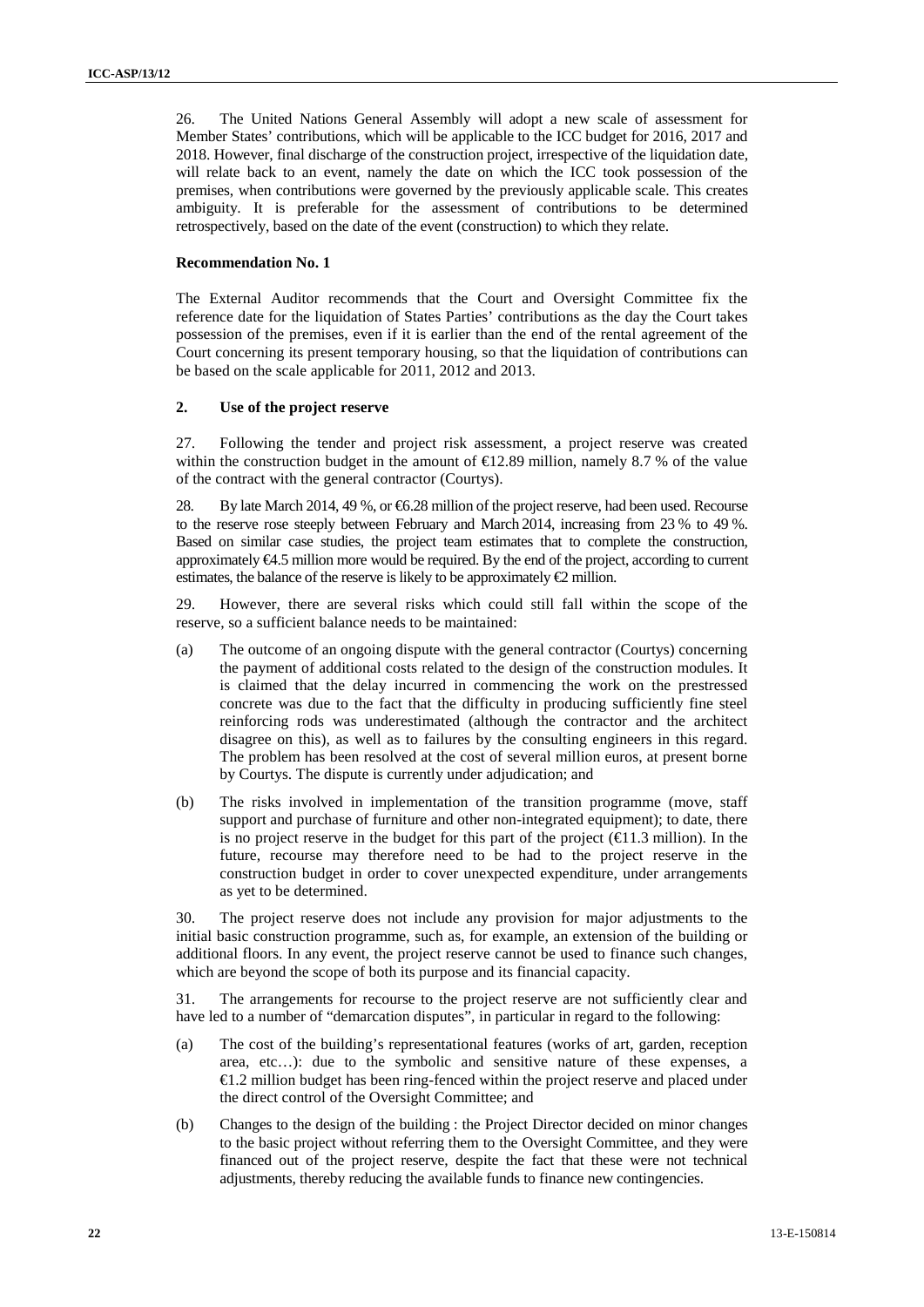26. The United Nations General Assembly will adopt a new scale of assessment for Member States' contributions, which will be applicable to the ICC budget for 2016, 2017 and 2018. However, final discharge of the construction project, irrespective of the liquidation date, will relate back to an event, namely the date on which the ICC took possession of the premises, when contributions were governed by the previously applicable scale. This creates ambiguity. It is preferable for the assessment of contributions to be determined retrospectively, based on the date of the event (construction) to which they relate.

**Recommendation No. 1**

The External Auditor recommends that the Court and Oversight Committee fix the reference date for the liquidation of States Parties' contributions as the day the Court takes possession of the premises, even if it is earlier than the end of the rental agreement of the Court concerning its present temporary housing, so that the liquidation of contributions can be based on the scale applicable for 2011, 2012 and 2013.

### 2. Use of the project reserve

27. Following the tender and project risk assessment, a project reserve was created within the construction budget in the amount of €12.89 million, namely 8.7 % of the value of the contract with the general contractor (Courtys).

28. By late March 2014, 49 %, or €6.28 million of the project reserve, had been used. Recourse to the reserve rose steeply between February and March 2014, increasing from 23 % to 49 %. Based on similar case studies, the project team estimates that to complete the construction, approximately €4.5 million more would be required. By the end of the project, according to current estimates, the balance of the reserve is likely to be approximately €2 million.

29. However, there are several risks which could still fall within the scope of the reserve, so a sufficient balance needs to be maintained:

(a) The outcome of an ongoing dispute with the general contractor (Courtys) concerning the payment of additional costs related to the design of the construction modules. It is claimed that the delay incurred in commencing the work on the prestressed concrete was due to the fact that the difficulty in producing sufficiently fine steel reinforcing rods was underestimated (although the contractor and the architect disagree on this), as well as to failures by the consulting engineers in this regard. The problem has been resolved at the cost of several million euros, at present borne by Courtys. The dispute is currently under adjudication; and

(b) The risks involved in implementation of the transition programme (move, staff support and purchase of furniture and other non-integrated equipment); to date, there is no project reserve in the budget for this part of the project (€11.3 million). In the future, recourse may therefore need to be had to the project reserve in the construction budget in order to cover unexpected expenditure, under arrangements as yet to be determined.

30. The project reserve does not include any provision for major adjustments to the initial basic construction programme, such as, for example, an extension of the building or additional floors. In any event, the project reserve cannot be used to finance such changes, which are beyond the scope of both its purpose and its financial capacity.

31. The arrangements for recourse to the project reserve are not sufficiently clear and have led to a number of "demarcation disputes", in particular in regard to the following:

(a) The cost of the building's representational features (works of art, garden, reception area, etc…): due to the symbolic and sensitive nature of these expenses, a €1.2 million budget has been ring-fenced within the project reserve and placed under the direct control of the Oversight Committee; and

(b) Changes to the design of the building : the Project Director decided on minor changes to the basic project without referring them to the Oversight Committee, and they were financed out of the project reserve, despite the fact that these were not technical adjustments, thereby reducing the available funds to finance new contingencies.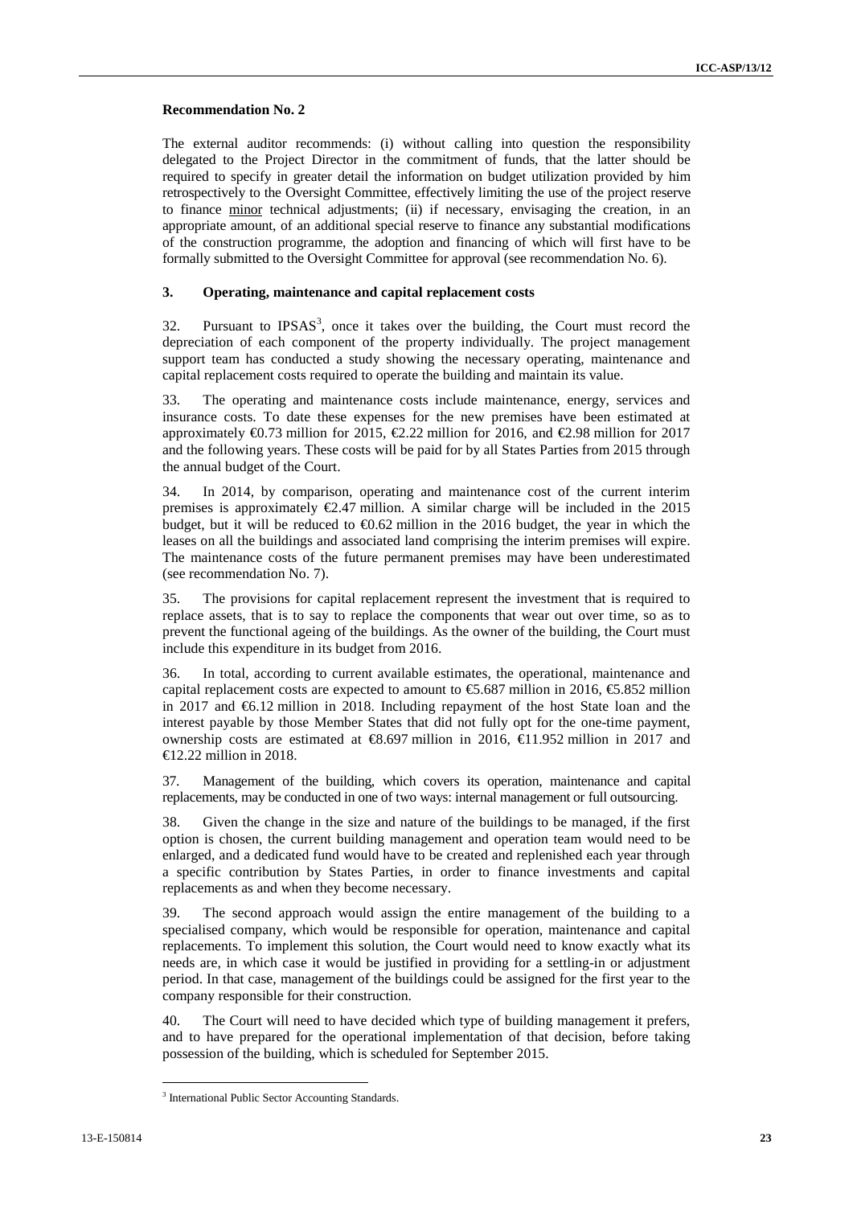**Recommendation No. 2**

The external auditor recommends: (i) without calling into question the responsibility delegated to the Project Director in the commitment of funds, that the latter should be required to specify in greater detail the information on budget utilization provided by him retrospectively to the Oversight Committee, effectively limiting the use of the project reserve to finance minor technical adjustments; (ii) if necessary, envisaging the creation, in an appropriate amount, of an additional special reserve to finance any substantial modifications of the construction programme, the adoption and financing of which will first have to be formally submitted to the Oversight Committee for approval (see recommendation No. 6).

### 3. Operating, maintenance and capital replacement costs

32. Pursuant to IPSAS[3], once it takes over the building, the Court must record the depreciation of each component of the property individually. The project management support team has conducted a study showing the necessary operating, maintenance and capital replacement costs required to operate the building and maintain its value.

33. The operating and maintenance costs include maintenance, energy, services and insurance costs. To date these expenses for the new premises have been estimated at approximately €0.73 million for 2015, €2.22 million for 2016, and €2.98 million for 2017 and the following years. These costs will be paid for by all States Parties from 2015 through the annual budget of the Court.

34. In 2014, by comparison, operating and maintenance cost of the current interim premises is approximately €2.47 million. A similar charge will be included in the 2015 budget, but it will be reduced to €0.62 million in the 2016 budget, the year in which the leases on all the buildings and associated land comprising the interim premises will expire. The maintenance costs of the future permanent premises may have been underestimated (see recommendation No. 7).

35. The provisions for capital replacement represent the investment that is required to replace assets, that is to say to replace the components that wear out over time, so as to prevent the functional ageing of the buildings. As the owner of the building, the Court must include this expenditure in its budget from 2016.

36. In total, according to current available estimates, the operational, maintenance and capital replacement costs are expected to amount to €5.687 million in 2016, €5.852 million in 2017 and €6.12 million in 2018. Including repayment of the host State loan and the interest payable by those Member States that did not fully opt for the one-time payment, ownership costs are estimated at €8.697 million in 2016, €11.952 million in 2017 and €12.22 million in 2018.

37. Management of the building, which covers its operation, maintenance and capital replacements, may be conducted in one of two ways: internal management or full outsourcing.

38. Given the change in the size and nature of the buildings to be managed, if the first option is chosen, the current building management and operation team would need to be enlarged, and a dedicated fund would have to be created and replenished each year through a specific contribution by States Parties, in order to finance investments and capital replacements as and when they become necessary.

39. The second approach would assign the entire management of the building to a specialised company, which would be responsible for operation, maintenance and capital replacements. To implement this solution, the Court would need to know exactly what its needs are, in which case it would be justified in providing for a settling-in or adjustment period. In that case, management of the buildings could be assigned for the first year to the company responsible for their construction.

40. The Court will need to have decided which type of building management it prefers, and to have prepared for the operational implementation of that decision, before taking possession of the building, which is scheduled for September 2015.

---

[3] International Public Sector Accounting Standards.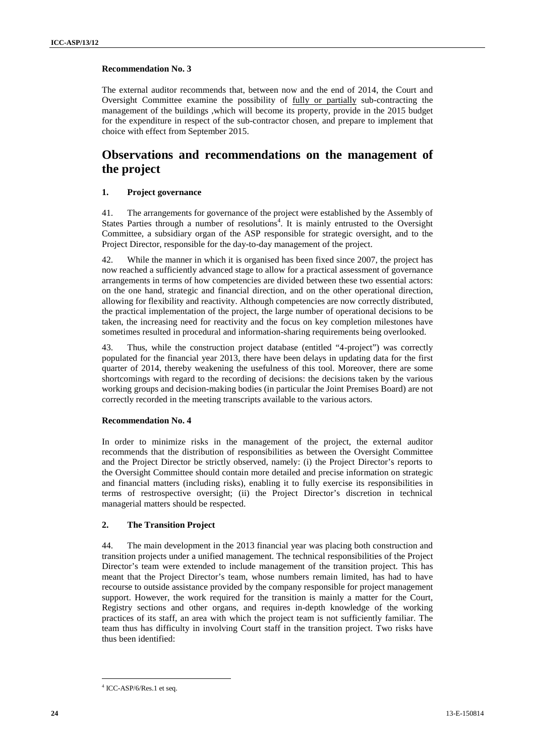**Recommendation No. 3**

The external auditor recommends that, between now and the end of 2014, the Court and Oversight Committee examine the possibility of fully or partially sub-contracting the management of the buildings ,which will become its property, provide in the 2015 budget for the expenditure in respect of the sub-contractor chosen, and prepare to implement that choice with effect from September 2015.

# Observations and recommendations on the management of the project

### 1. Project governance

41. The arrangements for governance of the project were established by the Assembly of States Parties through a number of resolutions[4]. It is mainly entrusted to the Oversight Committee, a subsidiary organ of the ASP responsible for strategic oversight, and to the Project Director, responsible for the day-to-day management of the project.

42. While the manner in which it is organised has been fixed since 2007, the project has now reached a sufficiently advanced stage to allow for a practical assessment of governance arrangements in terms of how competencies are divided between these two essential actors: on the one hand, strategic and financial direction, and on the other operational direction, allowing for flexibility and reactivity. Although competencies are now correctly distributed, the practical implementation of the project, the large number of operational decisions to be taken, the increasing need for reactivity and the focus on key completion milestones have sometimes resulted in procedural and information-sharing requirements being overlooked.

43. Thus, while the construction project database (entitled "4-project") was correctly populated for the financial year 2013, there have been delays in updating data for the first quarter of 2014, thereby weakening the usefulness of this tool. Moreover, there are some shortcomings with regard to the recording of decisions: the decisions taken by the various working groups and decision-making bodies (in particular the Joint Premises Board) are not correctly recorded in the meeting transcripts available to the various actors.

**Recommendation No. 4**

In order to minimize risks in the management of the project, the external auditor recommends that the distribution of responsibilities as between the Oversight Committee and the Project Director be strictly observed, namely: (i) the Project Director's reports to the Oversight Committee should contain more detailed and precise information on strategic and financial matters (including risks), enabling it to fully exercise its responsibilities in terms of restrospective oversight; (ii) the Project Director's discretion in technical managerial matters should be respected.

### 2. The Transition Project

44. The main development in the 2013 financial year was placing both construction and transition projects under a unified management. The technical responsibilities of the Project Director's team were extended to include management of the transition project. This has meant that the Project Director's team, whose numbers remain limited, has had to have recourse to outside assistance provided by the company responsible for project management support. However, the work required for the transition is mainly a matter for the Court, Registry sections and other organs, and requires in-depth knowledge of the working practices of its staff, an area with which the project team is not sufficiently familiar. The team thus has difficulty in involving Court staff in the transition project. Two risks have thus been identified:

---

[4] ICC-ASP/6/Res.1 et seq.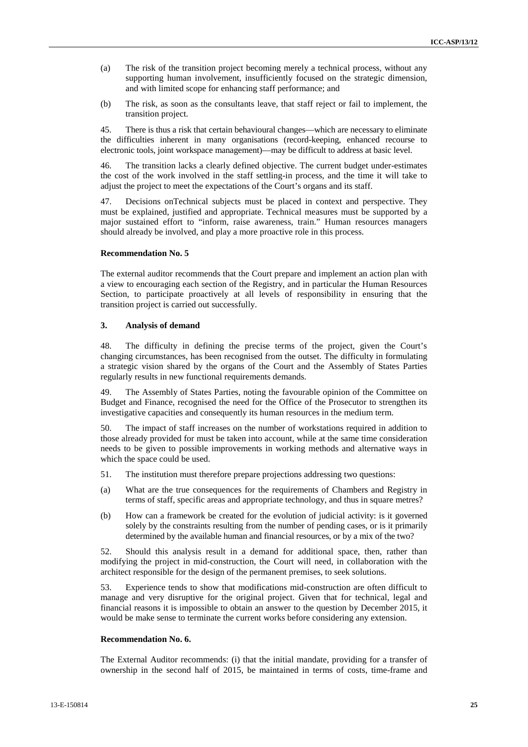(a) The risk of the transition project becoming merely a technical process, without any supporting human involvement, insufficiently focused on the strategic dimension, and with limited scope for enhancing staff performance; and

(b) The risk, as soon as the consultants leave, that staff reject or fail to implement, the transition project.

45. There is thus a risk that certain behavioural changes—which are necessary to eliminate the difficulties inherent in many organisations (record-keeping, enhanced recourse to electronic tools, joint workspace management)—may be difficult to address at basic level.

46. The transition lacks a clearly defined objective. The current budget under-estimates the cost of the work involved in the staff settling-in process, and the time it will take to adjust the project to meet the expectations of the Court's organs and its staff.

47. Decisions onTechnical subjects must be placed in context and perspective. They must be explained, justified and appropriate. Technical measures must be supported by a major sustained effort to "inform, raise awareness, train." Human resources managers should already be involved, and play a more proactive role in this process.

**Recommendation No. 5**

The external auditor recommends that the Court prepare and implement an action plan with a view to encouraging each section of the Registry, and in particular the Human Resources Section, to participate proactively at all levels of responsibility in ensuring that the transition project is carried out successfully.

### 3. Analysis of demand

48. The difficulty in defining the precise terms of the project, given the Court's changing circumstances, has been recognised from the outset. The difficulty in formulating a strategic vision shared by the organs of the Court and the Assembly of States Parties regularly results in new functional requirements demands.

49. The Assembly of States Parties, noting the favourable opinion of the Committee on Budget and Finance, recognised the need for the Office of the Prosecutor to strengthen its investigative capacities and consequently its human resources in the medium term.

50. The impact of staff increases on the number of workstations required in addition to those already provided for must be taken into account, while at the same time consideration needs to be given to possible improvements in working methods and alternative ways in which the space could be used.

51. The institution must therefore prepare projections addressing two questions:

(a) What are the true consequences for the requirements of Chambers and Registry in terms of staff, specific areas and appropriate technology, and thus in square metres?

(b) How can a framework be created for the evolution of judicial activity: is it governed solely by the constraints resulting from the number of pending cases, or is it primarily determined by the available human and financial resources, or by a mix of the two?

52. Should this analysis result in a demand for additional space, then, rather than modifying the project in mid-construction, the Court will need, in collaboration with the architect responsible for the design of the permanent premises, to seek solutions.

53. Experience tends to show that modifications mid-construction are often difficult to manage and very disruptive for the original project. Given that for technical, legal and financial reasons it is impossible to obtain an answer to the question by December 2015, it would be make sense to terminate the current works before considering any extension.

**Recommendation No. 6.**

The External Auditor recommends: (i) that the initial mandate, providing for a transfer of ownership in the second half of 2015, be maintained in terms of costs, time-frame and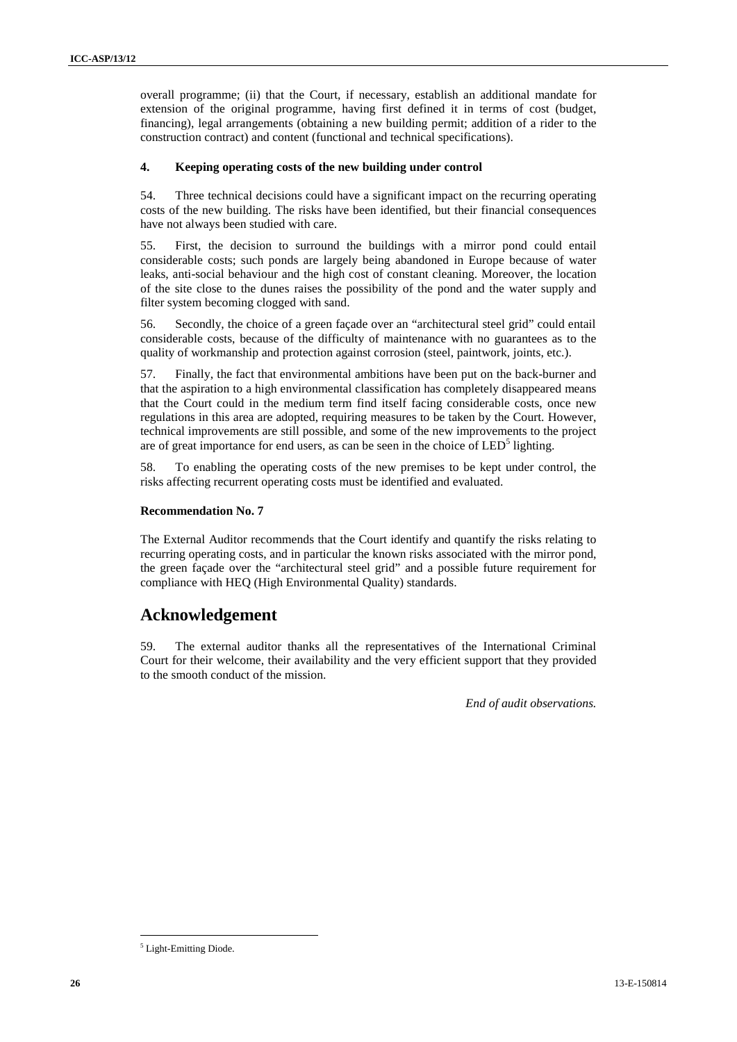overall programme; (ii) that the Court, if necessary, establish an additional mandate for extension of the original programme, having first defined it in terms of cost (budget, financing), legal arrangements (obtaining a new building permit; addition of a rider to the construction contract) and content (functional and technical specifications).

### 4. Keeping operating costs of the new building under control

54. Three technical decisions could have a significant impact on the recurring operating costs of the new building. The risks have been identified, but their financial consequences have not always been studied with care.

55. First, the decision to surround the buildings with a mirror pond could entail considerable costs; such ponds are largely being abandoned in Europe because of water leaks, anti-social behaviour and the high cost of constant cleaning. Moreover, the location of the site close to the dunes raises the possibility of the pond and the water supply and filter system becoming clogged with sand.

56. Secondly, the choice of a green façade over an "architectural steel grid" could entail considerable costs, because of the difficulty of maintenance with no guarantees as to the quality of workmanship and protection against corrosion (steel, paintwork, joints, etc.).

57. Finally, the fact that environmental ambitions have been put on the back-burner and that the aspiration to a high environmental classification has completely disappeared means that the Court could in the medium term find itself facing considerable costs, once new regulations in this area are adopted, requiring measures to be taken by the Court. However, technical improvements are still possible, and some of the new improvements to the project are of great importance for end users, as can be seen in the choice of LED[5] lighting.

58. To enabling the operating costs of the new premises to be kept under control, the risks affecting recurrent operating costs must be identified and evaluated.

**Recommendation No. 7**

The External Auditor recommends that the Court identify and quantify the risks relating to recurring operating costs, and in particular the known risks associated with the mirror pond, the green façade over the "architectural steel grid" and a possible future requirement for compliance with HEQ (High Environmental Quality) standards.

## Acknowledgement

59. The external auditor thanks all the representatives of the International Criminal Court for their welcome, their availability and the very efficient support that they provided to the smooth conduct of the mission.

*End of audit observations.*

[5] Light-Emitting Diode.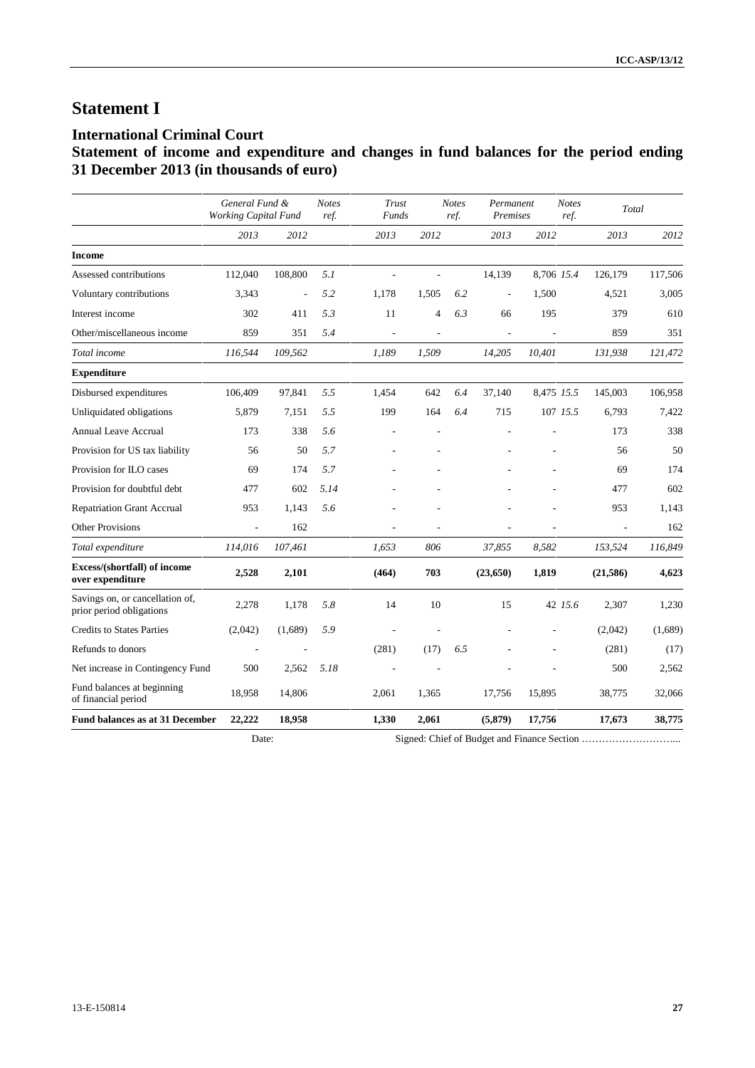# Statement I

## International Criminal Court

## Statement of income and expenditure and changes in fund balances for the period ending 31 December 2013 (in thousands of euro)

| | *General Fund & Working Capital Fund* | | *Notes ref.* | *Trust Funds* | | *Notes ref.* | *Permanent Premises* | | *Notes ref.* | *Total* | |
|---|---|---|---|---|---|---|---|---|---|---|---|
| | *2013* | *2012* | | *2013* | *2012* | | *2013* | *2012* | | *2013* | *2012* |
| **Income** | | | | | | | | | | | |
| Assessed contributions | 112,040 | 108,800 | *5.1* | - | - | | 14,139 | 8,706 | *15.4* | 126,179 | 117,506 |
| Voluntary contributions | 3,343 | - | *5.2* | 1,178 | 1,505 | *6.2* | - | 1,500 | | 4,521 | 3,005 |
| Interest income | 302 | 411 | *5.3* | 11 | 4 | *6.3* | 66 | 195 | | 379 | 610 |
| Other/miscellaneous income | 859 | 351 | *5.4* | - | - | | - | - | | 859 | 351 |
| *Total income* | *116,544* | *109,562* | | *1,189* | *1,509* | | *14,205* | *10,401* | | *131,938* | *121,472* |
| **Expenditure** | | | | | | | | | | | |
| Disbursed expenditures | 106,409 | 97,841 | *5.5* | 1,454 | 642 | *6.4* | 37,140 | 8,475 | *15.5* | 145,003 | 106,958 |
| Unliquidated obligations | 5,879 | 7,151 | *5.5* | 199 | 164 | *6.4* | 715 | 107 | *15.5* | 6,793 | 7,422 |
| Annual Leave Accrual | 173 | 338 | *5.6* | - | - | | - | - | | 173 | 338 |
| Provision for US tax liability | 56 | 50 | *5.7* | - | - | | - | - | | 56 | 50 |
| Provision for ILO cases | 69 | 174 | *5.7* | - | - | | - | - | | 69 | 174 |
| Provision for doubtful debt | 477 | 602 | *5.14* | - | - | | - | - | | 477 | 602 |
| Repatriation Grant Accrual | 953 | 1,143 | *5.6* | - | - | | - | - | | 953 | 1,143 |
| Other Provisions | - | 162 | | - | - | | - | - | | - | 162 |
| *Total expenditure* | *114,016* | *107,461* | | *1,653* | *806* | | *37,855* | *8,582* | | *153,524* | *116,849* |
| **Excess/(shortfall) of income over expenditure** | **2,528** | **2,101** | | **(464)** | **703** | | **(23,650)** | **1,819** | | **(21,586)** | **4,623** |
| Savings on, or cancellation of, prior period obligations | 2,278 | 1,178 | *5.8* | 14 | 10 | | 15 | 42 | *15.6* | 2,307 | 1,230 |
| Credits to States Parties | (2,042) | (1,689) | *5.9* | - | - | | - | - | | (2,042) | (1,689) |
| Refunds to donors | - | - | | (281) | (17) | *6.5* | - | - | | (281) | (17) |
| Net increase in Contingency Fund | 500 | 2,562 | *5.18* | - | - | | - | - | | 500 | 2,562 |
| Fund balances at beginning of financial period | 18,958 | 14,806 | | 2,061 | 1,365 | | 17,756 | 15,895 | | 38,775 | 32,066 |
| **Fund balances as at 31 December** | **22,222** | **18,958** | | **1,330** | **2,061** | | **(5,879)** | **17,756** | | **17,673** | **38,775** |

Date: Signed: Chief of Budget and Finance Section ………………………...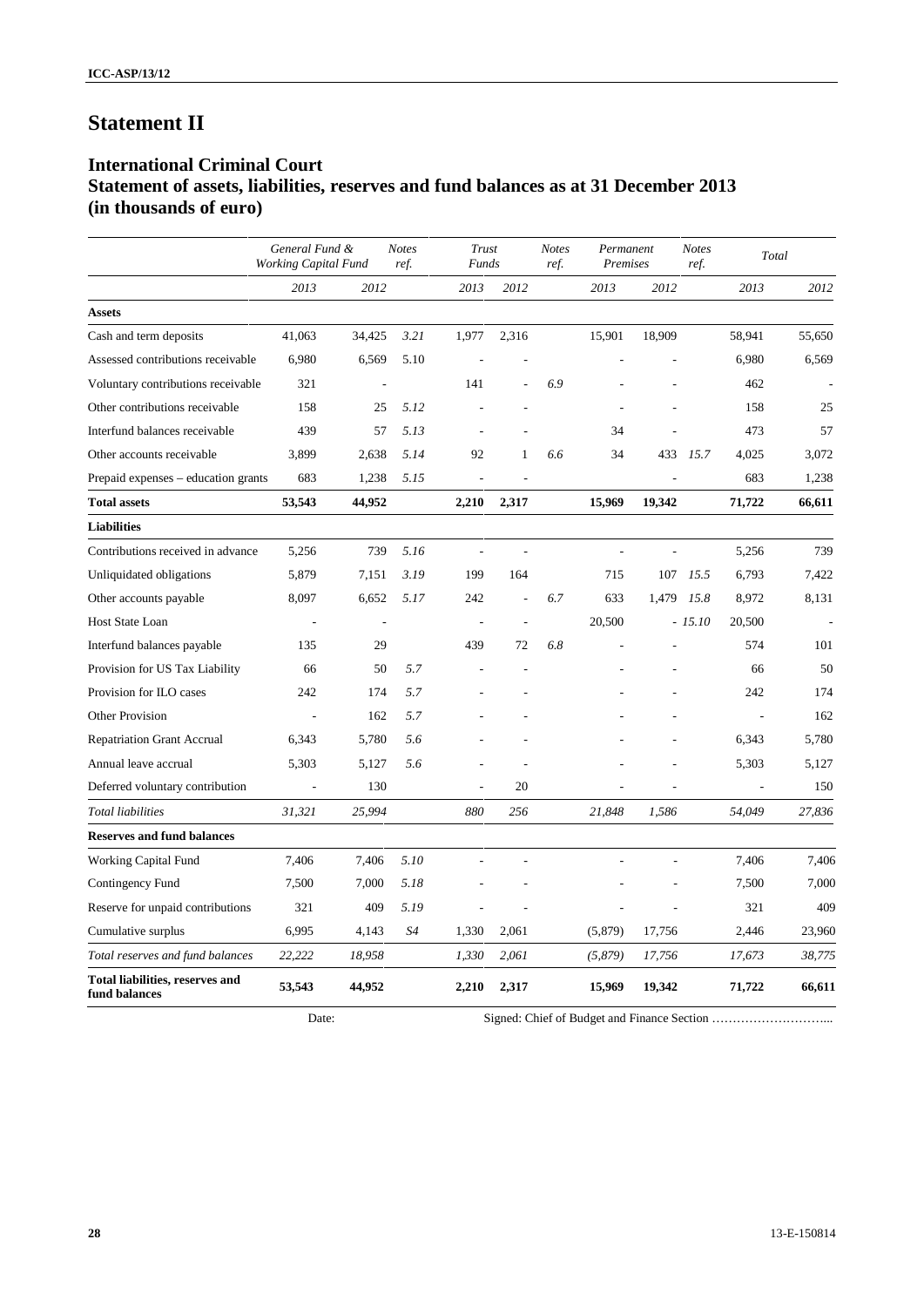# Statement II

## International Criminal Court
## Statement of assets, liabilities, reserves and fund balances as at 31 December 2013 (in thousands of euro)

| | *General Fund & Working Capital Fund* | | *Notes ref.* | *Trust Funds* | | *Notes ref.* | *Permanent Premises* | | *Notes ref.* | *Total* | |
|---|---|---|---|---|---|---|---|---|---|---|---|
| | *2013* | *2012* | | *2013* | *2012* | | *2013* | *2012* | | *2013* | *2012* |
| **Assets** | | | | | | | | | | | |
| Cash and term deposits | 41,063 | 34,425 | *3.21* | 1,977 | 2,316 | | 15,901 | 18,909 | | 58,941 | 55,650 |
| Assessed contributions receivable | 6,980 | 6,569 | 5.10 | - | - | | - | - | | 6,980 | 6,569 |
| Voluntary contributions receivable | 321 | - | | 141 | - | *6.9* | - | - | | 462 | - |
| Other contributions receivable | 158 | 25 | *5.12* | - | - | | - | - | | 158 | 25 |
| Interfund balances receivable | 439 | 57 | *5.13* | - | - | | 34 | - | | 473 | 57 |
| Other accounts receivable | 3,899 | 2,638 | *5.14* | 92 | 1 | *6.6* | 34 | 433 | *15.7* | 4,025 | 3,072 |
| Prepaid expenses – education grants | 683 | 1,238 | *5.15* | - | - | | | - | | 683 | 1,238 |
| **Total assets** | **53,543** | **44,952** | | **2,210** | **2,317** | | **15,969** | **19,342** | | **71,722** | **66,611** |
| **Liabilities** | | | | | | | | | | | |
| Contributions received in advance | 5,256 | 739 | *5.16* | - | - | | - | - | | 5,256 | 739 |
| Unliquidated obligations | 5,879 | 7,151 | *3.19* | 199 | 164 | | 715 | 107 | *15.5* | 6,793 | 7,422 |
| Other accounts payable | 8,097 | 6,652 | *5.17* | 242 | - | *6.7* | 633 | 1,479 | *15.8* | 8,972 | 8,131 |
| Host State Loan | - | - | | - | - | | 20,500 | - | *15.10* | 20,500 | - |
| Interfund balances payable | 135 | 29 | | 439 | 72 | *6.8* | - | - | | 574 | 101 |
| Provision for US Tax Liability | 66 | 50 | *5.7* | - | - | | - | - | | 66 | 50 |
| Provision for ILO cases | 242 | 174 | *5.7* | - | - | | - | - | | 242 | 174 |
| Other Provision | - | 162 | *5.7* | - | - | | - | - | | - | 162 |
| Repatriation Grant Accrual | 6,343 | 5,780 | *5.6* | - | - | | - | - | | 6,343 | 5,780 |
| Annual leave accrual | 5,303 | 5,127 | *5.6* | - | - | | - | - | | 5,303 | 5,127 |
| Deferred voluntary contribution | - | 130 | | - | 20 | | - | - | | - | 150 |
| *Total liabilities* | *31,321* | *25,994* | | *880* | *256* | | *21,848* | *1,586* | | *54,049* | *27,836* |
| **Reserves and fund balances** | | | | | | | | | | | |
| Working Capital Fund | 7,406 | 7,406 | *5.10* | - | - | | - | - | | 7,406 | 7,406 |
| Contingency Fund | 7,500 | 7,000 | *5.18* | - | - | | - | - | | 7,500 | 7,000 |
| Reserve for unpaid contributions | 321 | 409 | *5.19* | - | - | | - | - | | 321 | 409 |
| Cumulative surplus | 6,995 | 4,143 | *S4* | 1,330 | 2,061 | | (5,879) | 17,756 | | 2,446 | 23,960 |
| *Total reserves and fund balances* | *22,222* | *18,958* | | *1,330* | *2,061* | | *(5,879)* | *17,756* | | *17,673* | *38,775* |
| **Total liabilities, reserves and fund balances** | **53,543** | **44,952** | | **2,210** | **2,317** | | **15,969** | **19,342** | | **71,722** | **66,611** |

Date: Signed: Chief of Budget and Finance Section ………………………...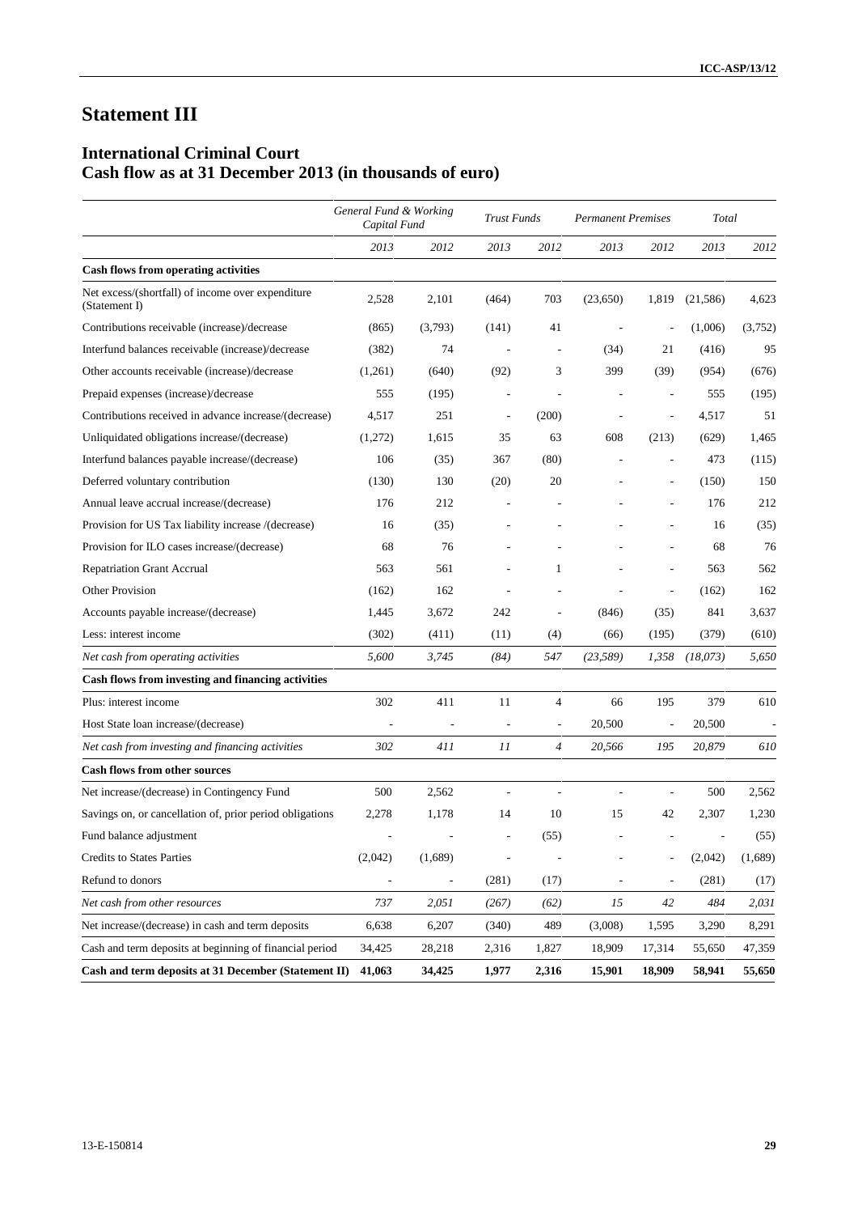# Statement III

## International Criminal Court
## Cash flow as at 31 December 2013 (in thousands of euro)

| | *General Fund & Working Capital Fund* | | *Trust Funds* | | *Permanent Premises* | | *Total* | |
|---|---|---|---|---|---|---|---|---|
| | *2013* | *2012* | *2013* | *2012* | *2013* | *2012* | *2013* | *2012* |
| **Cash flows from operating activities** | | | | | | | | |
| Net excess/(shortfall) of income over expenditure (Statement I) | 2,528 | 2,101 | (464) | 703 | (23,650) | 1,819 | (21,586) | 4,623 |
| Contributions receivable (increase)/decrease | (865) | (3,793) | (141) | 41 | - | - | (1,006) | (3,752) |
| Interfund balances receivable (increase)/decrease | (382) | 74 | - | - | (34) | 21 | (416) | 95 |
| Other accounts receivable (increase)/decrease | (1,261) | (640) | (92) | 3 | 399 | (39) | (954) | (676) |
| Prepaid expenses (increase)/decrease | 555 | (195) | - | - | - | - | 555 | (195) |
| Contributions received in advance increase/(decrease) | 4,517 | 251 | - | (200) | - | - | 4,517 | 51 |
| Unliquidated obligations increase/(decrease) | (1,272) | 1,615 | 35 | 63 | 608 | (213) | (629) | 1,465 |
| Interfund balances payable increase/(decrease) | 106 | (35) | 367 | (80) | - | - | 473 | (115) |
| Deferred voluntary contribution | (130) | 130 | (20) | 20 | - | - | (150) | 150 |
| Annual leave accrual increase/(decrease) | 176 | 212 | - | - | - | - | 176 | 212 |
| Provision for US Tax liability increase /(decrease) | 16 | (35) | - | - | - | - | 16 | (35) |
| Provision for ILO cases increase/(decrease) | 68 | 76 | - | - | - | - | 68 | 76 |
| Repatriation Grant Accrual | 563 | 561 | - | 1 | - | - | 563 | 562 |
| Other Provision | (162) | 162 | - | - | - | - | (162) | 162 |
| Accounts payable increase/(decrease) | 1,445 | 3,672 | 242 | - | (846) | (35) | 841 | 3,637 |
| Less: interest income | (302) | (411) | (11) | (4) | (66) | (195) | (379) | (610) |
| *Net cash from operating activities* | *5,600* | *3,745* | *(84)* | *547* | *(23,589)* | *1,358* | *(18,073)* | *5,650* |
| **Cash flows from investing and financing activities** | | | | | | | | |
| Plus: interest income | 302 | 411 | 11 | 4 | 66 | 195 | 379 | 610 |
| Host State loan increase/(decrease) | - | - | - | - | 20,500 | - | 20,500 | - |
| *Net cash from investing and financing activities* | *302* | *411* | *11* | *4* | *20,566* | *195* | *20,879* | *610* |
| **Cash flows from other sources** | | | | | | | | |
| Net increase/(decrease) in Contingency Fund | 500 | 2,562 | - | - | - | - | 500 | 2,562 |
| Savings on, or cancellation of, prior period obligations | 2,278 | 1,178 | 14 | 10 | 15 | 42 | 2,307 | 1,230 |
| Fund balance adjustment | - | - | - | (55) | - | - | - | (55) |
| Credits to States Parties | (2,042) | (1,689) | - | - | - | - | (2,042) | (1,689) |
| Refund to donors | - | - | (281) | (17) | - | - | (281) | (17) |
| *Net cash from other resources* | *737* | *2,051* | *(267)* | *(62)* | *15* | *42* | *484* | *2,031* |
| Net increase/(decrease) in cash and term deposits | 6,638 | 6,207 | (340) | 489 | (3,008) | 1,595 | 3,290 | 8,291 |
| Cash and term deposits at beginning of financial period | 34,425 | 28,218 | 2,316 | 1,827 | 18,909 | 17,314 | 55,650 | 47,359 |
| **Cash and term deposits at 31 December (Statement II)** | **41,063** | **34,425** | **1,977** | **2,316** | **15,901** | **18,909** | **58,941** | **55,650** |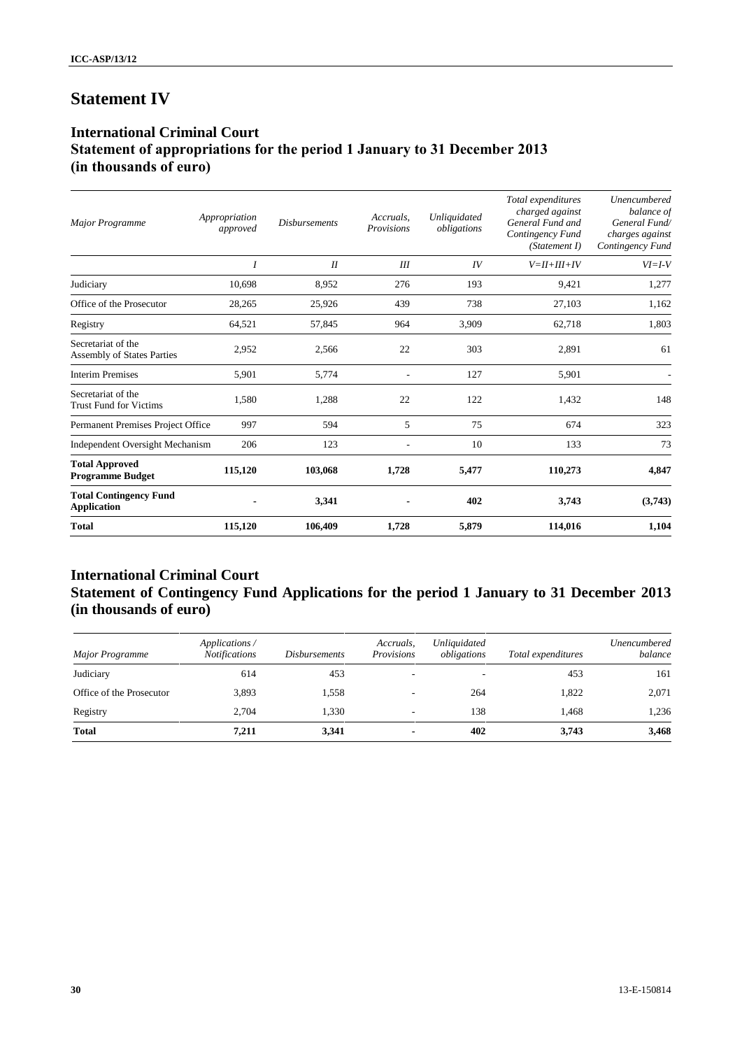# Statement IV

## International Criminal Court
## Statement of appropriations for the period 1 January to 31 December 2013 (in thousands of euro)

| *Major Programme* | *Appropriation approved* | *Disbursements* | *Accruals, Provisions* | *Unliquidated obligations* | *Total expenditures charged against General Fund and Contingency Fund (Statement I)* | *Unencumbered balance of General Fund/ charges against Contingency Fund* |
|---|---|---|---|---|---|---|
| | *I* | *II* | *III* | *IV* | *V=II+III+IV* | *VI=I-V* |
| Judiciary | 10,698 | 8,952 | 276 | 193 | 9,421 | 1,277 |
| Office of the Prosecutor | 28,265 | 25,926 | 439 | 738 | 27,103 | 1,162 |
| Registry | 64,521 | 57,845 | 964 | 3,909 | 62,718 | 1,803 |
| Secretariat of the Assembly of States Parties | 2,952 | 2,566 | 22 | 303 | 2,891 | 61 |
| Interim Premises | 5,901 | 5,774 | - | 127 | 5,901 | - |
| Secretariat of the Trust Fund for Victims | 1,580 | 1,288 | 22 | 122 | 1,432 | 148 |
| Permanent Premises Project Office | 997 | 594 | 5 | 75 | 674 | 323 |
| Independent Oversight Mechanism | 206 | 123 | - | 10 | 133 | 73 |
| **Total Approved Programme Budget** | **115,120** | **103,068** | **1,728** | **5,477** | **110,273** | **4,847** |
| **Total Contingency Fund Application** | **-** | **3,341** | **-** | **402** | **3,743** | **(3,743)** |
| **Total** | **115,120** | **106,409** | **1,728** | **5,879** | **114,016** | **1,104** |

## International Criminal Court
## Statement of Contingency Fund Applications for the period 1 January to 31 December 2013 (in thousands of euro)

| *Major Programme* | *Applications / Notifications* | *Disbursements* | *Accruals, Provisions* | *Unliquidated obligations* | *Total expenditures* | *Unencumbered balance* |
|---|---|---|---|---|---|---|
| Judiciary | 614 | 453 | - | - | 453 | 161 |
| Office of the Prosecutor | 3,893 | 1,558 | - | 264 | 1,822 | 2,071 |
| Registry | 2,704 | 1,330 | - | 138 | 1,468 | 1,236 |
| **Total** | **7,211** | **3,341** | **-** | **402** | **3,743** | **3,468** |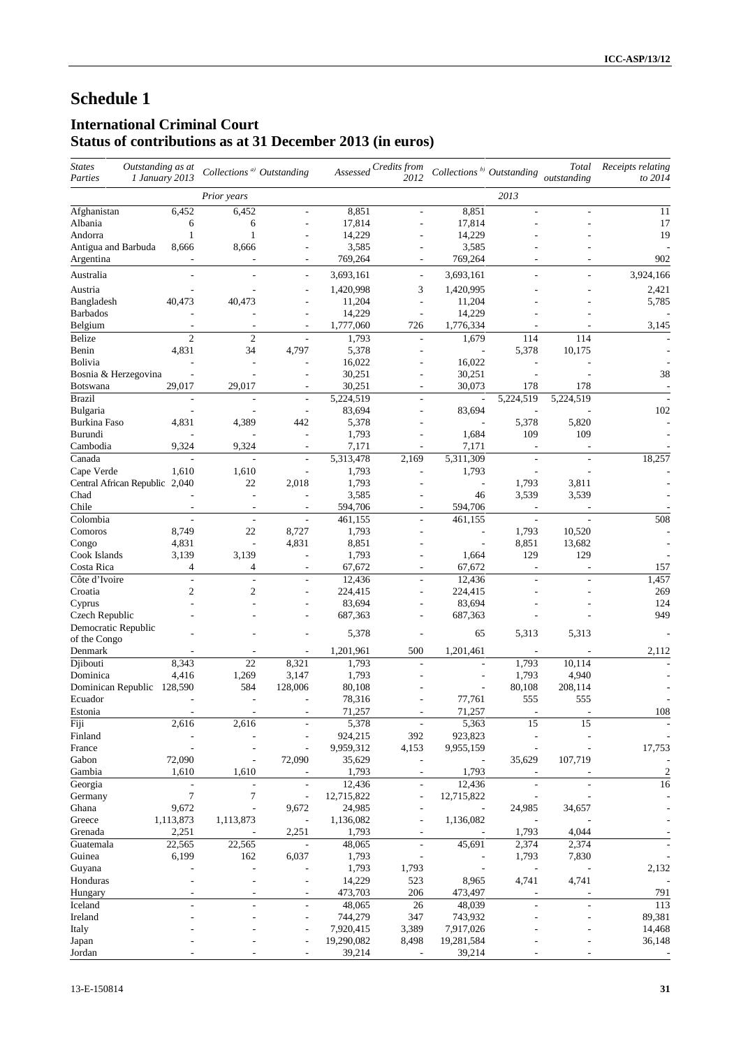# Schedule 1

## International Criminal Court
## Status of contributions as at 31 December 2013 (in euros)

| States Parties | Outstanding as at 1 January 2013 | Collections [a)] | Outstanding | Assessed | Credits from 2012 | Collections [b)] | Outstanding | Total outstanding | Receipts relating to 2014 |
|---|---|---|---|---|---|---|---|---|---|
| | | Prior years | | | | | 2013 | | |
| Afghanistan | 6,452 | 6,452 | - | 8,851 | - | 8,851 | - | - | 11 |
| Albania | 6 | 6 | - | 17,814 | - | 17,814 | - | - | 17 |
| Andorra | 1 | 1 | - | 14,229 | - | 14,229 | - | - | 19 |
| Antigua and Barbuda | 8,666 | 8,666 | - | 3,585 | - | 3,585 | - | - | - |
| Argentina | - | - | - | 769,264 | - | 769,264 | - | - | 902 |
| Australia | - | - | - | 3,693,161 | - | 3,693,161 | - | - | 3,924,166 |
| Austria | - | - | - | 1,420,998 | 3 | 1,420,995 | - | - | 2,421 |
| Bangladesh | 40,473 | 40,473 | - | 11,204 | - | 11,204 | - | - | 5,785 |
| Barbados | - | - | - | 14,229 | - | 14,229 | - | - | - |
| Belgium | - | - | - | 1,777,060 | 726 | 1,776,334 | - | - | 3,145 |
| Belize | 2 | 2 | - | 1,793 | - | 1,679 | 114 | 114 | - |
| Benin | 4,831 | 34 | 4,797 | 5,378 | - | - | 5,378 | 10,175 | - |
| Bolivia | - | - | - | 16,022 | - | 16,022 | - | - | - |
| Bosnia & Herzegovina | - | - | - | 30,251 | - | 30,251 | - | - | 38 |
| Botswana | 29,017 | 29,017 | - | 30,251 | - | 30,073 | 178 | 178 | - |
| Brazil | - | - | - | 5,224,519 | - | - | 5,224,519 | 5,224,519 | - |
| Bulgaria | - | - | - | 83,694 | - | 83,694 | - | - | 102 |
| Burkina Faso | 4,831 | 4,389 | 442 | 5,378 | - | - | 5,378 | 5,820 | - |
| Burundi | - | - | - | 1,793 | - | 1,684 | 109 | 109 | - |
| Cambodia | 9,324 | 9,324 | - | 7,171 | - | 7,171 | - | - | - |
| Canada | - | - | - | 5,313,478 | 2,169 | 5,311,309 | - | - | 18,257 |
| Cape Verde | 1,610 | 1,610 | - | 1,793 | - | 1,793 | - | - | - |
| Central African Republic | 2,040 | 22 | 2,018 | 1,793 | - | - | 1,793 | 3,811 | - |
| Chad | - | - | - | 3,585 | - | 46 | 3,539 | 3,539 | - |
| Chile | - | - | - | 594,706 | - | 594,706 | - | - | - |
| Colombia | - | - | - | 461,155 | - | 461,155 | - | - | 508 |
| Comoros | 8,749 | 22 | 8,727 | 1,793 | - | - | 1,793 | 10,520 | - |
| Congo | 4,831 | - | 4,831 | 8,851 | - | - | 8,851 | 13,682 | - |
| Cook Islands | 3,139 | 3,139 | - | 1,793 | - | 1,664 | 129 | 129 | - |
| Costa Rica | 4 | 4 | - | 67,672 | - | 67,672 | - | - | 157 |
| Côte d'Ivoire | - | - | - | 12,436 | - | 12,436 | - | - | 1,457 |
| Croatia | 2 | 2 | - | 224,415 | - | 224,415 | - | - | 269 |
| Cyprus | - | - | - | 83,694 | - | 83,694 | - | - | 124 |
| Czech Republic | - | - | - | 687,363 | - | 687,363 | - | - | 949 |
| Democratic Republic of the Congo | - | - | - | 5,378 | - | 65 | 5,313 | 5,313 | - |
| Denmark | - | - | - | 1,201,961 | 500 | 1,201,461 | - | - | 2,112 |
| Djibouti | 8,343 | 22 | 8,321 | 1,793 | - | - | 1,793 | 10,114 | - |
| Dominica | 4,416 | 1,269 | 3,147 | 1,793 | - | - | 1,793 | 4,940 | - |
| Dominican Republic | 128,590 | 584 | 128,006 | 80,108 | - | - | 80,108 | 208,114 | - |
| Ecuador | - | - | - | 78,316 | - | 77,761 | 555 | 555 | - |
| Estonia | - | - | - | 71,257 | - | 71,257 | - | - | 108 |
| Fiji | 2,616 | 2,616 | - | 5,378 | - | 5,363 | 15 | 15 | - |
| Finland | - | - | - | 924,215 | 392 | 923,823 | - | - | - |
| France | - | - | - | 9,959,312 | 4,153 | 9,955,159 | - | - | 17,753 |
| Gabon | 72,090 | - | 72,090 | 35,629 | - | - | 35,629 | 107,719 | - |
| Gambia | 1,610 | 1,610 | - | 1,793 | - | 1,793 | - | - | 2 |
| Georgia | - | - | - | 12,436 | - | 12,436 | - | - | 16 |
| Germany | 7 | 7 | - | 12,715,822 | - | 12,715,822 | - | - | - |
| Ghana | 9,672 | - | 9,672 | 24,985 | - | - | 24,985 | 34,657 | - |
| Greece | 1,113,873 | 1,113,873 | - | 1,136,082 | - | 1,136,082 | - | - | - |
| Grenada | 2,251 | - | 2,251 | 1,793 | - | - | 1,793 | 4,044 | - |
| Guatemala | 22,565 | 22,565 | - | 48,065 | - | 45,691 | 2,374 | 2,374 | - |
| Guinea | 6,199 | 162 | 6,037 | 1,793 | - | - | 1,793 | 7,830 | - |
| Guyana | - | - | - | 1,793 | 1,793 | - | - | - | 2,132 |
| Honduras | - | - | - | 14,229 | 523 | 8,965 | 4,741 | 4,741 | - |
| Hungary | - | - | - | 473,703 | 206 | 473,497 | - | - | 791 |
| Iceland | - | - | - | 48,065 | 26 | 48,039 | - | - | 113 |
| Ireland | - | - | - | 744,279 | 347 | 743,932 | - | - | 89,381 |
| Italy | - | - | - | 7,920,415 | 3,389 | 7,917,026 | - | - | 14,468 |
| Japan | - | - | - | 19,290,082 | 8,498 | 19,281,584 | - | - | 36,148 |
| Jordan | - | - | - | 39,214 | - | 39,214 | - | - | - |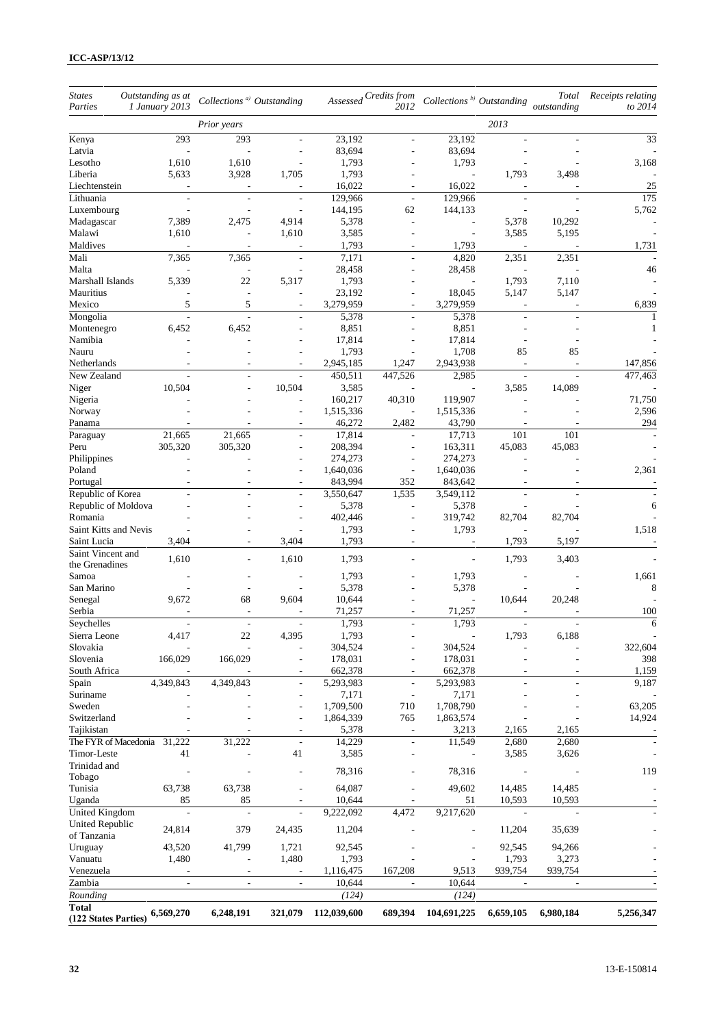| States Parties | Outstanding as at 1 January 2013 | Collections [a)] | Outstanding | Assessed | Credits from 2012 | Collections [b)] | Outstanding | Total outstanding | Receipts relating to 2014 |
|---|---|---|---|---|---|---|---|---|---|
| | | Prior years | | | | 2013 | | | |
| Kenya | 293 | 293 | - | 23,192 | - | 23,192 | - | - | 33 |
| Latvia | - | - | - | 83,694 | - | 83,694 | - | - | - |
| Lesotho | 1,610 | 1,610 | - | 1,793 | - | 1,793 | - | - | 3,168 |
| Liberia | 5,633 | 3,928 | 1,705 | 1,793 | - | - | 1,793 | 3,498 | - |
| Liechtenstein | - | - | - | 16,022 | - | 16,022 | - | - | 25 |
| Lithuania | - | - | - | 129,966 | - | 129,966 | - | - | 175 |
| Luxembourg | - | - | - | 144,195 | 62 | 144,133 | - | - | 5,762 |
| Madagascar | 7,389 | 2,475 | 4,914 | 5,378 | - | - | 5,378 | 10,292 | - |
| Malawi | 1,610 | - | 1,610 | 3,585 | - | - | 3,585 | 5,195 | - |
| Maldives | - | - | - | 1,793 | - | 1,793 | - | - | 1,731 |
| Mali | 7,365 | 7,365 | - | 7,171 | - | 4,820 | 2,351 | 2,351 | - |
| Malta | - | - | - | 28,458 | - | 28,458 | - | - | 46 |
| Marshall Islands | 5,339 | 22 | 5,317 | 1,793 | - | - | 1,793 | 7,110 | - |
| Mauritius | - | - | - | 23,192 | - | 18,045 | 5,147 | 5,147 | - |
| Mexico | 5 | 5 | - | 3,279,959 | - | 3,279,959 | - | - | 6,839 |
| Mongolia | - | - | - | 5,378 | - | 5,378 | - | - | 1 |
| Montenegro | 6,452 | 6,452 | - | 8,851 | - | 8,851 | - | - | 1 |
| Namibia | - | - | - | 17,814 | - | 17,814 | - | - | - |
| Nauru | - | - | - | 1,793 | - | 1,708 | 85 | 85 | - |
| Netherlands | - | - | - | 2,945,185 | 1,247 | 2,943,938 | - | - | 147,856 |
| New Zealand | - | - | - | 450,511 | 447,526 | 2,985 | - | - | 477,463 |
| Niger | 10,504 | - | 10,504 | 3,585 | - | - | 3,585 | 14,089 | - |
| Nigeria | - | - | - | 160,217 | 40,310 | 119,907 | - | - | 71,750 |
| Norway | - | - | - | 1,515,336 | - | 1,515,336 | - | - | 2,596 |
| Panama | - | - | - | 46,272 | 2,482 | 43,790 | - | - | 294 |
| Paraguay | 21,665 | 21,665 | - | 17,814 | - | 17,713 | 101 | 101 | - |
| Peru | 305,320 | 305,320 | - | 208,394 | - | 163,311 | 45,083 | 45,083 | - |
| Philippines | - | - | - | 274,273 | - | 274,273 | - | - | - |
| Poland | - | - | - | 1,640,036 | - | 1,640,036 | - | - | 2,361 |
| Portugal | - | - | - | 843,994 | 352 | 843,642 | - | - | - |
| Republic of Korea | - | - | - | 3,550,647 | 1,535 | 3,549,112 | - | - | - |
| Republic of Moldova | - | - | - | 5,378 | - | 5,378 | - | - | 6 |
| Romania | - | - | - | 402,446 | - | 319,742 | 82,704 | 82,704 | - |
| Saint Kitts and Nevis | - | - | - | 1,793 | - | 1,793 | - | - | 1,518 |
| Saint Lucia | 3,404 | - | 3,404 | 1,793 | - | - | 1,793 | 5,197 | - |
| Saint Vincent and the Grenadines | 1,610 | - | 1,610 | 1,793 | - | - | 1,793 | 3,403 | - |
| Samoa | - | - | - | 1,793 | - | 1,793 | - | - | 1,661 |
| San Marino | - | - | - | 5,378 | - | 5,378 | - | - | 8 |
| Senegal | 9,672 | 68 | 9,604 | 10,644 | - | - | 10,644 | 20,248 | - |
| Serbia | - | - | - | 71,257 | - | 71,257 | - | - | 100 |
| Seychelles | - | - | - | 1,793 | - | 1,793 | - | - | 6 |
| Sierra Leone | 4,417 | 22 | 4,395 | 1,793 | - | - | 1,793 | 6,188 | - |
| Slovakia | - | - | - | 304,524 | - | 304,524 | - | - | 322,604 |
| Slovenia | 166,029 | 166,029 | - | 178,031 | - | 178,031 | - | - | 398 |
| South Africa | - | - | - | 662,378 | - | 662,378 | - | - | 1,159 |
| Spain | 4,349,843 | 4,349,843 | - | 5,293,983 | - | 5,293,983 | - | - | 9,187 |
| Suriname | - | - | - | 7,171 | - | 7,171 | - | - | - |
| Sweden | - | - | - | 1,709,500 | 710 | 1,708,790 | - | - | 63,205 |
| Switzerland | - | - | - | 1,864,339 | 765 | 1,863,574 | - | - | 14,924 |
| Tajikistan | - | - | - | 5,378 | - | 3,213 | 2,165 | 2,165 | - |
| The FYR of Macedonia | 31,222 | 31,222 | - | 14,229 | - | 11,549 | 2,680 | 2,680 | - |
| Timor-Leste | 41 | - | 41 | 3,585 | - | - | 3,585 | 3,626 | - |
| Trinidad and Tobago | - | - | - | 78,316 | - | 78,316 | - | - | 119 |
| Tunisia | 63,738 | 63,738 | - | 64,087 | - | 49,602 | 14,485 | 14,485 | - |
| Uganda | 85 | 85 | - | 10,644 | - | 51 | 10,593 | 10,593 | - |
| United Kingdom | - | - | - | 9,222,092 | 4,472 | 9,217,620 | - | - | - |
| United Republic of Tanzania | 24,814 | 379 | 24,435 | 11,204 | - | - | 11,204 | 35,639 | - |
| Uruguay | 43,520 | 41,799 | 1,721 | 92,545 | - | - | 92,545 | 94,266 | - |
| Vanuatu | 1,480 | - | 1,480 | 1,793 | - | - | 1,793 | 3,273 | - |
| Venezuela | - | - | - | 1,116,475 | 167,208 | 9,513 | 939,754 | 939,754 | - |
| Zambia | - | - | - | 10,644 | - | 10,644 | - | - | - |
| *Rounding* | | | | *(124)* | | *(124)* | | | |
| **Total (122 States Parties)** | **6,569,270** | **6,248,191** | **321,079** | **112,039,600** | **689,394** | **104,691,225** | **6,659,105** | **6,980,184** | **5,256,347** |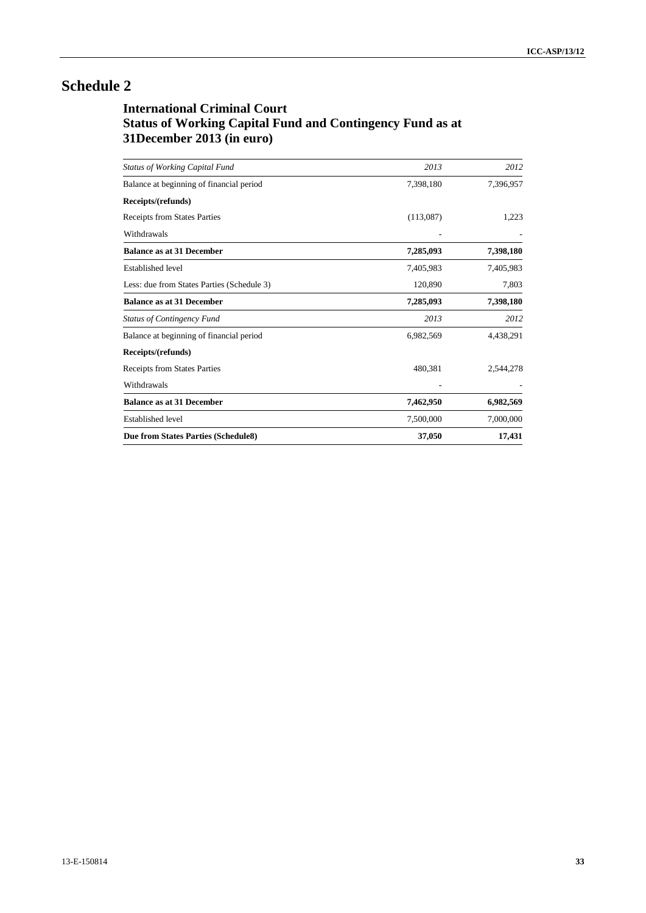# Schedule 2

## International Criminal Court
## Status of Working Capital Fund and Contingency Fund as at 31December 2013 (in euro)

| *Status of Working Capital Fund* | *2013* | *2012* |
|---|---|---|
| Balance at beginning of financial period | 7,398,180 | 7,396,957 |
| **Receipts/(refunds)** | | |
| Receipts from States Parties | (113,087) | 1,223 |
| Withdrawals | - | - |
| **Balance as at 31 December** | **7,285,093** | **7,398,180** |
| Established level | 7,405,983 | 7,405,983 |
| Less: due from States Parties (Schedule 3) | 120,890 | 7,803 |
| **Balance as at 31 December** | **7,285,093** | **7,398,180** |
| *Status of Contingency Fund* | *2013* | *2012* |
| Balance at beginning of financial period | 6,982,569 | 4,438,291 |
| **Receipts/(refunds)** | | |
| Receipts from States Parties | 480,381 | 2,544,278 |
| Withdrawals | - | - |
| **Balance as at 31 December** | **7,462,950** | **6,982,569** |
| Established level | 7,500,000 | 7,000,000 |
| **Due from States Parties (Schedule8)** | **37,050** | **17,431** |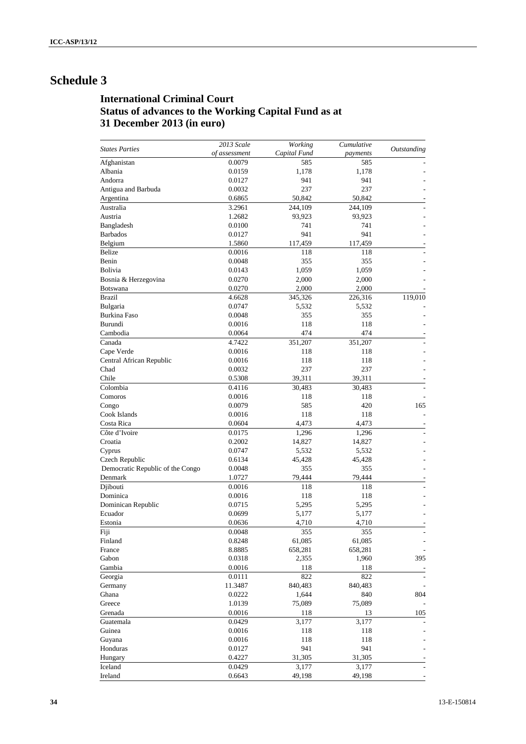# Schedule 3

## International Criminal Court
## Status of advances to the Working Capital Fund as at 31 December 2013 (in euro)

| *States Parties* | *2013 Scale of assessment* | *Working Capital Fund* | *Cumulative payments* | *Outstanding* |
|---|---|---|---|---|
| Afghanistan | 0.0079 | 585 | 585 | - |
| Albania | 0.0159 | 1,178 | 1,178 | - |
| Andorra | 0.0127 | 941 | 941 | - |
| Antigua and Barbuda | 0.0032 | 237 | 237 | - |
| Argentina | 0.6865 | 50,842 | 50,842 | - |
| Australia | 3.2961 | 244,109 | 244,109 | - |
| Austria | 1.2682 | 93,923 | 93,923 | - |
| Bangladesh | 0.0100 | 741 | 741 | - |
| Barbados | 0.0127 | 941 | 941 | - |
| Belgium | 1.5860 | 117,459 | 117,459 | - |
| Belize | 0.0016 | 118 | 118 | - |
| Benin | 0.0048 | 355 | 355 | - |
| Bolivia | 0.0143 | 1,059 | 1,059 | - |
| Bosnia & Herzegovina | 0.0270 | 2,000 | 2,000 | - |
| Botswana | 0.0270 | 2,000 | 2,000 | - |
| Brazil | 4.6628 | 345,326 | 226,316 | 119,010 |
| Bulgaria | 0.0747 | 5,532 | 5,532 | - |
| Burkina Faso | 0.0048 | 355 | 355 | - |
| Burundi | 0.0016 | 118 | 118 | - |
| Cambodia | 0.0064 | 474 | 474 | - |
| Canada | 4.7422 | 351,207 | 351,207 | - |
| Cape Verde | 0.0016 | 118 | 118 | - |
| Central African Republic | 0.0016 | 118 | 118 | - |
| Chad | 0.0032 | 237 | 237 | - |
| Chile | 0.5308 | 39,311 | 39,311 | - |
| Colombia | 0.4116 | 30,483 | 30,483 | - |
| Comoros | 0.0016 | 118 | 118 | - |
| Congo | 0.0079 | 585 | 420 | 165 |
| Cook Islands | 0.0016 | 118 | 118 | - |
| Costa Rica | 0.0604 | 4,473 | 4,473 | - |
| Côte d'Ivoire | 0.0175 | 1,296 | 1,296 | - |
| Croatia | 0.2002 | 14,827 | 14,827 | - |
| Cyprus | 0.0747 | 5,532 | 5,532 | - |
| Czech Republic | 0.6134 | 45,428 | 45,428 | - |
| Democratic Republic of the Congo | 0.0048 | 355 | 355 | - |
| Denmark | 1.0727 | 79,444 | 79,444 | - |
| Djibouti | 0.0016 | 118 | 118 | - |
| Dominica | 0.0016 | 118 | 118 | - |
| Dominican Republic | 0.0715 | 5,295 | 5,295 | - |
| Ecuador | 0.0699 | 5,177 | 5,177 | - |
| Estonia | 0.0636 | 4,710 | 4,710 | - |
| Fiji | 0.0048 | 355 | 355 | - |
| Finland | 0.8248 | 61,085 | 61,085 | - |
| France | 8.8885 | 658,281 | 658,281 | - |
| Gabon | 0.0318 | 2,355 | 1,960 | 395 |
| Gambia | 0.0016 | 118 | 118 | - |
| Georgia | 0.0111 | 822 | 822 | - |
| Germany | 11.3487 | 840,483 | 840,483 | - |
| Ghana | 0.0222 | 1,644 | 840 | 804 |
| Greece | 1.0139 | 75,089 | 75,089 | - |
| Grenada | 0.0016 | 118 | 13 | 105 |
| Guatemala | 0.0429 | 3,177 | 3,177 | - |
| Guinea | 0.0016 | 118 | 118 | - |
| Guyana | 0.0016 | 118 | 118 | - |
| Honduras | 0.0127 | 941 | 941 | - |
| Hungary | 0.4227 | 31,305 | 31,305 | - |
| Iceland | 0.0429 | 3,177 | 3,177 | - |
| Ireland | 0.6643 | 49,198 | 49,198 | - |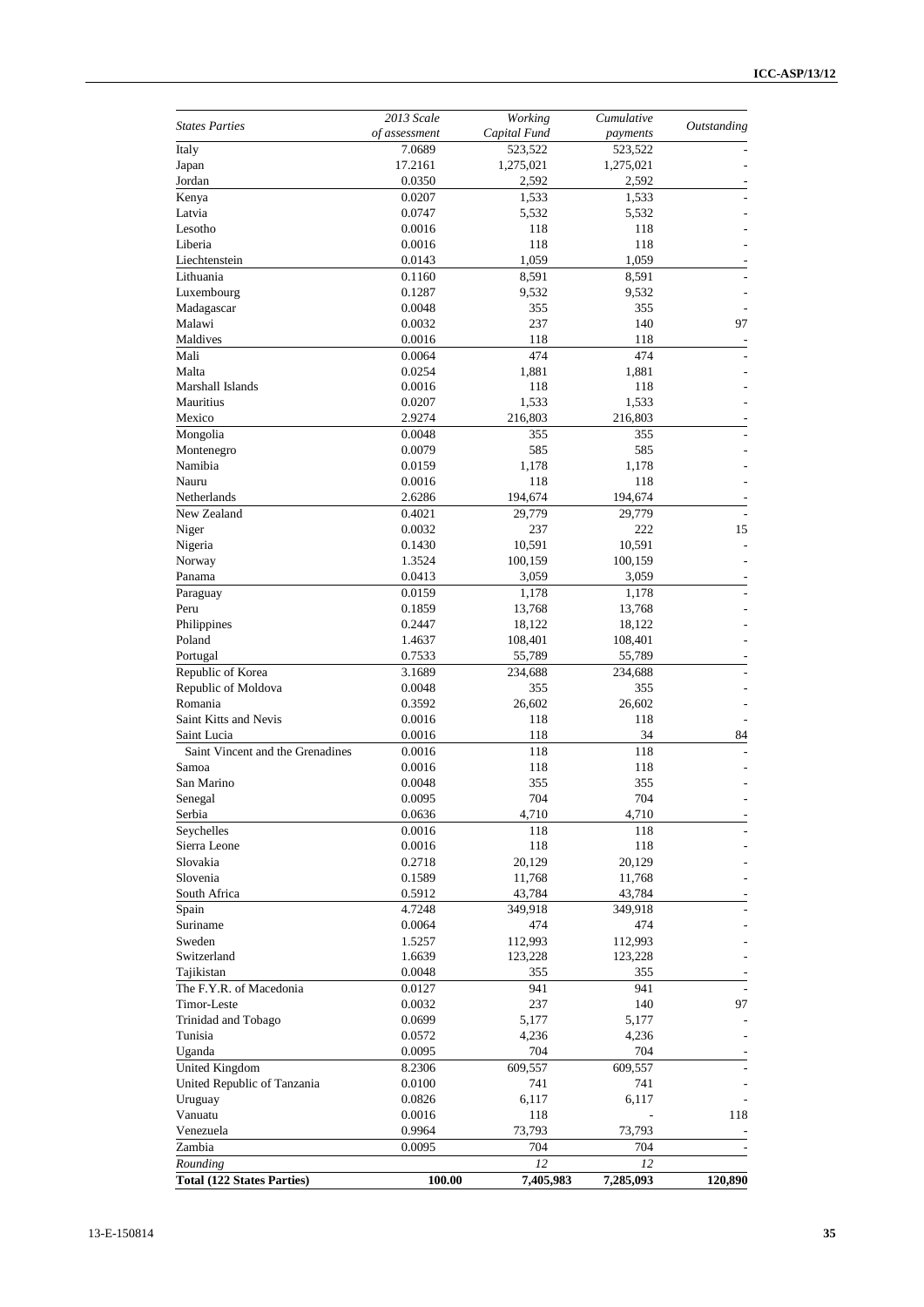| *States Parties* | *2013 Scale of assessment* | *Working Capital Fund* | *Cumulative payments* | *Outstanding* |
|---|---|---|---|---|
| Italy | 7.0689 | 523,522 | 523,522 | - |
| Japan | 17.2161 | 1,275,021 | 1,275,021 | - |
| Jordan | 0.0350 | 2,592 | 2,592 | - |
| Kenya | 0.0207 | 1,533 | 1,533 | - |
| Latvia | 0.0747 | 5,532 | 5,532 | - |
| Lesotho | 0.0016 | 118 | 118 | - |
| Liberia | 0.0016 | 118 | 118 | - |
| Liechtenstein | 0.0143 | 1,059 | 1,059 | - |
| Lithuania | 0.1160 | 8,591 | 8,591 | - |
| Luxembourg | 0.1287 | 9,532 | 9,532 | - |
| Madagascar | 0.0048 | 355 | 355 | - |
| Malawi | 0.0032 | 237 | 140 | 97 |
| Maldives | 0.0016 | 118 | 118 | - |
| Mali | 0.0064 | 474 | 474 | - |
| Malta | 0.0254 | 1,881 | 1,881 | - |
| Marshall Islands | 0.0016 | 118 | 118 | - |
| Mauritius | 0.0207 | 1,533 | 1,533 | - |
| Mexico | 2.9274 | 216,803 | 216,803 | - |
| Mongolia | 0.0048 | 355 | 355 | - |
| Montenegro | 0.0079 | 585 | 585 | - |
| Namibia | 0.0159 | 1,178 | 1,178 | - |
| Nauru | 0.0016 | 118 | 118 | - |
| Netherlands | 2.6286 | 194,674 | 194,674 | - |
| New Zealand | 0.4021 | 29,779 | 29,779 | - |
| Niger | 0.0032 | 237 | 222 | 15 |
| Nigeria | 0.1430 | 10,591 | 10,591 | - |
| Norway | 1.3524 | 100,159 | 100,159 | - |
| Panama | 0.0413 | 3,059 | 3,059 | - |
| Paraguay | 0.0159 | 1,178 | 1,178 | - |
| Peru | 0.1859 | 13,768 | 13,768 | - |
| Philippines | 0.2447 | 18,122 | 18,122 | - |
| Poland | 1.4637 | 108,401 | 108,401 | - |
| Portugal | 0.7533 | 55,789 | 55,789 | - |
| Republic of Korea | 3.1689 | 234,688 | 234,688 | - |
| Republic of Moldova | 0.0048 | 355 | 355 | - |
| Romania | 0.3592 | 26,602 | 26,602 | - |
| Saint Kitts and Nevis | 0.0016 | 118 | 118 | - |
| Saint Lucia | 0.0016 | 118 | 34 | 84 |
| Saint Vincent and the Grenadines | 0.0016 | 118 | 118 | - |
| Samoa | 0.0016 | 118 | 118 | - |
| San Marino | 0.0048 | 355 | 355 | - |
| Senegal | 0.0095 | 704 | 704 | - |
| Serbia | 0.0636 | 4,710 | 4,710 | - |
| Seychelles | 0.0016 | 118 | 118 | - |
| Sierra Leone | 0.0016 | 118 | 118 | - |
| Slovakia | 0.2718 | 20,129 | 20,129 | - |
| Slovenia | 0.1589 | 11,768 | 11,768 | - |
| South Africa | 0.5912 | 43,784 | 43,784 | - |
| Spain | 4.7248 | 349,918 | 349,918 | - |
| Suriname | 0.0064 | 474 | 474 | - |
| Sweden | 1.5257 | 112,993 | 112,993 | - |
| Switzerland | 1.6639 | 123,228 | 123,228 | - |
| Tajikistan | 0.0048 | 355 | 355 | - |
| The F.Y.R. of Macedonia | 0.0127 | 941 | 941 | - |
| Timor-Leste | 0.0032 | 237 | 140 | 97 |
| Trinidad and Tobago | 0.0699 | 5,177 | 5,177 | - |
| Tunisia | 0.0572 | 4,236 | 4,236 | - |
| Uganda | 0.0095 | 704 | 704 | - |
| United Kingdom | 8.2306 | 609,557 | 609,557 | - |
| United Republic of Tanzania | 0.0100 | 741 | 741 | - |
| Uruguay | 0.0826 | 6,117 | 6,117 | - |
| Vanuatu | 0.0016 | 118 | - | 118 |
| Venezuela | 0.9964 | 73,793 | 73,793 | - |
| Zambia | 0.0095 | 704 | 704 | - |
| *Rounding* | | *12* | *12* | |
| **Total (122 States Parties)** | **100.00** | **7,405,983** | **7,285,093** | **120,890** |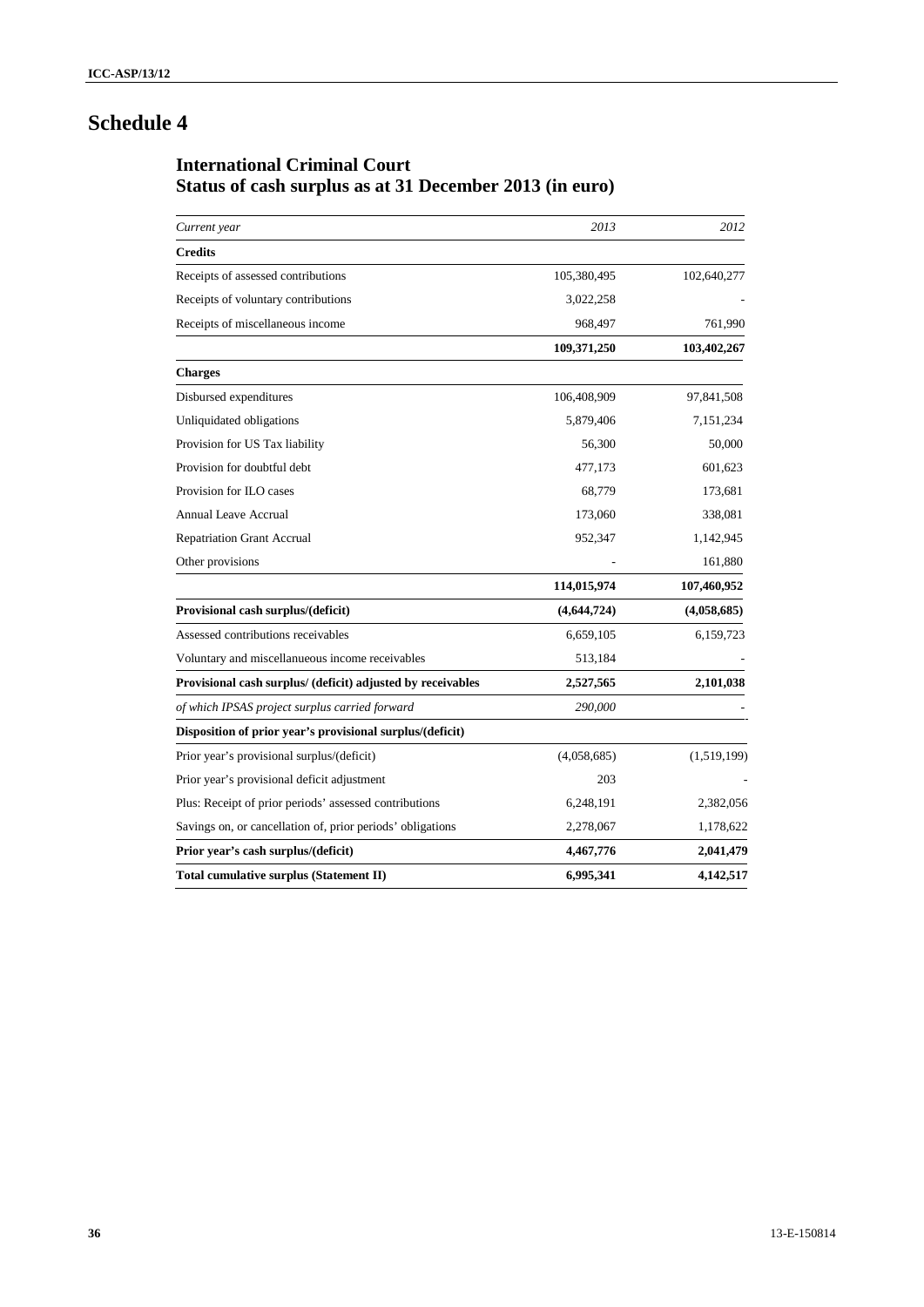# Schedule 4

## International Criminal Court
## Status of cash surplus as at 31 December 2013 (in euro)

| *Current year* | *2013* | *2012* |
|---|---|---|
| **Credits** | | |
| Receipts of assessed contributions | 105,380,495 | 102,640,277 |
| Receipts of voluntary contributions | 3,022,258 | - |
| Receipts of miscellaneous income | 968,497 | 761,990 |
| | **109,371,250** | **103,402,267** |
| **Charges** | | |
| Disbursed expenditures | 106,408,909 | 97,841,508 |
| Unliquidated obligations | 5,879,406 | 7,151,234 |
| Provision for US Tax liability | 56,300 | 50,000 |
| Provision for doubtful debt | 477,173 | 601,623 |
| Provision for ILO cases | 68,779 | 173,681 |
| Annual Leave Accrual | 173,060 | 338,081 |
| Repatriation Grant Accrual | 952,347 | 1,142,945 |
| Other provisions | - | 161,880 |
| | **114,015,974** | **107,460,952** |
| **Provisional cash surplus/(deficit)** | **(4,644,724)** | **(4,058,685)** |
| Assessed contributions receivables | 6,659,105 | 6,159,723 |
| Voluntary and miscellanueous income receivables | 513,184 | - |
| **Provisional cash surplus/ (deficit) adjusted by receivables** | **2,527,565** | **2,101,038** |
| *of which IPSAS project surplus carried forward* | *290,000* | - |
| **Disposition of prior year's provisional surplus/(deficit)** | | |
| Prior year's provisional surplus/(deficit) | (4,058,685) | (1,519,199) |
| Prior year's provisional deficit adjustment | 203 | - |
| Plus: Receipt of prior periods' assessed contributions | 6,248,191 | 2,382,056 |
| Savings on, or cancellation of, prior periods' obligations | 2,278,067 | 1,178,622 |
| **Prior year's cash surplus/(deficit)** | **4,467,776** | **2,041,479** |
| **Total cumulative surplus (Statement II)** | **6,995,341** | **4,142,517** |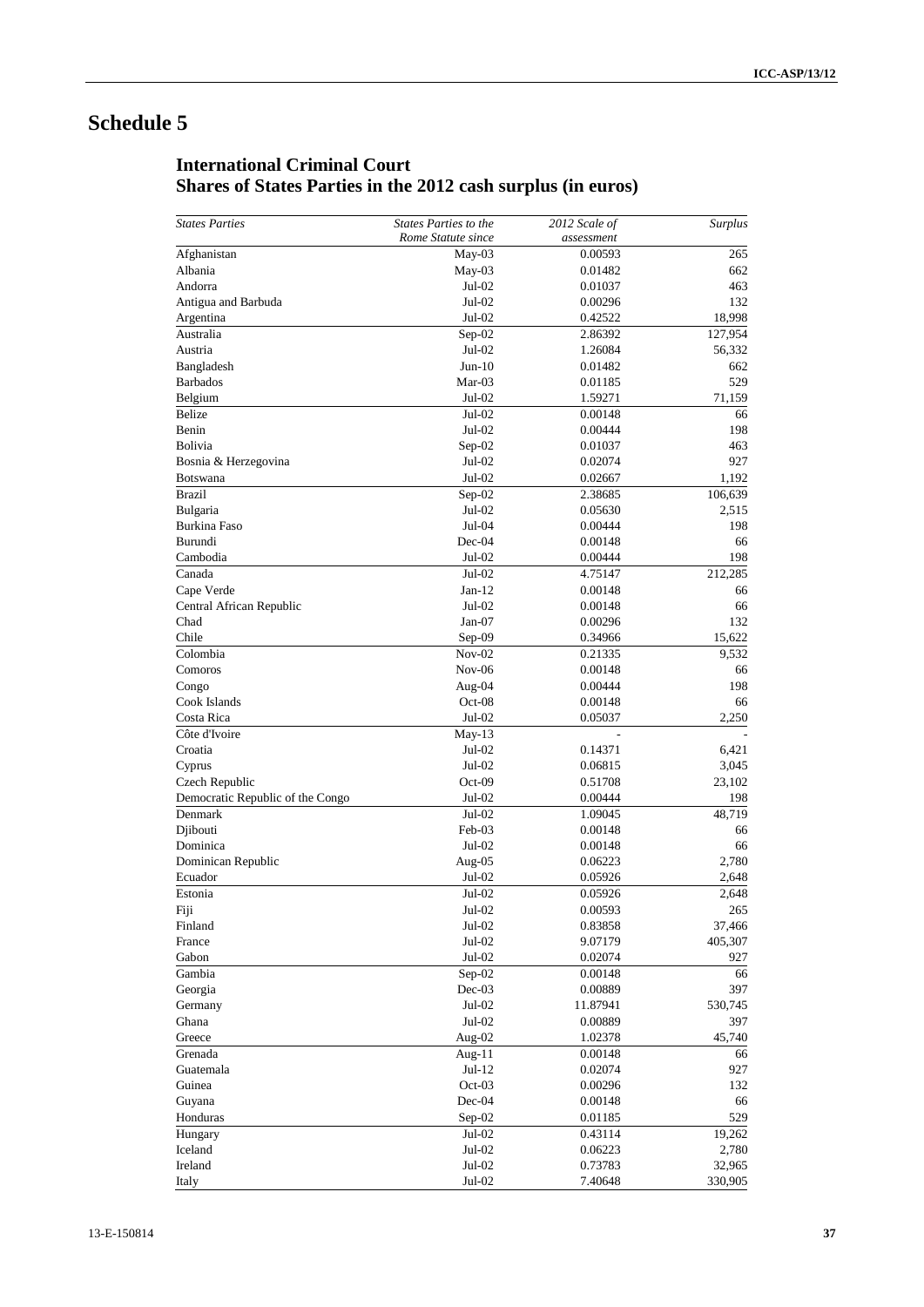# Schedule 5

## International Criminal Court
## Shares of States Parties in the 2012 cash surplus (in euros)

| *States Parties* | *States Parties to the Rome Statute since* | *2012 Scale of assessment* | *Surplus* |
|---|---|---|---|
| Afghanistan | May-03 | 0.00593 | 265 |
| Albania | May-03 | 0.01482 | 662 |
| Andorra | Jul-02 | 0.01037 | 463 |
| Antigua and Barbuda | Jul-02 | 0.00296 | 132 |
| Argentina | Jul-02 | 0.42522 | 18,998 |
| Australia | Sep-02 | 2.86392 | 127,954 |
| Austria | Jul-02 | 1.26084 | 56,332 |
| Bangladesh | Jun-10 | 0.01482 | 662 |
| Barbados | Mar-03 | 0.01185 | 529 |
| Belgium | Jul-02 | 1.59271 | 71,159 |
| Belize | Jul-02 | 0.00148 | 66 |
| Benin | Jul-02 | 0.00444 | 198 |
| Bolivia | Sep-02 | 0.01037 | 463 |
| Bosnia & Herzegovina | Jul-02 | 0.02074 | 927 |
| Botswana | Jul-02 | 0.02667 | 1,192 |
| Brazil | Sep-02 | 2.38685 | 106,639 |
| Bulgaria | Jul-02 | 0.05630 | 2,515 |
| Burkina Faso | Jul-04 | 0.00444 | 198 |
| Burundi | Dec-04 | 0.00148 | 66 |
| Cambodia | Jul-02 | 0.00444 | 198 |
| Canada | Jul-02 | 4.75147 | 212,285 |
| Cape Verde | Jan-12 | 0.00148 | 66 |
| Central African Republic | Jul-02 | 0.00148 | 66 |
| Chad | Jan-07 | 0.00296 | 132 |
| Chile | Sep-09 | 0.34966 | 15,622 |
| Colombia | Nov-02 | 0.21335 | 9,532 |
| Comoros | Nov-06 | 0.00148 | 66 |
| Congo | Aug-04 | 0.00444 | 198 |
| Cook Islands | Oct-08 | 0.00148 | 66 |
| Costa Rica | Jul-02 | 0.05037 | 2,250 |
| Côte d'Ivoire | May-13 | - | - |
| Croatia | Jul-02 | 0.14371 | 6,421 |
| Cyprus | Jul-02 | 0.06815 | 3,045 |
| Czech Republic | Oct-09 | 0.51708 | 23,102 |
| Democratic Republic of the Congo | Jul-02 | 0.00444 | 198 |
| Denmark | Jul-02 | 1.09045 | 48,719 |
| Djibouti | Feb-03 | 0.00148 | 66 |
| Dominica | Jul-02 | 0.00148 | 66 |
| Dominican Republic | Aug-05 | 0.06223 | 2,780 |
| Ecuador | Jul-02 | 0.05926 | 2,648 |
| Estonia | Jul-02 | 0.05926 | 2,648 |
| Fiji | Jul-02 | 0.00593 | 265 |
| Finland | Jul-02 | 0.83858 | 37,466 |
| France | Jul-02 | 9.07179 | 405,307 |
| Gabon | Jul-02 | 0.02074 | 927 |
| Gambia | Sep-02 | 0.00148 | 66 |
| Georgia | Dec-03 | 0.00889 | 397 |
| Germany | Jul-02 | 11.87941 | 530,745 |
| Ghana | Jul-02 | 0.00889 | 397 |
| Greece | Aug-02 | 1.02378 | 45,740 |
| Grenada | Aug-11 | 0.00148 | 66 |
| Guatemala | Jul-12 | 0.02074 | 927 |
| Guinea | Oct-03 | 0.00296 | 132 |
| Guyana | Dec-04 | 0.00148 | 66 |
| Honduras | Sep-02 | 0.01185 | 529 |
| Hungary | Jul-02 | 0.43114 | 19,262 |
| Iceland | Jul-02 | 0.06223 | 2,780 |
| Ireland | Jul-02 | 0.73783 | 32,965 |
| Italy | Jul-02 | 7.40648 | 330,905 |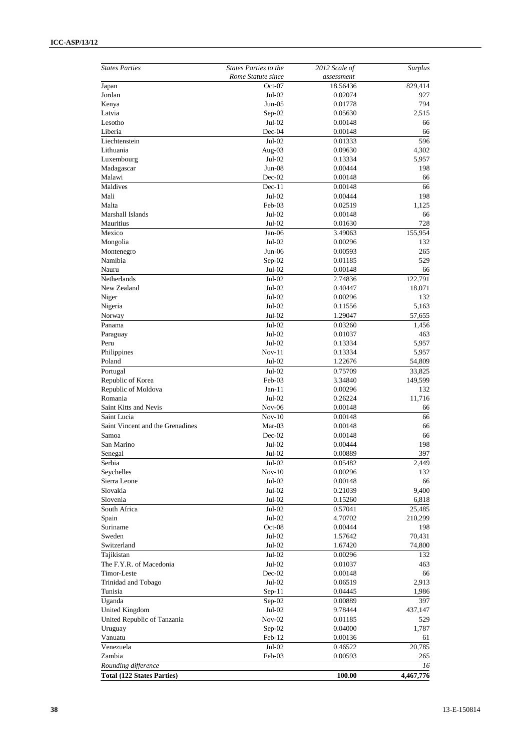| *States Parties* | *States Parties to the Rome Statute since* | *2012 Scale of assessment* | *Surplus* |
|---|---|---|---|
| Japan | Oct-07 | 18.56436 | 829,414 |
| Jordan | Jul-02 | 0.02074 | 927 |
| Kenya | Jun-05 | 0.01778 | 794 |
| Latvia | Sep-02 | 0.05630 | 2,515 |
| Lesotho | Jul-02 | 0.00148 | 66 |
| Liberia | Dec-04 | 0.00148 | 66 |
| Liechtenstein | Jul-02 | 0.01333 | 596 |
| Lithuania | Aug-03 | 0.09630 | 4,302 |
| Luxembourg | Jul-02 | 0.13334 | 5,957 |
| Madagascar | Jun-08 | 0.00444 | 198 |
| Malawi | Dec-02 | 0.00148 | 66 |
| Maldives | Dec-11 | 0.00148 | 66 |
| Mali | Jul-02 | 0.00444 | 198 |
| Malta | Feb-03 | 0.02519 | 1,125 |
| Marshall Islands | Jul-02 | 0.00148 | 66 |
| Mauritius | Jul-02 | 0.01630 | 728 |
| Mexico | Jan-06 | 3.49063 | 155,954 |
| Mongolia | Jul-02 | 0.00296 | 132 |
| Montenegro | Jun-06 | 0.00593 | 265 |
| Namibia | Sep-02 | 0.01185 | 529 |
| Nauru | Jul-02 | 0.00148 | 66 |
| Netherlands | Jul-02 | 2.74836 | 122,791 |
| New Zealand | Jul-02 | 0.40447 | 18,071 |
| Niger | Jul-02 | 0.00296 | 132 |
| Nigeria | Jul-02 | 0.11556 | 5,163 |
| Norway | Jul-02 | 1.29047 | 57,655 |
| Panama | Jul-02 | 0.03260 | 1,456 |
| Paraguay | Jul-02 | 0.01037 | 463 |
| Peru | Jul-02 | 0.13334 | 5,957 |
| Philippines | Nov-11 | 0.13334 | 5,957 |
| Poland | Jul-02 | 1.22676 | 54,809 |
| Portugal | Jul-02 | 0.75709 | 33,825 |
| Republic of Korea | Feb-03 | 3.34840 | 149,599 |
| Republic of Moldova | Jan-11 | 0.00296 | 132 |
| Romania | Jul-02 | 0.26224 | 11,716 |
| Saint Kitts and Nevis | Nov-06 | 0.00148 | 66 |
| Saint Lucia | Nov-10 | 0.00148 | 66 |
| Saint Vincent and the Grenadines | Mar-03 | 0.00148 | 66 |
| Samoa | Dec-02 | 0.00148 | 66 |
| San Marino | Jul-02 | 0.00444 | 198 |
| Senegal | Jul-02 | 0.00889 | 397 |
| Serbia | Jul-02 | 0.05482 | 2,449 |
| Seychelles | Nov-10 | 0.00296 | 132 |
| Sierra Leone | Jul-02 | 0.00148 | 66 |
| Slovakia | Jul-02 | 0.21039 | 9,400 |
| Slovenia | Jul-02 | 0.15260 | 6,818 |
| South Africa | Jul-02 | 0.57041 | 25,485 |
| Spain | Jul-02 | 4.70702 | 210,299 |
| Suriname | Oct-08 | 0.00444 | 198 |
| Sweden | Jul-02 | 1.57642 | 70,431 |
| Switzerland | Jul-02 | 1.67420 | 74,800 |
| Tajikistan | Jul-02 | 0.00296 | 132 |
| The F.Y.R. of Macedonia | Jul-02 | 0.01037 | 463 |
| Timor-Leste | Dec-02 | 0.00148 | 66 |
| Trinidad and Tobago | Jul-02 | 0.06519 | 2,913 |
| Tunisia | Sep-11 | 0.04445 | 1,986 |
| Uganda | Sep-02 | 0.00889 | 397 |
| United Kingdom | Jul-02 | 9.78444 | 437,147 |
| United Republic of Tanzania | Nov-02 | 0.01185 | 529 |
| Uruguay | Sep-02 | 0.04000 | 1,787 |
| Vanuatu | Feb-12 | 0.00136 | 61 |
| Venezuela | Jul-02 | 0.46522 | 20,785 |
| Zambia | Feb-03 | 0.00593 | 265 |
| *Rounding difference* | | | *16* |
| **Total (122 States Parties)** | | **100.00** | **4,467,776** |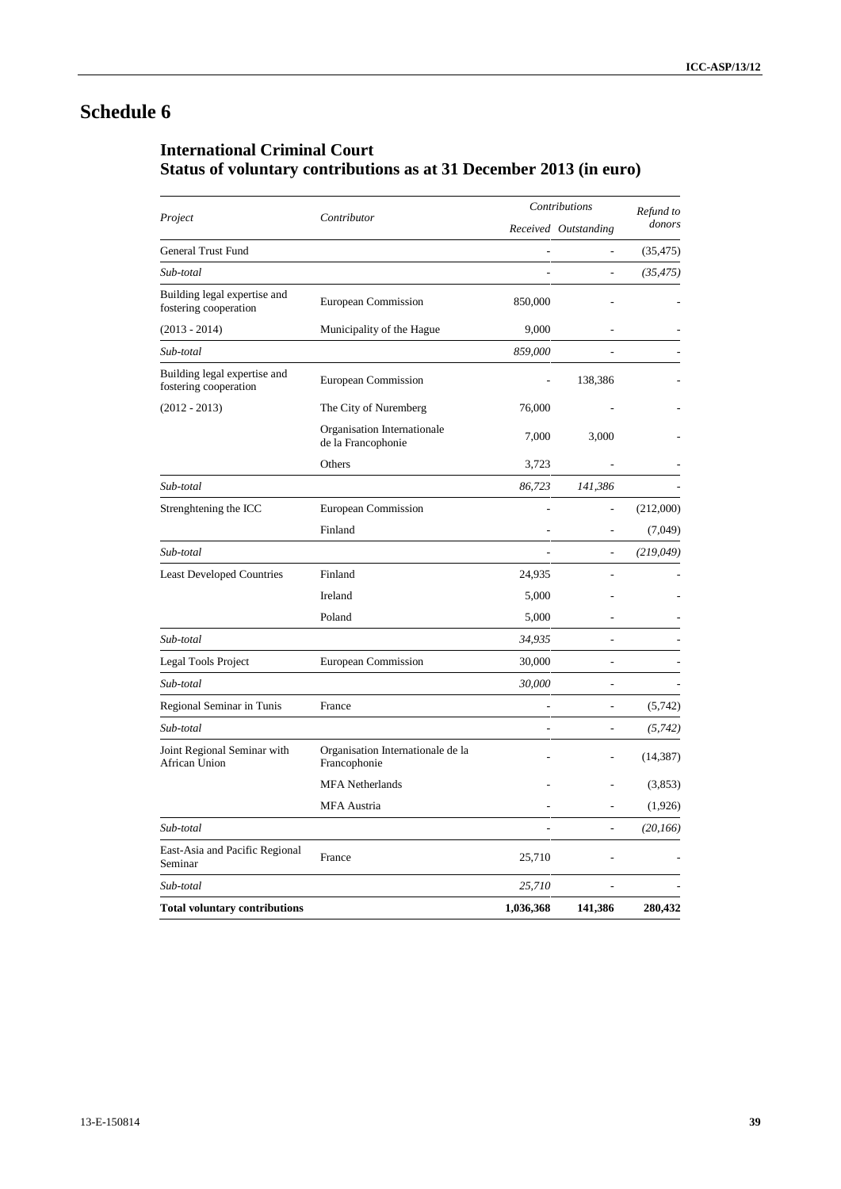# Schedule 6

## International Criminal Court
## Status of voluntary contributions as at 31 December 2013 (in euro)

| *Project* | *Contributor* | *Contributions* | | *Refund to donors* |
|---|---|---|---|---|
| | | *Received* | *Outstanding* | |
| General Trust Fund | | - | - | (35,475) |
| *Sub-total* | | - | - | *(35,475)* |
| Building legal expertise and fostering cooperation | European Commission | 850,000 | - | - |
| (2013 - 2014) | Municipality of the Hague | 9,000 | - | - |
| *Sub-total* | | *859,000* | - | - |
| Building legal expertise and fostering cooperation | European Commission | - | 138,386 | - |
| (2012 - 2013) | The City of Nuremberg | 76,000 | - | - |
| | Organisation Internationale de la Francophonie | 7,000 | 3,000 | - |
| | Others | 3,723 | - | - |
| *Sub-total* | | *86,723* | *141,386* | - |
| Strenghtening the ICC | European Commission | - | - | (212,000) |
| | Finland | - | - | (7,049) |
| *Sub-total* | | - | - | *(219,049)* |
| Least Developed Countries | Finland | 24,935 | - | - |
| | Ireland | 5,000 | - | - |
| | Poland | 5,000 | - | - |
| *Sub-total* | | *34,935* | - | - |
| Legal Tools Project | European Commission | 30,000 | - | - |
| *Sub-total* | | *30,000* | - | - |
| Regional Seminar in Tunis | France | - | - | (5,742) |
| *Sub-total* | | - | - | *(5,742)* |
| Joint Regional Seminar with African Union | Organisation Internationale de la Francophonie | - | - | (14,387) |
| | MFA Netherlands | - | - | (3,853) |
| | MFA Austria | - | - | (1,926) |
| *Sub-total* | | - | - | *(20,166)* |
| East-Asia and Pacific Regional Seminar | France | 25,710 | - | - |
| *Sub-total* | | *25,710* | - | - |
| **Total voluntary contributions** | | **1,036,368** | **141,386** | **280,432** |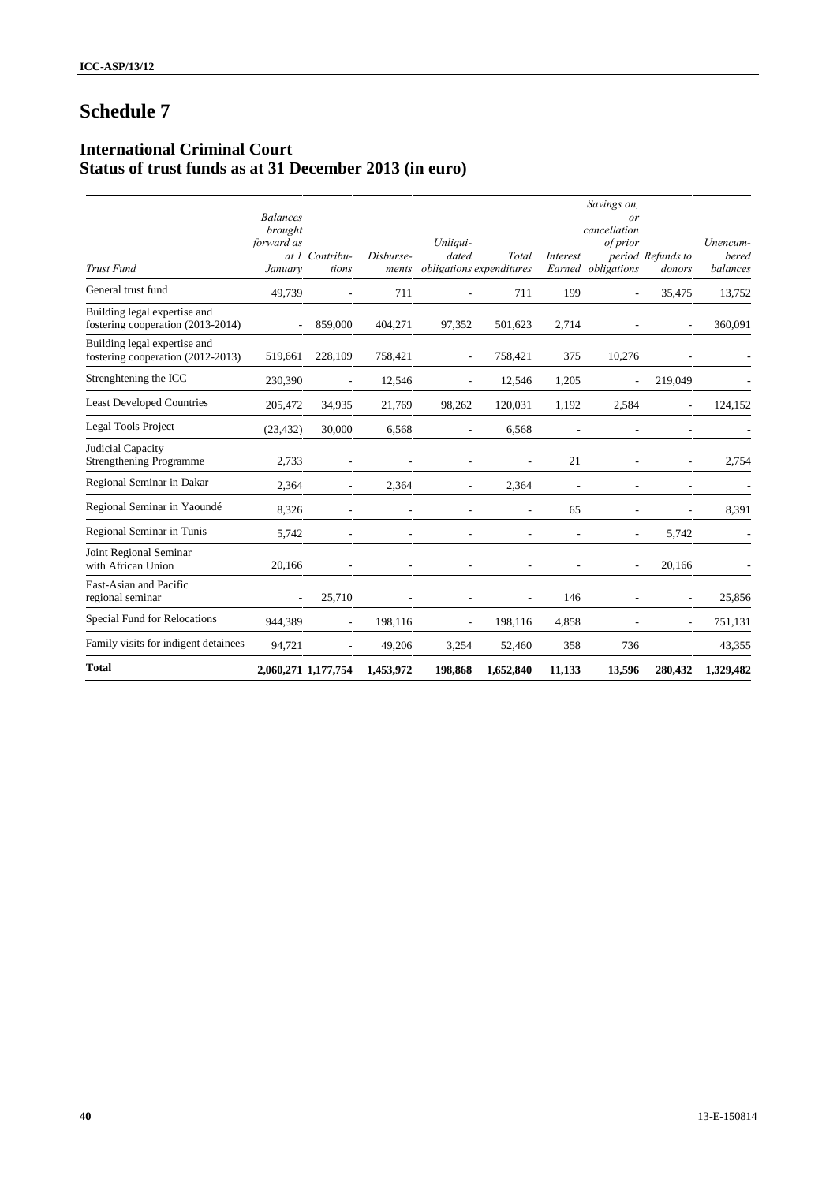# Schedule 7

## International Criminal Court
## Status of trust funds as at 31 December 2013 (in euro)

| *Trust Fund* | *Balances brought forward as at 1 January* | *Contributions* | *Disbursements* | *Unliquidated obligations* | *Total expenditures* | *Interest Earned* | *Savings on, or cancellation of prior period obligations* | *Refunds to donors* | *Unencumbered balances* |
|---|---|---|---|---|---|---|---|---|---|
| General trust fund | 49,739 | - | 711 | - | 711 | 199 | - | 35,475 | 13,752 |
| Building legal expertise and fostering cooperation (2013-2014) | - | 859,000 | 404,271 | 97,352 | 501,623 | 2,714 | - | - | 360,091 |
| Building legal expertise and fostering cooperation (2012-2013) | 519,661 | 228,109 | 758,421 | - | 758,421 | 375 | 10,276 | - | - |
| Strenghtening the ICC | 230,390 | - | 12,546 | - | 12,546 | 1,205 | - | 219,049 | - |
| Least Developed Countries | 205,472 | 34,935 | 21,769 | 98,262 | 120,031 | 1,192 | 2,584 | - | 124,152 |
| Legal Tools Project | (23,432) | 30,000 | 6,568 | - | 6,568 | - | - | - | - |
| Judicial Capacity Strengthening Programme | 2,733 | - | - | - | - | 21 | - | - | 2,754 |
| Regional Seminar in Dakar | 2,364 | - | 2,364 | - | 2,364 | - | - | - | - |
| Regional Seminar in Yaoundé | 8,326 | - | - | - | - | 65 | - | - | 8,391 |
| Regional Seminar in Tunis | 5,742 | - | - | - | - | - | - | 5,742 | - |
| Joint Regional Seminar with African Union | 20,166 | - | - | - | - | - | - | 20,166 | - |
| East-Asian and Pacific regional seminar | - | 25,710 | - | - | - | 146 | - | - | 25,856 |
| Special Fund for Relocations | 944,389 | - | 198,116 | - | 198,116 | 4,858 | - | - | 751,131 |
| Family visits for indigent detainees | 94,721 | - | 49,206 | 3,254 | 52,460 | 358 | 736 | | 43,355 |
| **Total** | **2,060,271** | **1,177,754** | **1,453,972** | **198,868** | **1,652,840** | **11,133** | **13,596** | **280,432** | **1,329,482** |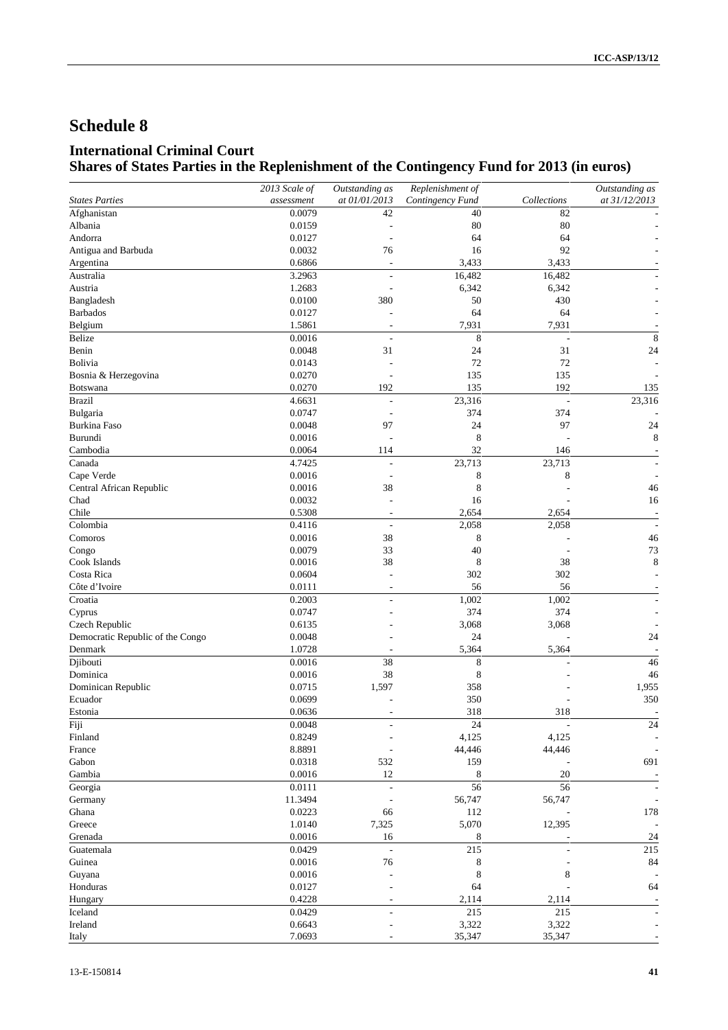# Schedule 8

## International Criminal Court
## Shares of States Parties in the Replenishment of the Contingency Fund for 2013 (in euros)

| *States Parties* | *2013 Scale of assessment* | *Outstanding as at 01/01/2013* | *Replenishment of Contingency Fund* | *Collections* | *Outstanding as at 31/12/2013* |
|---|---|---|---|---|---|
| Afghanistan | 0.0079 | 42 | 40 | 82 | - |
| Albania | 0.0159 | - | 80 | 80 | - |
| Andorra | 0.0127 | - | 64 | 64 | - |
| Antigua and Barbuda | 0.0032 | 76 | 16 | 92 | - |
| Argentina | 0.6866 | - | 3,433 | 3,433 | - |
| Australia | 3.2963 | - | 16,482 | 16,482 | - |
| Austria | 1.2683 | - | 6,342 | 6,342 | - |
| Bangladesh | 0.0100 | 380 | 50 | 430 | - |
| Barbados | 0.0127 | - | 64 | 64 | - |
| Belgium | 1.5861 | - | 7,931 | 7,931 | - |
| Belize | 0.0016 | - | 8 | - | 8 |
| Benin | 0.0048 | 31 | 24 | 31 | 24 |
| Bolivia | 0.0143 | - | 72 | 72 | - |
| Bosnia & Herzegovina | 0.0270 | - | 135 | 135 | - |
| Botswana | 0.0270 | 192 | 135 | 192 | 135 |
| Brazil | 4.6631 | - | 23,316 | - | 23,316 |
| Bulgaria | 0.0747 | - | 374 | 374 | - |
| Burkina Faso | 0.0048 | 97 | 24 | 97 | 24 |
| Burundi | 0.0016 | - | 8 | - | 8 |
| Cambodia | 0.0064 | 114 | 32 | 146 | - |
| Canada | 4.7425 | - | 23,713 | 23,713 | - |
| Cape Verde | 0.0016 | - | 8 | 8 | - |
| Central African Republic | 0.0016 | 38 | 8 | - | 46 |
| Chad | 0.0032 | - | 16 | - | 16 |
| Chile | 0.5308 | - | 2,654 | 2,654 | - |
| Colombia | 0.4116 | - | 2,058 | 2,058 | - |
| Comoros | 0.0016 | 38 | 8 | - | 46 |
| Congo | 0.0079 | 33 | 40 | - | 73 |
| Cook Islands | 0.0016 | 38 | 8 | 38 | 8 |
| Costa Rica | 0.0604 | - | 302 | 302 | - |
| Côte d'Ivoire | 0.0111 | - | 56 | 56 | - |
| Croatia | 0.2003 | - | 1,002 | 1,002 | - |
| Cyprus | 0.0747 | - | 374 | 374 | - |
| Czech Republic | 0.6135 | - | 3,068 | 3,068 | - |
| Democratic Republic of the Congo | 0.0048 | - | 24 | - | 24 |
| Denmark | 1.0728 | - | 5,364 | 5,364 | - |
| Djibouti | 0.0016 | 38 | 8 | - | 46 |
| Dominica | 0.0016 | 38 | 8 | - | 46 |
| Dominican Republic | 0.0715 | 1,597 | 358 | - | 1,955 |
| Ecuador | 0.0699 | - | 350 | - | 350 |
| Estonia | 0.0636 | - | 318 | 318 | - |
| Fiji | 0.0048 | - | 24 | - | 24 |
| Finland | 0.8249 | - | 4,125 | 4,125 | - |
| France | 8.8891 | - | 44,446 | 44,446 | - |
| Gabon | 0.0318 | 532 | 159 | - | 691 |
| Gambia | 0.0016 | 12 | 8 | 20 | - |
| Georgia | 0.0111 | - | 56 | 56 | - |
| Germany | 11.3494 | - | 56,747 | 56,747 | - |
| Ghana | 0.0223 | 66 | 112 | - | 178 |
| Greece | 1.0140 | 7,325 | 5,070 | 12,395 | - |
| Grenada | 0.0016 | 16 | 8 | - | 24 |
| Guatemala | 0.0429 | - | 215 | - | 215 |
| Guinea | 0.0016 | 76 | 8 | - | 84 |
| Guyana | 0.0016 | - | 8 | 8 | - |
| Honduras | 0.0127 | - | 64 | - | 64 |
| Hungary | 0.4228 | - | 2,114 | 2,114 | - |
| Iceland | 0.0429 | - | 215 | 215 | - |
| Ireland | 0.6643 | - | 3,322 | 3,322 | - |
| Italy | 7.0693 | - | 35,347 | 35,347 | - |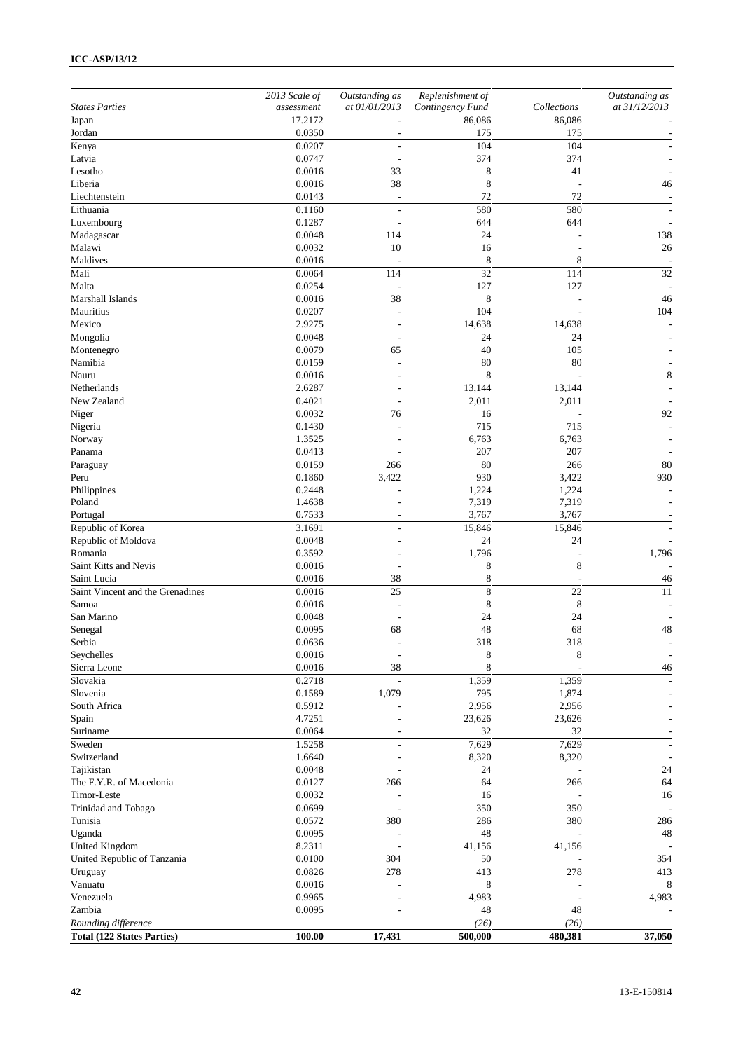| *States Parties* | *2013 Scale of assessment* | *Outstanding as at 01/01/2013* | *Replenishment of Contingency Fund* | *Collections* | *Outstanding as at 31/12/2013* |
|---|---|---|---|---|---|
| Japan | 17.2172 | - | 86,086 | 86,086 | - |
| Jordan | 0.0350 | - | 175 | 175 | - |
| Kenya | 0.0207 | - | 104 | 104 | - |
| Latvia | 0.0747 | - | 374 | 374 | - |
| Lesotho | 0.0016 | 33 | 8 | 41 | - |
| Liberia | 0.0016 | 38 | 8 | - | 46 |
| Liechtenstein | 0.0143 | - | 72 | 72 | - |
| Lithuania | 0.1160 | - | 580 | 580 | - |
| Luxembourg | 0.1287 | - | 644 | 644 | - |
| Madagascar | 0.0048 | 114 | 24 | - | 138 |
| Malawi | 0.0032 | 10 | 16 | - | 26 |
| Maldives | 0.0016 | - | 8 | 8 | - |
| Mali | 0.0064 | 114 | 32 | 114 | 32 |
| Malta | 0.0254 | - | 127 | 127 | - |
| Marshall Islands | 0.0016 | 38 | 8 | - | 46 |
| Mauritius | 0.0207 | - | 104 | - | 104 |
| Mexico | 2.9275 | - | 14,638 | 14,638 | - |
| Mongolia | 0.0048 | - | 24 | 24 | - |
| Montenegro | 0.0079 | 65 | 40 | 105 | - |
| Namibia | 0.0159 | - | 80 | 80 | - |
| Nauru | 0.0016 | - | 8 | - | 8 |
| Netherlands | 2.6287 | - | 13,144 | 13,144 | - |
| New Zealand | 0.4021 | - | 2,011 | 2,011 | - |
| Niger | 0.0032 | 76 | 16 | - | 92 |
| Nigeria | 0.1430 | - | 715 | 715 | - |
| Norway | 1.3525 | - | 6,763 | 6,763 | - |
| Panama | 0.0413 | - | 207 | 207 | - |
| Paraguay | 0.0159 | 266 | 80 | 266 | 80 |
| Peru | 0.1860 | 3,422 | 930 | 3,422 | 930 |
| Philippines | 0.2448 | - | 1,224 | 1,224 | - |
| Poland | 1.4638 | - | 7,319 | 7,319 | - |
| Portugal | 0.7533 | - | 3,767 | 3,767 | - |
| Republic of Korea | 3.1691 | - | 15,846 | 15,846 | - |
| Republic of Moldova | 0.0048 | - | 24 | 24 | - |
| Romania | 0.3592 | - | 1,796 | - | 1,796 |
| Saint Kitts and Nevis | 0.0016 | - | 8 | 8 | - |
| Saint Lucia | 0.0016 | 38 | 8 | - | 46 |
| Saint Vincent and the Grenadines | 0.0016 | 25 | 8 | 22 | 11 |
| Samoa | 0.0016 | - | 8 | 8 | - |
| San Marino | 0.0048 | - | 24 | 24 | - |
| Senegal | 0.0095 | 68 | 48 | 68 | 48 |
| Serbia | 0.0636 | - | 318 | 318 | - |
| Seychelles | 0.0016 | - | 8 | 8 | - |
| Sierra Leone | 0.0016 | 38 | 8 | - | 46 |
| Slovakia | 0.2718 | - | 1,359 | 1,359 | - |
| Slovenia | 0.1589 | 1,079 | 795 | 1,874 | - |
| South Africa | 0.5912 | - | 2,956 | 2,956 | - |
| Spain | 4.7251 | - | 23,626 | 23,626 | - |
| Suriname | 0.0064 | - | 32 | 32 | - |
| Sweden | 1.5258 | - | 7,629 | 7,629 | - |
| Switzerland | 1.6640 | - | 8,320 | 8,320 | - |
| Tajikistan | 0.0048 | - | 24 | - | 24 |
| The F.Y.R. of Macedonia | 0.0127 | 266 | 64 | 266 | 64 |
| Timor-Leste | 0.0032 | - | 16 | - | 16 |
| Trinidad and Tobago | 0.0699 | - | 350 | 350 | - |
| Tunisia | 0.0572 | 380 | 286 | 380 | 286 |
| Uganda | 0.0095 | - | 48 | - | 48 |
| United Kingdom | 8.2311 | - | 41,156 | 41,156 | - |
| United Republic of Tanzania | 0.0100 | 304 | 50 | - | 354 |
| Uruguay | 0.0826 | 278 | 413 | 278 | 413 |
| Vanuatu | 0.0016 | - | 8 | - | 8 |
| Venezuela | 0.9965 | - | 4,983 | - | 4,983 |
| Zambia | 0.0095 | - | 48 | 48 | - |
| *Rounding difference* | | | *(26)* | *(26)* | |
| **Total (122 States Parties)** | **100.00** | **17,431** | **500,000** | **480,381** | **37,050** |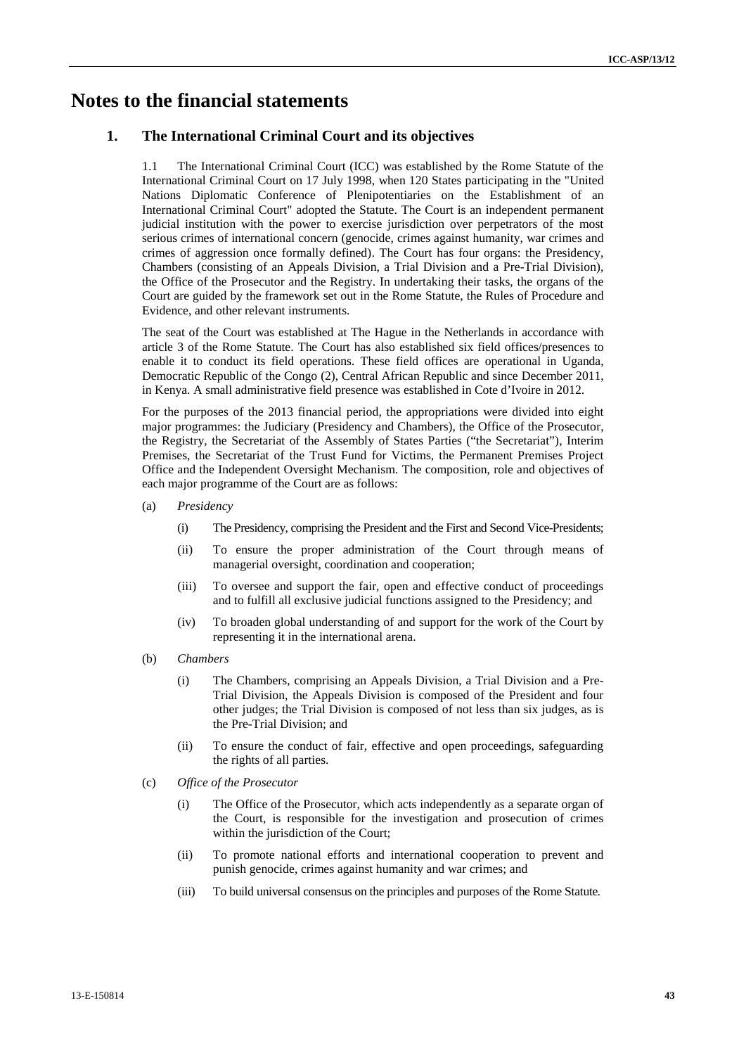# Notes to the financial statements

## 1. The International Criminal Court and its objectives

1.1 The International Criminal Court (ICC) was established by the Rome Statute of the International Criminal Court on 17 July 1998, when 120 States participating in the "United Nations Diplomatic Conference of Plenipotentiaries on the Establishment of an International Criminal Court" adopted the Statute. The Court is an independent permanent judicial institution with the power to exercise jurisdiction over perpetrators of the most serious crimes of international concern (genocide, crimes against humanity, war crimes and crimes of aggression once formally defined). The Court has four organs: the Presidency, Chambers (consisting of an Appeals Division, a Trial Division and a Pre-Trial Division), the Office of the Prosecutor and the Registry. In undertaking their tasks, the organs of the Court are guided by the framework set out in the Rome Statute, the Rules of Procedure and Evidence, and other relevant instruments.

The seat of the Court was established at The Hague in the Netherlands in accordance with article 3 of the Rome Statute. The Court has also established six field offices/presences to enable it to conduct its field operations. These field offices are operational in Uganda, Democratic Republic of the Congo (2), Central African Republic and since December 2011, in Kenya. A small administrative field presence was established in Cote d'Ivoire in 2012.

For the purposes of the 2013 financial period, the appropriations were divided into eight major programmes: the Judiciary (Presidency and Chambers), the Office of the Prosecutor, the Registry, the Secretariat of the Assembly of States Parties ("the Secretariat"), Interim Premises, the Secretariat of the Trust Fund for Victims, the Permanent Premises Project Office and the Independent Oversight Mechanism. The composition, role and objectives of each major programme of the Court are as follows:

(a) *Presidency*

(i) The Presidency, comprising the President and the First and Second Vice-Presidents;

(ii) To ensure the proper administration of the Court through means of managerial oversight, coordination and cooperation;

(iii) To oversee and support the fair, open and effective conduct of proceedings and to fulfill all exclusive judicial functions assigned to the Presidency; and

(iv) To broaden global understanding of and support for the work of the Court by representing it in the international arena.

(b) *Chambers*

(i) The Chambers, comprising an Appeals Division, a Trial Division and a Pre-Trial Division, the Appeals Division is composed of the President and four other judges; the Trial Division is composed of not less than six judges, as is the Pre-Trial Division; and

(ii) To ensure the conduct of fair, effective and open proceedings, safeguarding the rights of all parties.

(c) *Office of the Prosecutor*

(i) The Office of the Prosecutor, which acts independently as a separate organ of the Court, is responsible for the investigation and prosecution of crimes within the jurisdiction of the Court;

(ii) To promote national efforts and international cooperation to prevent and punish genocide, crimes against humanity and war crimes; and

(iii) To build universal consensus on the principles and purposes of the Rome Statute.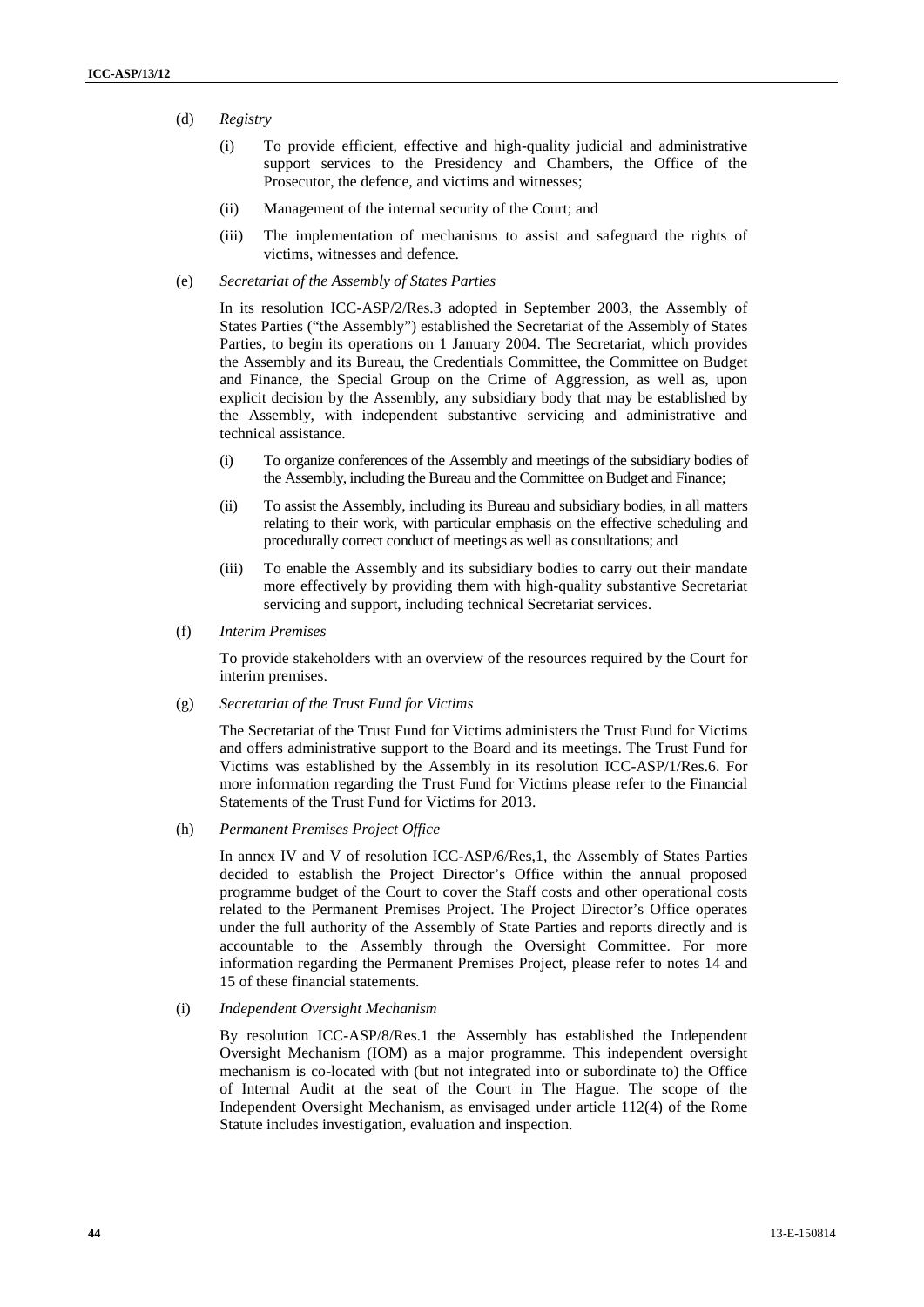(d) *Registry*

(i) To provide efficient, effective and high-quality judicial and administrative support services to the Presidency and Chambers, the Office of the Prosecutor, the defence, and victims and witnesses;

(ii) Management of the internal security of the Court; and

(iii) The implementation of mechanisms to assist and safeguard the rights of victims, witnesses and defence.

(e) *Secretariat of the Assembly of States Parties*

In its resolution ICC-ASP/2/Res.3 adopted in September 2003, the Assembly of States Parties ("the Assembly") established the Secretariat of the Assembly of States Parties, to begin its operations on 1 January 2004. The Secretariat, which provides the Assembly and its Bureau, the Credentials Committee, the Committee on Budget and Finance, the Special Group on the Crime of Aggression, as well as, upon explicit decision by the Assembly, any subsidiary body that may be established by the Assembly, with independent substantive servicing and administrative and technical assistance.

(i) To organize conferences of the Assembly and meetings of the subsidiary bodies of the Assembly, including the Bureau and the Committee on Budget and Finance;

(ii) To assist the Assembly, including its Bureau and subsidiary bodies, in all matters relating to their work, with particular emphasis on the effective scheduling and procedurally correct conduct of meetings as well as consultations; and

(iii) To enable the Assembly and its subsidiary bodies to carry out their mandate more effectively by providing them with high-quality substantive Secretariat servicing and support, including technical Secretariat services.

(f) *Interim Premises*

To provide stakeholders with an overview of the resources required by the Court for interim premises.

(g) *Secretariat of the Trust Fund for Victims*

The Secretariat of the Trust Fund for Victims administers the Trust Fund for Victims and offers administrative support to the Board and its meetings. The Trust Fund for Victims was established by the Assembly in its resolution ICC-ASP/1/Res.6. For more information regarding the Trust Fund for Victims please refer to the Financial Statements of the Trust Fund for Victims for 2013.

(h) *Permanent Premises Project Office*

In annex IV and V of resolution ICC-ASP/6/Res,1, the Assembly of States Parties decided to establish the Project Director's Office within the annual proposed programme budget of the Court to cover the Staff costs and other operational costs related to the Permanent Premises Project. The Project Director's Office operates under the full authority of the Assembly of State Parties and reports directly and is accountable to the Assembly through the Oversight Committee. For more information regarding the Permanent Premises Project, please refer to notes 14 and 15 of these financial statements.

(i) *Independent Oversight Mechanism*

By resolution ICC-ASP/8/Res.1 the Assembly has established the Independent Oversight Mechanism (IOM) as a major programme. This independent oversight mechanism is co-located with (but not integrated into or subordinate to) the Office of Internal Audit at the seat of the Court in The Hague. The scope of the Independent Oversight Mechanism, as envisaged under article 112(4) of the Rome Statute includes investigation, evaluation and inspection.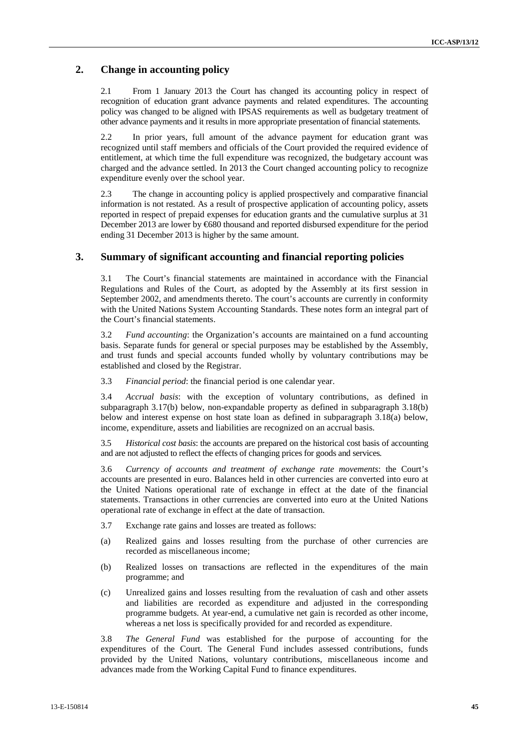## 2. Change in accounting policy

2.1 From 1 January 2013 the Court has changed its accounting policy in respect of recognition of education grant advance payments and related expenditures. The accounting policy was changed to be aligned with IPSAS requirements as well as budgetary treatment of other advance payments and it results in more appropriate presentation of financial statements.

2.2 In prior years, full amount of the advance payment for education grant was recognized until staff members and officials of the Court provided the required evidence of entitlement, at which time the full expenditure was recognized, the budgetary account was charged and the advance settled. In 2013 the Court changed accounting policy to recognize expenditure evenly over the school year.

2.3 The change in accounting policy is applied prospectively and comparative financial information is not restated. As a result of prospective application of accounting policy, assets reported in respect of prepaid expenses for education grants and the cumulative surplus at 31 December 2013 are lower by €680 thousand and reported disbursed expenditure for the period ending 31 December 2013 is higher by the same amount.

## 3. Summary of significant accounting and financial reporting policies

3.1 The Court's financial statements are maintained in accordance with the Financial Regulations and Rules of the Court, as adopted by the Assembly at its first session in September 2002, and amendments thereto. The court's accounts are currently in conformity with the United Nations System Accounting Standards. These notes form an integral part of the Court's financial statements.

3.2 *Fund accounting*: the Organization's accounts are maintained on a fund accounting basis. Separate funds for general or special purposes may be established by the Assembly, and trust funds and special accounts funded wholly by voluntary contributions may be established and closed by the Registrar.

3.3 *Financial period*: the financial period is one calendar year.

3.4 *Accrual basis*: with the exception of voluntary contributions, as defined in subparagraph 3.17(b) below, non-expandable property as defined in subparagraph 3.18(b) below and interest expense on host state loan as defined in subparagraph 3.18(a) below, income, expenditure, assets and liabilities are recognized on an accrual basis.

3.5 *Historical cost basis*: the accounts are prepared on the historical cost basis of accounting and are not adjusted to reflect the effects of changing prices for goods and services.

3.6 *Currency of accounts and treatment of exchange rate movements*: the Court's accounts are presented in euro. Balances held in other currencies are converted into euro at the United Nations operational rate of exchange in effect at the date of the financial statements. Transactions in other currencies are converted into euro at the United Nations operational rate of exchange in effect at the date of transaction.

3.7 Exchange rate gains and losses are treated as follows:

(a) Realized gains and losses resulting from the purchase of other currencies are recorded as miscellaneous income;

(b) Realized losses on transactions are reflected in the expenditures of the main programme; and

(c) Unrealized gains and losses resulting from the revaluation of cash and other assets and liabilities are recorded as expenditure and adjusted in the corresponding programme budgets. At year-end, a cumulative net gain is recorded as other income, whereas a net loss is specifically provided for and recorded as expenditure.

3.8 *The General Fund* was established for the purpose of accounting for the expenditures of the Court. The General Fund includes assessed contributions, funds provided by the United Nations, voluntary contributions, miscellaneous income and advances made from the Working Capital Fund to finance expenditures.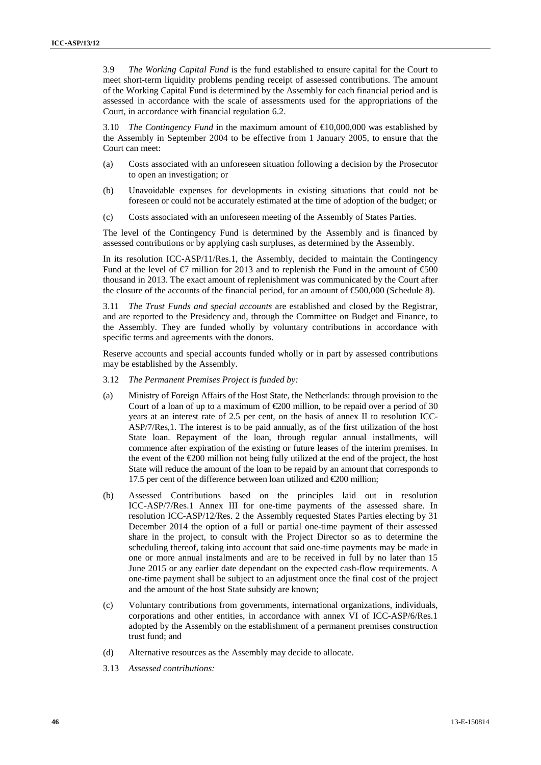3.9 *The Working Capital Fund* is the fund established to ensure capital for the Court to meet short-term liquidity problems pending receipt of assessed contributions. The amount of the Working Capital Fund is determined by the Assembly for each financial period and is assessed in accordance with the scale of assessments used for the appropriations of the Court, in accordance with financial regulation 6.2.

3.10 *The Contingency Fund* in the maximum amount of €10,000,000 was established by the Assembly in September 2004 to be effective from 1 January 2005, to ensure that the Court can meet:

(a) Costs associated with an unforeseen situation following a decision by the Prosecutor to open an investigation; or

(b) Unavoidable expenses for developments in existing situations that could not be foreseen or could not be accurately estimated at the time of adoption of the budget; or

(c) Costs associated with an unforeseen meeting of the Assembly of States Parties.

The level of the Contingency Fund is determined by the Assembly and is financed by assessed contributions or by applying cash surpluses, as determined by the Assembly.

In its resolution ICC-ASP/11/Res.1, the Assembly, decided to maintain the Contingency Fund at the level of €7 million for 2013 and to replenish the Fund in the amount of €500 thousand in 2013. The exact amount of replenishment was communicated by the Court after the closure of the accounts of the financial period, for an amount of €500,000 (Schedule 8).

3.11 *The Trust Funds and special accounts* are established and closed by the Registrar, and are reported to the Presidency and, through the Committee on Budget and Finance, to the Assembly. They are funded wholly by voluntary contributions in accordance with specific terms and agreements with the donors.

Reserve accounts and special accounts funded wholly or in part by assessed contributions may be established by the Assembly.

3.12 *The Permanent Premises Project is funded by:*

(a) Ministry of Foreign Affairs of the Host State, the Netherlands: through provision to the Court of a loan of up to a maximum of €200 million, to be repaid over a period of 30 years at an interest rate of 2.5 per cent, on the basis of annex II to resolution ICC-ASP/7/Res,1. The interest is to be paid annually, as of the first utilization of the host State loan. Repayment of the loan, through regular annual installments, will commence after expiration of the existing or future leases of the interim premises. In the event of the €200 million not being fully utilized at the end of the project, the host State will reduce the amount of the loan to be repaid by an amount that corresponds to 17.5 per cent of the difference between loan utilized and €200 million;

(b) Assessed Contributions based on the principles laid out in resolution ICC-ASP/7/Res.1 Annex III for one-time payments of the assessed share. In resolution ICC-ASP/12/Res. 2 the Assembly requested States Parties electing by 31 December 2014 the option of a full or partial one-time payment of their assessed share in the project, to consult with the Project Director so as to determine the scheduling thereof, taking into account that said one-time payments may be made in one or more annual instalments and are to be received in full by no later than 15 June 2015 or any earlier date dependant on the expected cash-flow requirements. A one-time payment shall be subject to an adjustment once the final cost of the project and the amount of the host State subsidy are known;

(c) Voluntary contributions from governments, international organizations, individuals, corporations and other entities, in accordance with annex VI of ICC-ASP/6/Res.1 adopted by the Assembly on the establishment of a permanent premises construction trust fund; and

(d) Alternative resources as the Assembly may decide to allocate.

3.13 *Assessed contributions:*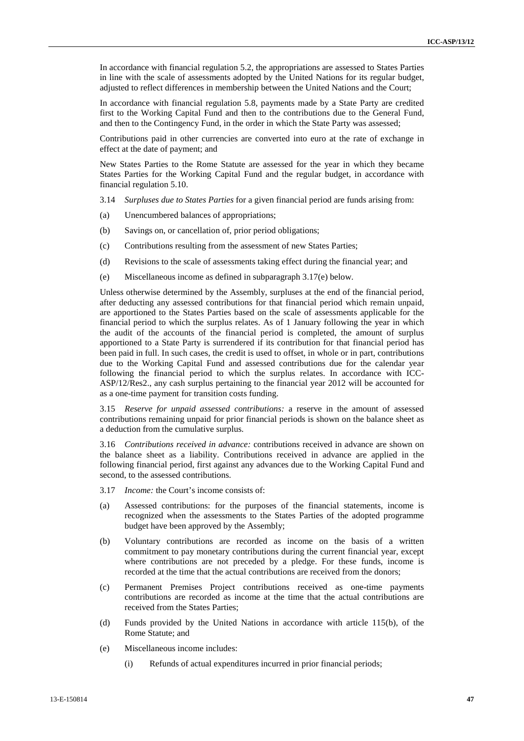In accordance with financial regulation 5.2, the appropriations are assessed to States Parties in line with the scale of assessments adopted by the United Nations for its regular budget, adjusted to reflect differences in membership between the United Nations and the Court;

In accordance with financial regulation 5.8, payments made by a State Party are credited first to the Working Capital Fund and then to the contributions due to the General Fund, and then to the Contingency Fund, in the order in which the State Party was assessed;

Contributions paid in other currencies are converted into euro at the rate of exchange in effect at the date of payment; and

New States Parties to the Rome Statute are assessed for the year in which they became States Parties for the Working Capital Fund and the regular budget, in accordance with financial regulation 5.10.

3.14 *Surpluses due to States Parties* for a given financial period are funds arising from:

(a) Unencumbered balances of appropriations;

(b) Savings on, or cancellation of, prior period obligations;

(c) Contributions resulting from the assessment of new States Parties;

(d) Revisions to the scale of assessments taking effect during the financial year; and

(e) Miscellaneous income as defined in subparagraph 3.17(e) below.

Unless otherwise determined by the Assembly, surpluses at the end of the financial period, after deducting any assessed contributions for that financial period which remain unpaid, are apportioned to the States Parties based on the scale of assessments applicable for the financial period to which the surplus relates. As of 1 January following the year in which the audit of the accounts of the financial period is completed, the amount of surplus apportioned to a State Party is surrendered if its contribution for that financial period has been paid in full. In such cases, the credit is used to offset, in whole or in part, contributions due to the Working Capital Fund and assessed contributions due for the calendar year following the financial period to which the surplus relates. In accordance with ICC-ASP/12/Res2., any cash surplus pertaining to the financial year 2012 will be accounted for as a one-time payment for transition costs funding.

3.15 *Reserve for unpaid assessed contributions:* a reserve in the amount of assessed contributions remaining unpaid for prior financial periods is shown on the balance sheet as a deduction from the cumulative surplus.

3.16 *Contributions received in advance:* contributions received in advance are shown on the balance sheet as a liability. Contributions received in advance are applied in the following financial period, first against any advances due to the Working Capital Fund and second, to the assessed contributions.

3.17 *Income:* the Court's income consists of:

(a) Assessed contributions: for the purposes of the financial statements, income is recognized when the assessments to the States Parties of the adopted programme budget have been approved by the Assembly;

(b) Voluntary contributions are recorded as income on the basis of a written commitment to pay monetary contributions during the current financial year, except where contributions are not preceded by a pledge. For these funds, income is recorded at the time that the actual contributions are received from the donors;

(c) Permanent Premises Project contributions received as one-time payments contributions are recorded as income at the time that the actual contributions are received from the States Parties;

(d) Funds provided by the United Nations in accordance with article 115(b), of the Rome Statute; and

(e) Miscellaneous income includes:

   (i) Refunds of actual expenditures incurred in prior financial periods;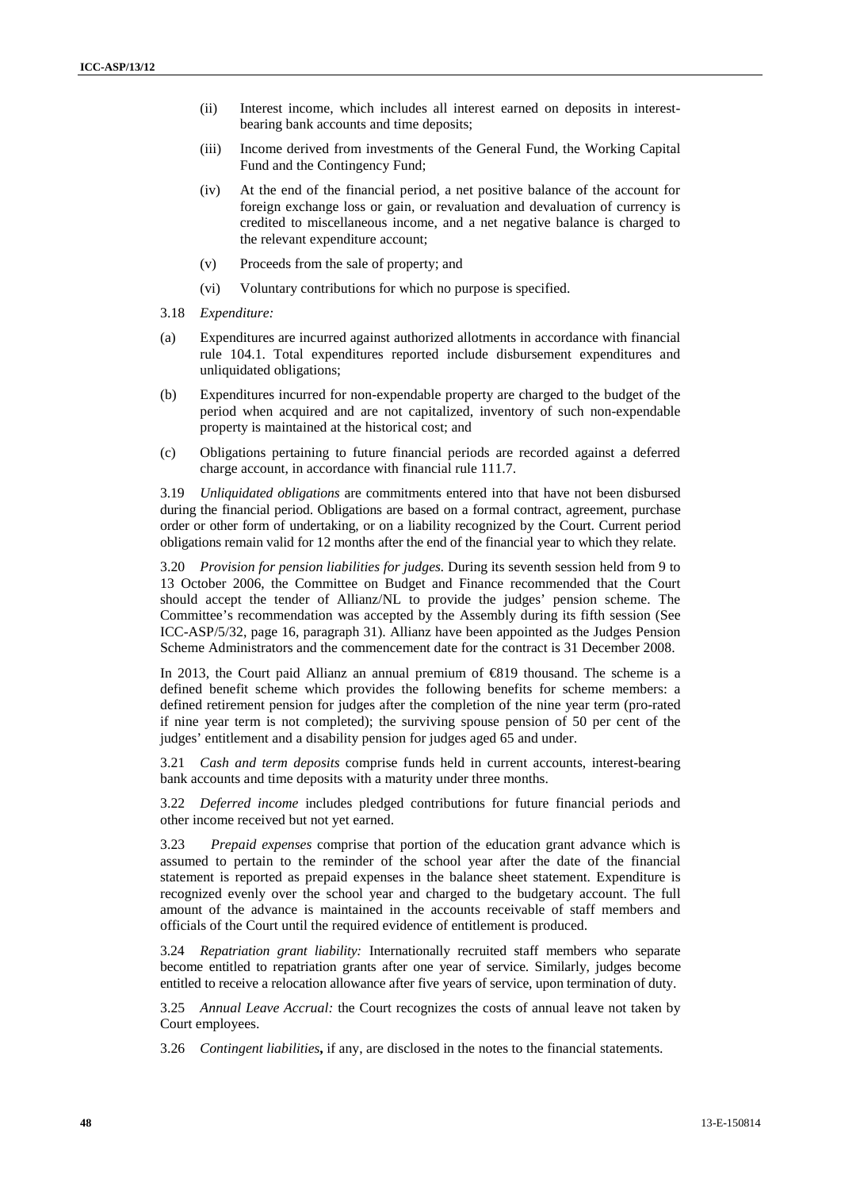(ii) Interest income, which includes all interest earned on deposits in interest-bearing bank accounts and time deposits;

(iii) Income derived from investments of the General Fund, the Working Capital Fund and the Contingency Fund;

(iv) At the end of the financial period, a net positive balance of the account for foreign exchange loss or gain, or revaluation and devaluation of currency is credited to miscellaneous income, and a net negative balance is charged to the relevant expenditure account;

(v) Proceeds from the sale of property; and

(vi) Voluntary contributions for which no purpose is specified.

3.18 *Expenditure:*

(a) Expenditures are incurred against authorized allotments in accordance with financial rule 104.1. Total expenditures reported include disbursement expenditures and unliquidated obligations;

(b) Expenditures incurred for non-expendable property are charged to the budget of the period when acquired and are not capitalized, inventory of such non-expendable property is maintained at the historical cost; and

(c) Obligations pertaining to future financial periods are recorded against a deferred charge account, in accordance with financial rule 111.7.

3.19 *Unliquidated obligations* are commitments entered into that have not been disbursed during the financial period. Obligations are based on a formal contract, agreement, purchase order or other form of undertaking, or on a liability recognized by the Court. Current period obligations remain valid for 12 months after the end of the financial year to which they relate.

3.20 *Provision for pension liabilities for judges*. During its seventh session held from 9 to 13 October 2006, the Committee on Budget and Finance recommended that the Court should accept the tender of Allianz/NL to provide the judges' pension scheme. The Committee's recommendation was accepted by the Assembly during its fifth session (See ICC-ASP/5/32, page 16, paragraph 31). Allianz have been appointed as the Judges Pension Scheme Administrators and the commencement date for the contract is 31 December 2008.

In 2013, the Court paid Allianz an annual premium of €819 thousand. The scheme is a defined benefit scheme which provides the following benefits for scheme members: a defined retirement pension for judges after the completion of the nine year term (pro-rated if nine year term is not completed); the surviving spouse pension of 50 per cent of the judges' entitlement and a disability pension for judges aged 65 and under.

3.21 *Cash and term deposits* comprise funds held in current accounts, interest-bearing bank accounts and time deposits with a maturity under three months.

3.22 *Deferred income* includes pledged contributions for future financial periods and other income received but not yet earned.

3.23 *Prepaid expenses* comprise that portion of the education grant advance which is assumed to pertain to the reminder of the school year after the date of the financial statement is reported as prepaid expenses in the balance sheet statement. Expenditure is recognized evenly over the school year and charged to the budgetary account. The full amount of the advance is maintained in the accounts receivable of staff members and officials of the Court until the required evidence of entitlement is produced.

3.24 *Repatriation grant liability:* Internationally recruited staff members who separate become entitled to repatriation grants after one year of service. Similarly, judges become entitled to receive a relocation allowance after five years of service, upon termination of duty.

3.25 *Annual Leave Accrual:* the Court recognizes the costs of annual leave not taken by Court employees.

3.26 *Contingent liabilities***,** if any, are disclosed in the notes to the financial statements.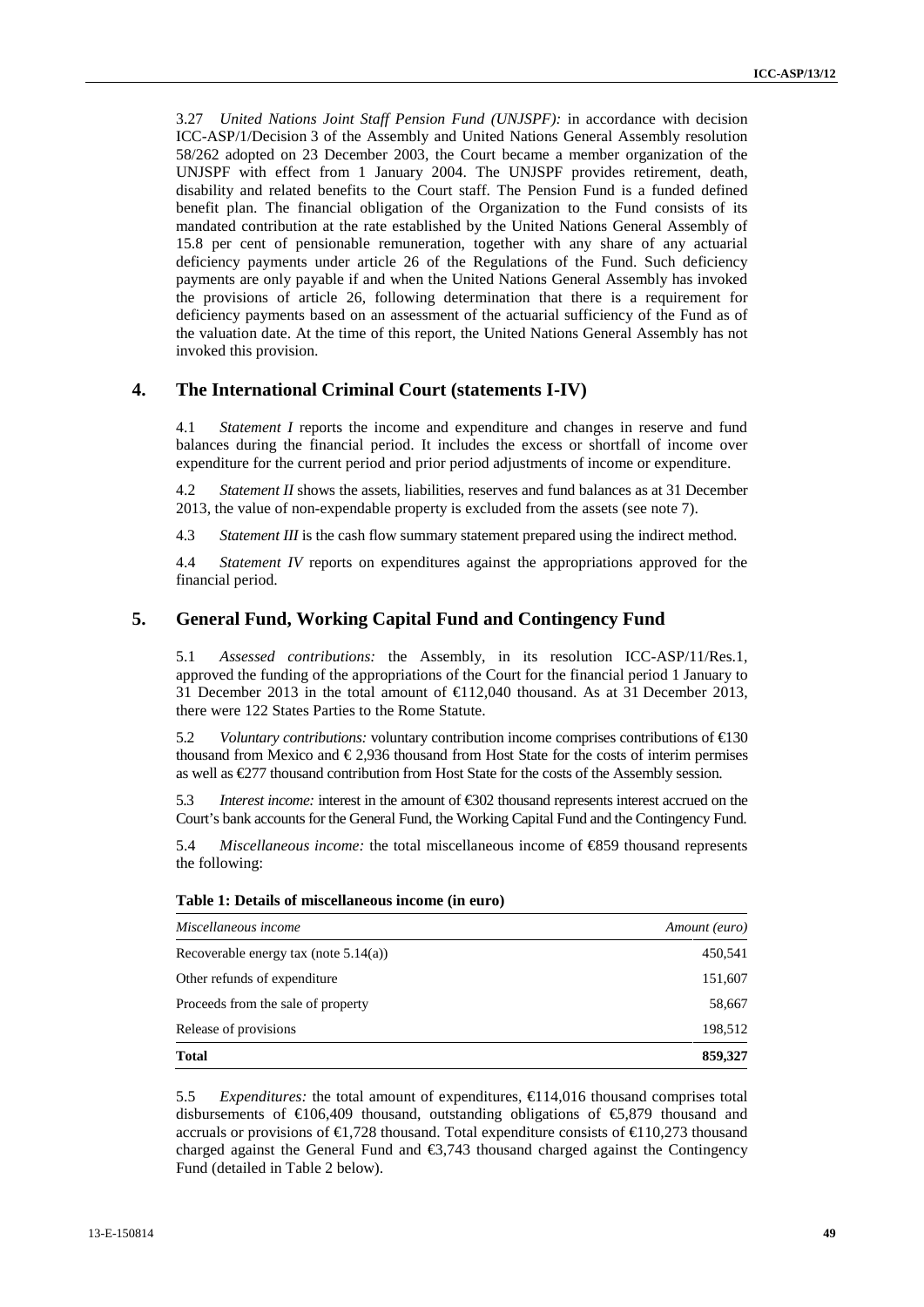3.27 *United Nations Joint Staff Pension Fund (UNJSPF):* in accordance with decision ICC-ASP/1/Decision 3 of the Assembly and United Nations General Assembly resolution 58/262 adopted on 23 December 2003, the Court became a member organization of the UNJSPF with effect from 1 January 2004. The UNJSPF provides retirement, death, disability and related benefits to the Court staff. The Pension Fund is a funded defined benefit plan. The financial obligation of the Organization to the Fund consists of its mandated contribution at the rate established by the United Nations General Assembly of 15.8 per cent of pensionable remuneration, together with any share of any actuarial deficiency payments under article 26 of the Regulations of the Fund. Such deficiency payments are only payable if and when the United Nations General Assembly has invoked the provisions of article 26, following determination that there is a requirement for deficiency payments based on an assessment of the actuarial sufficiency of the Fund as of the valuation date. At the time of this report, the United Nations General Assembly has not invoked this provision.

## 4. The International Criminal Court (statements I-IV)

4.1 *Statement I* reports the income and expenditure and changes in reserve and fund balances during the financial period. It includes the excess or shortfall of income over expenditure for the current period and prior period adjustments of income or expenditure.

4.2 *Statement II* shows the assets, liabilities, reserves and fund balances as at 31 December 2013, the value of non-expendable property is excluded from the assets (see note 7).

4.3 *Statement III* is the cash flow summary statement prepared using the indirect method.

4.4 *Statement IV* reports on expenditures against the appropriations approved for the financial period.

## 5. General Fund, Working Capital Fund and Contingency Fund

5.1 *Assessed contributions:* the Assembly, in its resolution ICC-ASP/11/Res.1, approved the funding of the appropriations of the Court for the financial period 1 January to 31 December 2013 in the total amount of €112,040 thousand. As at 31 December 2013, there were 122 States Parties to the Rome Statute.

5.2 *Voluntary contributions:* voluntary contribution income comprises contributions of €130 thousand from Mexico and € 2,936 thousand from Host State for the costs of interim permises as well as €277 thousand contribution from Host State for the costs of the Assembly session.

5.3 *Interest income:* interest in the amount of €302 thousand represents interest accrued on the Court's bank accounts for the General Fund, the Working Capital Fund and the Contingency Fund.

5.4 *Miscellaneous income:* the total miscellaneous income of €859 thousand represents the following:

**Table 1: Details of miscellaneous income (in euro)**

| *Miscellaneous income* | *Amount (euro)* |
|---|---|
| Recoverable energy tax (note 5.14(a)) | 450,541 |
| Other refunds of expenditure | 151,607 |
| Proceeds from the sale of property | 58,667 |
| Release of provisions | 198,512 |
| **Total** | **859,327** |

5.5 *Expenditures:* the total amount of expenditures, €114,016 thousand comprises total disbursements of €106,409 thousand, outstanding obligations of €5,879 thousand and accruals or provisions of €1,728 thousand. Total expenditure consists of €110,273 thousand charged against the General Fund and €3,743 thousand charged against the Contingency Fund (detailed in Table 2 below).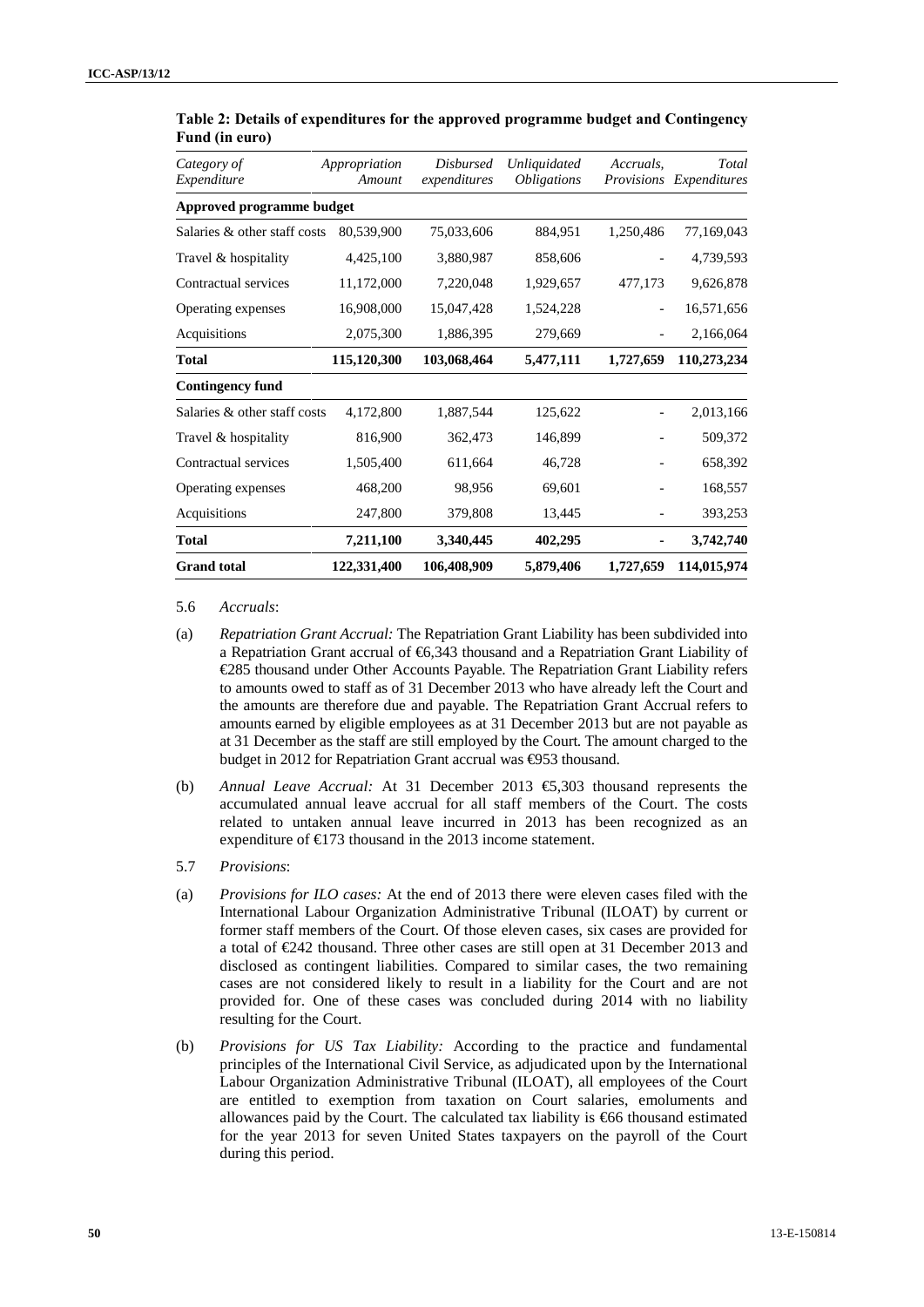**Table 2: Details of expenditures for the approved programme budget and Contingency Fund (in euro)**

| *Category of Expenditure* | *Appropriation Amount* | *Disbursed expenditures* | *Unliquidated Obligations* | *Accruals, Provisions* | *Total Expenditures* |
|---|---|---|---|---|---|
| **Approved programme budget** | | | | | |
| Salaries & other staff costs | 80,539,900 | 75,033,606 | 884,951 | 1,250,486 | 77,169,043 |
| Travel & hospitality | 4,425,100 | 3,880,987 | 858,606 | - | 4,739,593 |
| Contractual services | 11,172,000 | 7,220,048 | 1,929,657 | 477,173 | 9,626,878 |
| Operating expenses | 16,908,000 | 15,047,428 | 1,524,228 | - | 16,571,656 |
| Acquisitions | 2,075,300 | 1,886,395 | 279,669 | - | 2,166,064 |
| **Total** | **115,120,300** | **103,068,464** | **5,477,111** | **1,727,659** | **110,273,234** |
| **Contingency fund** | | | | | |
| Salaries & other staff costs | 4,172,800 | 1,887,544 | 125,622 | - | 2,013,166 |
| Travel & hospitality | 816,900 | 362,473 | 146,899 | - | 509,372 |
| Contractual services | 1,505,400 | 611,664 | 46,728 | - | 658,392 |
| Operating expenses | 468,200 | 98,956 | 69,601 | - | 168,557 |
| Acquisitions | 247,800 | 379,808 | 13,445 | - | 393,253 |
| **Total** | **7,211,100** | **3,340,445** | **402,295** | **-** | **3,742,740** |
| **Grand total** | **122,331,400** | **106,408,909** | **5,879,406** | **1,727,659** | **114,015,974** |

5.6 *Accruals*:

(a) *Repatriation Grant Accrual:* The Repatriation Grant Liability has been subdivided into a Repatriation Grant accrual of €6,343 thousand and a Repatriation Grant Liability of €285 thousand under Other Accounts Payable. The Repatriation Grant Liability refers to amounts owed to staff as of 31 December 2013 who have already left the Court and the amounts are therefore due and payable. The Repatriation Grant Accrual refers to amounts earned by eligible employees as at 31 December 2013 but are not payable as at 31 December as the staff are still employed by the Court. The amount charged to the budget in 2012 for Repatriation Grant accrual was €953 thousand.

(b) *Annual Leave Accrual:* At 31 December 2013 €5,303 thousand represents the accumulated annual leave accrual for all staff members of the Court. The costs related to untaken annual leave incurred in 2013 has been recognized as an expenditure of €173 thousand in the 2013 income statement.

5.7 *Provisions*:

(a) *Provisions for ILO cases:* At the end of 2013 there were eleven cases filed with the International Labour Organization Administrative Tribunal (ILOAT) by current or former staff members of the Court. Of those eleven cases, six cases are provided for a total of €242 thousand. Three other cases are still open at 31 December 2013 and disclosed as contingent liabilities. Compared to similar cases, the two remaining cases are not considered likely to result in a liability for the Court and are not provided for. One of these cases was concluded during 2014 with no liability resulting for the Court.

(b) *Provisions for US Tax Liability:* According to the practice and fundamental principles of the International Civil Service, as adjudicated upon by the International Labour Organization Administrative Tribunal (ILOAT), all employees of the Court are entitled to exemption from taxation on Court salaries, emoluments and allowances paid by the Court. The calculated tax liability is €66 thousand estimated for the year 2013 for seven United States taxpayers on the payroll of the Court during this period.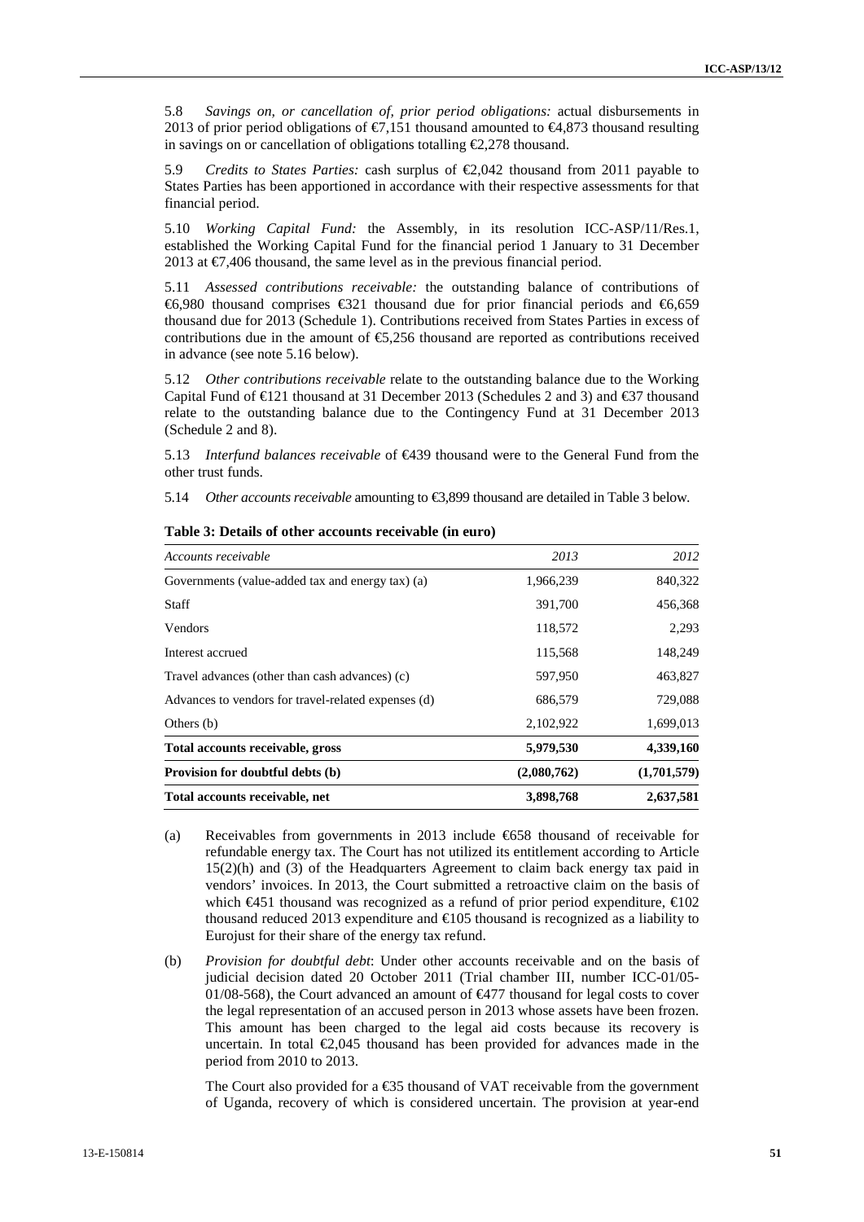5.8 *Savings on, or cancellation of, prior period obligations:* actual disbursements in 2013 of prior period obligations of €7,151 thousand amounted to €4,873 thousand resulting in savings on or cancellation of obligations totalling €2,278 thousand.

5.9 *Credits to States Parties:* cash surplus of €2,042 thousand from 2011 payable to States Parties has been apportioned in accordance with their respective assessments for that financial period.

5.10 *Working Capital Fund:* the Assembly, in its resolution ICC-ASP/11/Res.1, established the Working Capital Fund for the financial period 1 January to 31 December 2013 at €7,406 thousand, the same level as in the previous financial period.

5.11 *Assessed contributions receivable:* the outstanding balance of contributions of €6,980 thousand comprises €321 thousand due for prior financial periods and €6,659 thousand due for 2013 (Schedule 1). Contributions received from States Parties in excess of contributions due in the amount of €5,256 thousand are reported as contributions received in advance (see note 5.16 below).

5.12 *Other contributions receivable* relate to the outstanding balance due to the Working Capital Fund of €121 thousand at 31 December 2013 (Schedules 2 and 3) and €37 thousand relate to the outstanding balance due to the Contingency Fund at 31 December 2013 (Schedule 2 and 8).

5.13 *Interfund balances receivable* of €439 thousand were to the General Fund from the other trust funds.

5.14 *Other accounts receivable* amounting to €3,899 thousand are detailed in Table 3 below.

**Table 3: Details of other accounts receivable (in euro)**

| *Accounts receivable* | *2013* | *2012* |
|---|---|---|
| Governments (value-added tax and energy tax) (a) | 1,966,239 | 840,322 |
| Staff | 391,700 | 456,368 |
| Vendors | 118,572 | 2,293 |
| Interest accrued | 115,568 | 148,249 |
| Travel advances (other than cash advances) (c) | 597,950 | 463,827 |
| Advances to vendors for travel-related expenses (d) | 686,579 | 729,088 |
| Others (b) | 2,102,922 | 1,699,013 |
| **Total accounts receivable, gross** | **5,979,530** | **4,339,160** |
| **Provision for doubtful debts (b)** | **(2,080,762)** | **(1,701,579)** |
| **Total accounts receivable, net** | **3,898,768** | **2,637,581** |

(a) Receivables from governments in 2013 include €658 thousand of receivable for refundable energy tax. The Court has not utilized its entitlement according to Article 15(2)(h) and (3) of the Headquarters Agreement to claim back energy tax paid in vendors' invoices. In 2013, the Court submitted a retroactive claim on the basis of which €451 thousand was recognized as a refund of prior period expenditure, €102 thousand reduced 2013 expenditure and €105 thousand is recognized as a liability to Eurojust for their share of the energy tax refund.

(b) *Provision for doubtful debt*: Under other accounts receivable and on the basis of judicial decision dated 20 October 2011 (Trial chamber III, number ICC-01/05-01/08-568), the Court advanced an amount of €477 thousand for legal costs to cover the legal representation of an accused person in 2013 whose assets have been frozen. This amount has been charged to the legal aid costs because its recovery is uncertain. In total €2,045 thousand has been provided for advances made in the period from 2010 to 2013.

The Court also provided for a €35 thousand of VAT receivable from the government of Uganda, recovery of which is considered uncertain. The provision at year-end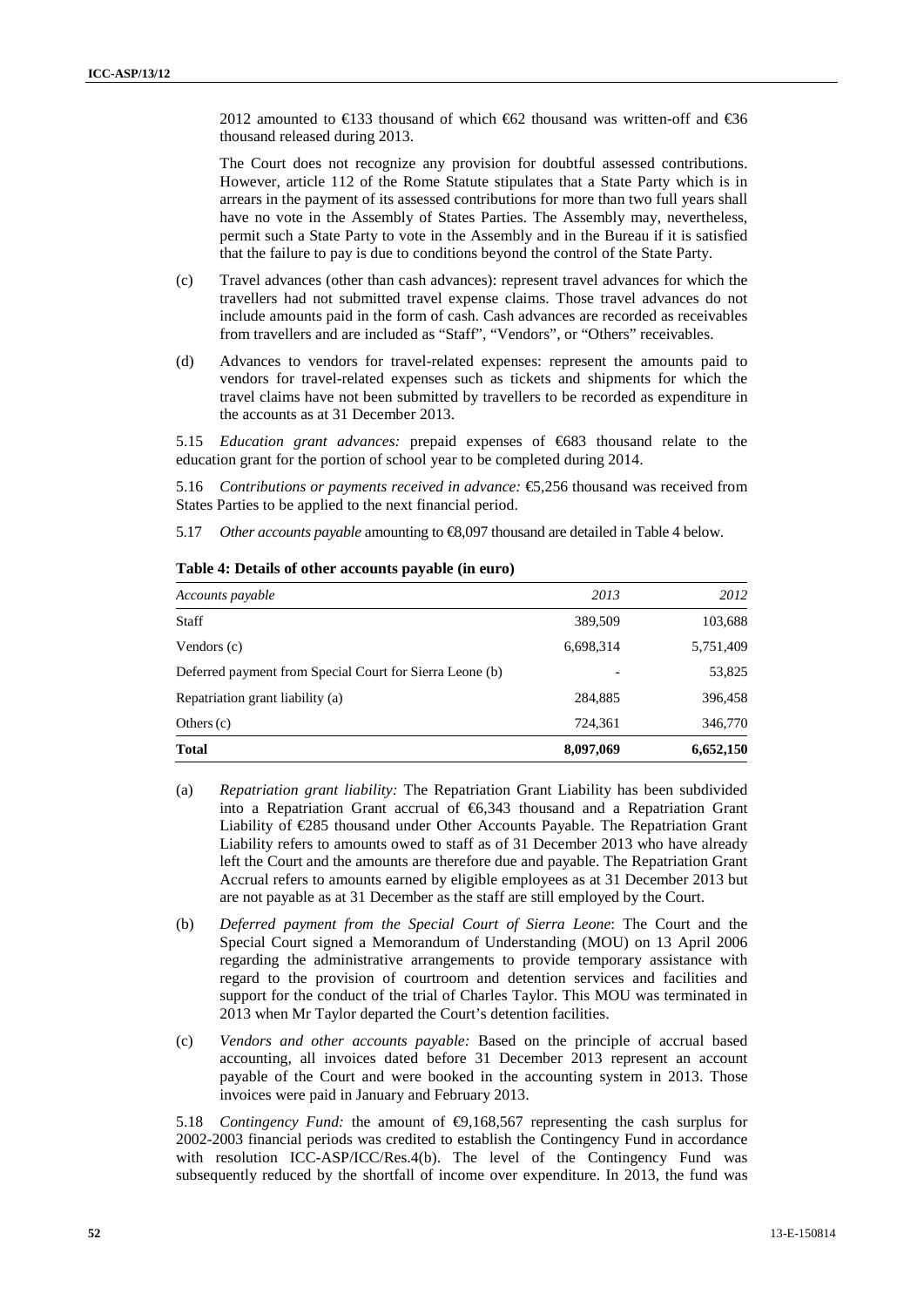2012 amounted to €133 thousand of which €62 thousand was written-off and €36 thousand released during 2013.

The Court does not recognize any provision for doubtful assessed contributions. However, article 112 of the Rome Statute stipulates that a State Party which is in arrears in the payment of its assessed contributions for more than two full years shall have no vote in the Assembly of States Parties. The Assembly may, nevertheless, permit such a State Party to vote in the Assembly and in the Bureau if it is satisfied that the failure to pay is due to conditions beyond the control of the State Party.

(c) Travel advances (other than cash advances): represent travel advances for which the travellers had not submitted travel expense claims. Those travel advances do not include amounts paid in the form of cash. Cash advances are recorded as receivables from travellers and are included as "Staff", "Vendors", or "Others" receivables.

(d) Advances to vendors for travel-related expenses: represent the amounts paid to vendors for travel-related expenses such as tickets and shipments for which the travel claims have not been submitted by travellers to be recorded as expenditure in the accounts as at 31 December 2013.

5.15 *Education grant advances:* prepaid expenses of €683 thousand relate to the education grant for the portion of school year to be completed during 2014.

5.16 *Contributions or payments received in advance:* €5,256 thousand was received from States Parties to be applied to the next financial period.

5.17 *Other accounts payable* amounting to €8,097 thousand are detailed in Table 4 below.

**Table 4: Details of other accounts payable (in euro)**

| *Accounts payable* | *2013* | *2012* |
|---|---|---|
| Staff | 389,509 | 103,688 |
| Vendors (c) | 6,698,314 | 5,751,409 |
| Deferred payment from Special Court for Sierra Leone (b) | - | 53,825 |
| Repatriation grant liability (a) | 284,885 | 396,458 |
| Others (c) | 724,361 | 346,770 |
| **Total** | **8,097,069** | **6,652,150** |

(a) *Repatriation grant liability:* The Repatriation Grant Liability has been subdivided into a Repatriation Grant accrual of €6,343 thousand and a Repatriation Grant Liability of €285 thousand under Other Accounts Payable. The Repatriation Grant Liability refers to amounts owed to staff as of 31 December 2013 who have already left the Court and the amounts are therefore due and payable. The Repatriation Grant Accrual refers to amounts earned by eligible employees as at 31 December 2013 but are not payable as at 31 December as the staff are still employed by the Court.

(b) *Deferred payment from the Special Court of Sierra Leone*: The Court and the Special Court signed a Memorandum of Understanding (MOU) on 13 April 2006 regarding the administrative arrangements to provide temporary assistance with regard to the provision of courtroom and detention services and facilities and support for the conduct of the trial of Charles Taylor. This MOU was terminated in 2013 when Mr Taylor departed the Court's detention facilities.

(c) *Vendors and other accounts payable:* Based on the principle of accrual based accounting, all invoices dated before 31 December 2013 represent an account payable of the Court and were booked in the accounting system in 2013. Those invoices were paid in January and February 2013.

5.18 *Contingency Fund:* the amount of €9,168,567 representing the cash surplus for 2002-2003 financial periods was credited to establish the Contingency Fund in accordance with resolution ICC-ASP/ICC/Res.4(b). The level of the Contingency Fund was subsequently reduced by the shortfall of income over expenditure. In 2013, the fund was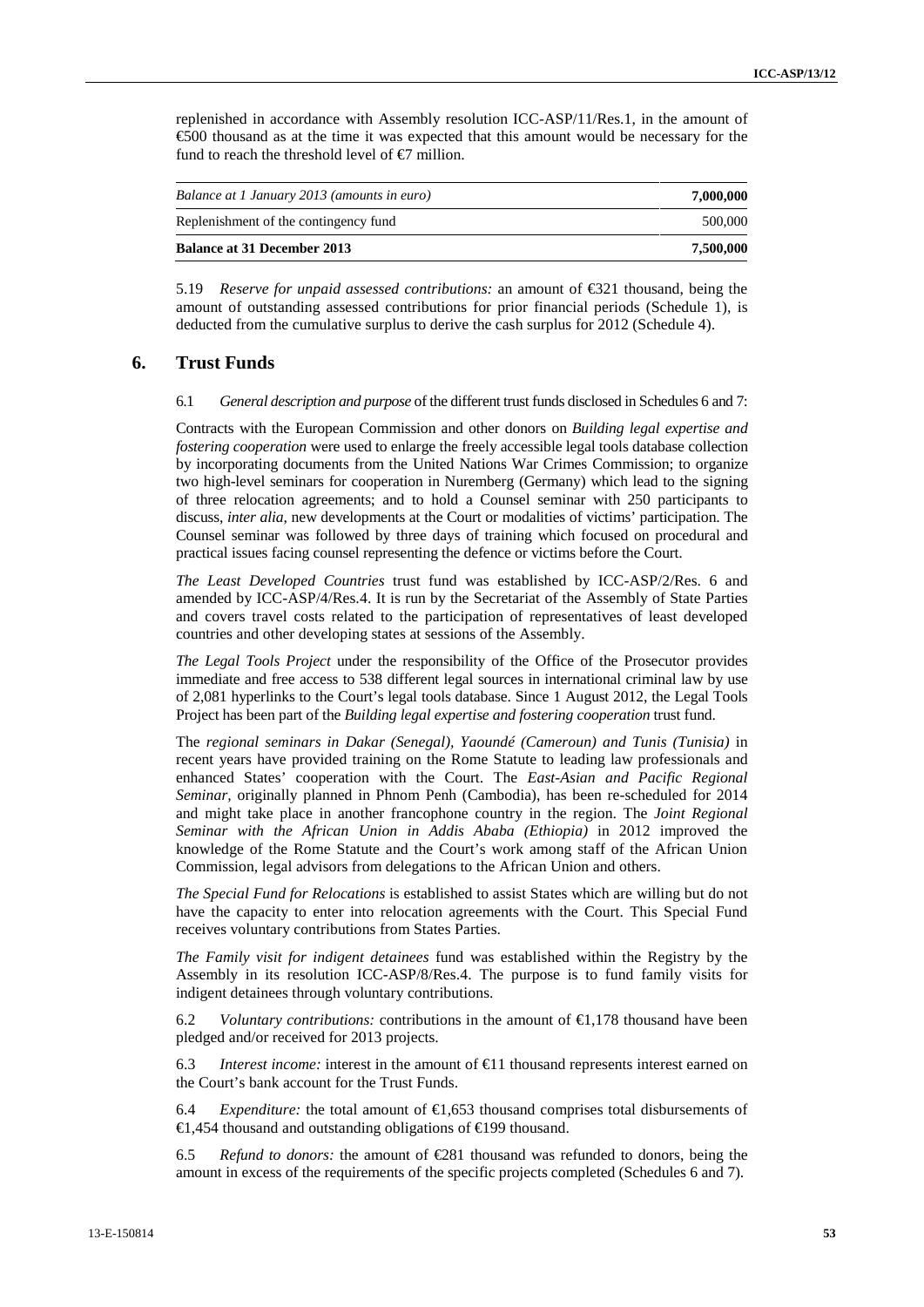replenished in accordance with Assembly resolution ICC-ASP/11/Res.1, in the amount of €500 thousand as at the time it was expected that this amount would be necessary for the fund to reach the threshold level of €7 million.

| *Balance at 1 January 2013 (amounts in euro)* | **7,000,000** |
|---|---|
| Replenishment of the contingency fund | 500,000 |
| **Balance at 31 December 2013** | **7,500,000** |

5.19 *Reserve for unpaid assessed contributions:* an amount of €321 thousand, being the amount of outstanding assessed contributions for prior financial periods (Schedule 1), is deducted from the cumulative surplus to derive the cash surplus for 2012 (Schedule 4).

## 6. Trust Funds

6.1 *General description and purpose* of the different trust funds disclosed in Schedules 6 and 7:

Contracts with the European Commission and other donors on *Building legal expertise and fostering cooperation* were used to enlarge the freely accessible legal tools database collection by incorporating documents from the United Nations War Crimes Commission; to organize two high-level seminars for cooperation in Nuremberg (Germany) which lead to the signing of three relocation agreements; and to hold a Counsel seminar with 250 participants to discuss, *inter alia*, new developments at the Court or modalities of victims' participation. The Counsel seminar was followed by three days of training which focused on procedural and practical issues facing counsel representing the defence or victims before the Court.

*The Least Developed Countries* trust fund was established by ICC-ASP/2/Res. 6 and amended by ICC-ASP/4/Res.4. It is run by the Secretariat of the Assembly of State Parties and covers travel costs related to the participation of representatives of least developed countries and other developing states at sessions of the Assembly.

*The Legal Tools Project* under the responsibility of the Office of the Prosecutor provides immediate and free access to 538 different legal sources in international criminal law by use of 2,081 hyperlinks to the Court's legal tools database. Since 1 August 2012, the Legal Tools Project has been part of the *Building legal expertise and fostering cooperation* trust fund.

The *regional seminars in Dakar (Senegal), Yaoundé (Cameroun) and Tunis (Tunisia)* in recent years have provided training on the Rome Statute to leading law professionals and enhanced States' cooperation with the Court. The *East-Asian and Pacific Regional Seminar*, originally planned in Phnom Penh (Cambodia), has been re-scheduled for 2014 and might take place in another francophone country in the region. The *Joint Regional Seminar with the African Union in Addis Ababa (Ethiopia)* in 2012 improved the knowledge of the Rome Statute and the Court's work among staff of the African Union Commission, legal advisors from delegations to the African Union and others.

*The Special Fund for Relocations* is established to assist States which are willing but do not have the capacity to enter into relocation agreements with the Court. This Special Fund receives voluntary contributions from States Parties.

*The Family visit for indigent detainees* fund was established within the Registry by the Assembly in its resolution ICC-ASP/8/Res.4. The purpose is to fund family visits for indigent detainees through voluntary contributions.

6.2 *Voluntary contributions:* contributions in the amount of €1,178 thousand have been pledged and/or received for 2013 projects.

6.3 *Interest income:* interest in the amount of €11 thousand represents interest earned on the Court's bank account for the Trust Funds.

6.4 *Expenditure:* the total amount of €1,653 thousand comprises total disbursements of €1,454 thousand and outstanding obligations of €199 thousand.

6.5 *Refund to donors:* the amount of €281 thousand was refunded to donors, being the amount in excess of the requirements of the specific projects completed (Schedules 6 and 7).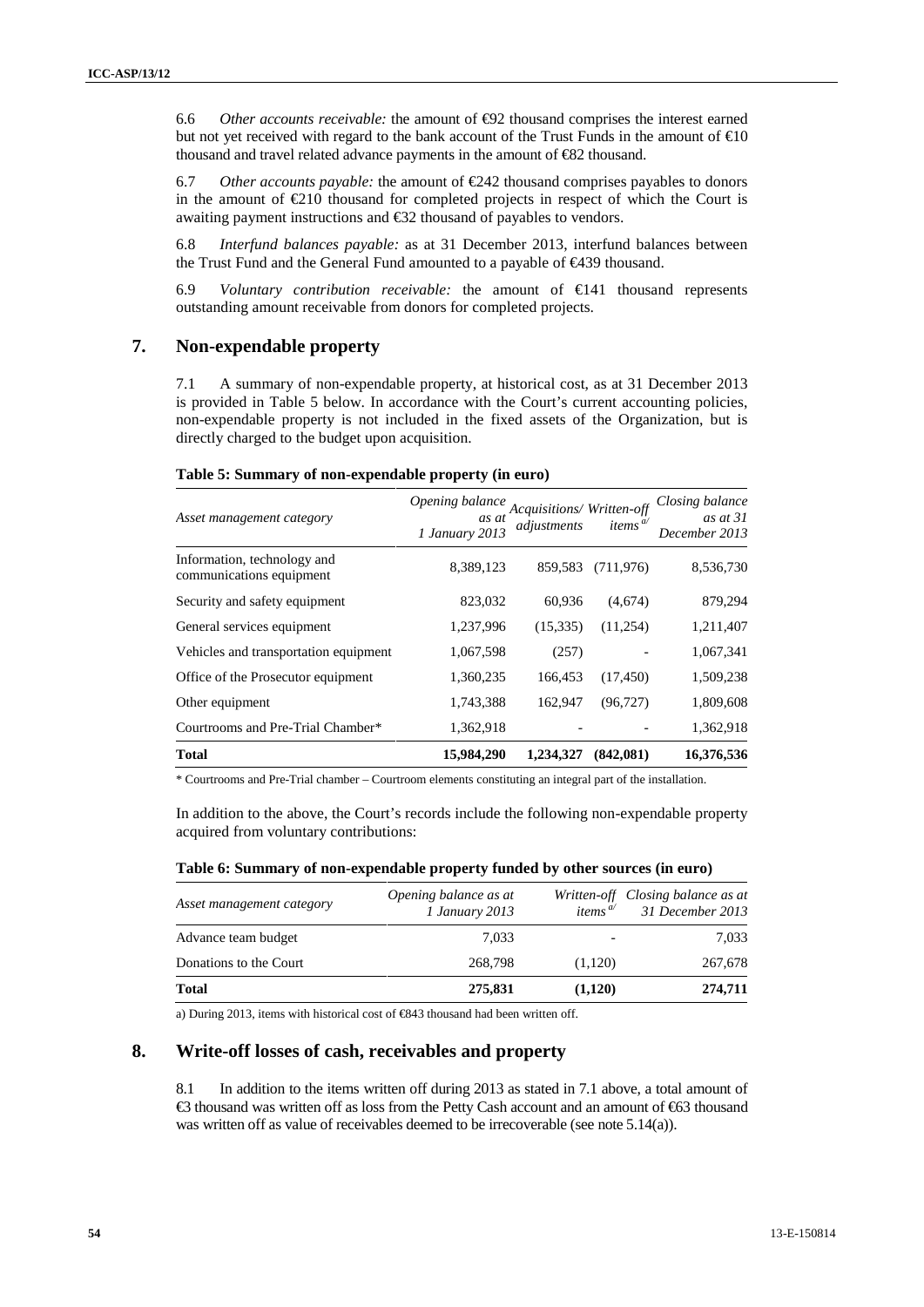6.6 *Other accounts receivable:* the amount of €92 thousand comprises the interest earned but not yet received with regard to the bank account of the Trust Funds in the amount of €10 thousand and travel related advance payments in the amount of €82 thousand.

6.7 *Other accounts payable:* the amount of €242 thousand comprises payables to donors in the amount of €210 thousand for completed projects in respect of which the Court is awaiting payment instructions and €32 thousand of payables to vendors.

6.8 *Interfund balances payable:* as at 31 December 2013, interfund balances between the Trust Fund and the General Fund amounted to a payable of €439 thousand.

6.9 *Voluntary contribution receivable:* the amount of €141 thousand represents outstanding amount receivable from donors for completed projects.

## 7. Non-expendable property

7.1 A summary of non-expendable property, at historical cost, as at 31 December 2013 is provided in Table 5 below. In accordance with the Court's current accounting policies, non-expendable property is not included in the fixed assets of the Organization, but is directly charged to the budget upon acquisition.

**Table 5: Summary of non-expendable property (in euro)**

| *Asset management category* | *Opening balance as at 1 January 2013* | *Acquisitions/ adjustments* | *Written-off items* [a/] | *Closing balance as at 31 December 2013* |
|---|---|---|---|---|
| Information, technology and communications equipment | 8,389,123 | 859,583 | (711,976) | 8,536,730 |
| Security and safety equipment | 823,032 | 60,936 | (4,674) | 879,294 |
| General services equipment | 1,237,996 | (15,335) | (11,254) | 1,211,407 |
| Vehicles and transportation equipment | 1,067,598 | (257) | - | 1,067,341 |
| Office of the Prosecutor equipment | 1,360,235 | 166,453 | (17,450) | 1,509,238 |
| Other equipment | 1,743,388 | 162,947 | (96,727) | 1,809,608 |
| Courtrooms and Pre-Trial Chamber* | 1,362,918 | - | - | 1,362,918 |
| **Total** | **15,984,290** | **1,234,327** | **(842,081)** | **16,376,536** |

\* Courtrooms and Pre-Trial chamber – Courtroom elements constituting an integral part of the installation.

In addition to the above, the Court's records include the following non-expendable property acquired from voluntary contributions:

**Table 6: Summary of non-expendable property funded by other sources (in euro)**

| *Asset management category* | *Opening balance as at 1 January 2013* | *Written-off items* [a/] | *Closing balance as at 31 December 2013* |
|---|---|---|---|
| Advance team budget | 7,033 | - | 7,033 |
| Donations to the Court | 268,798 | (1,120) | 267,678 |
| **Total** | **275,831** | **(1,120)** | **274,711** |

a) During 2013, items with historical cost of €843 thousand had been written off.

## 8. Write-off losses of cash, receivables and property

8.1 In addition to the items written off during 2013 as stated in 7.1 above, a total amount of €3 thousand was written off as loss from the Petty Cash account and an amount of €63 thousand was written off as value of receivables deemed to be irrecoverable (see note 5.14(a)).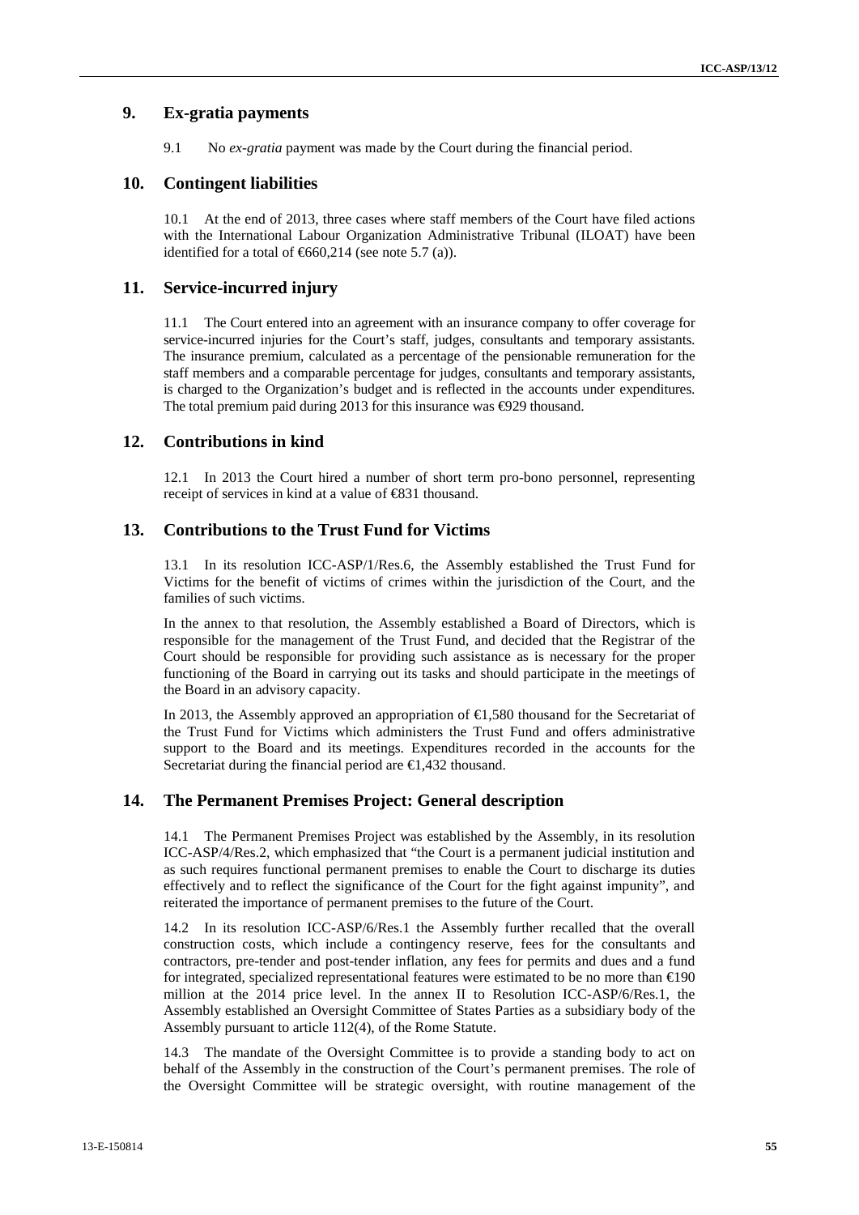## 9. Ex-gratia payments

9.1 No *ex-gratia* payment was made by the Court during the financial period.

## 10. Contingent liabilities

10.1 At the end of 2013, three cases where staff members of the Court have filed actions with the International Labour Organization Administrative Tribunal (ILOAT) have been identified for a total of €660,214 (see note 5.7 (a)).

## 11. Service-incurred injury

11.1 The Court entered into an agreement with an insurance company to offer coverage for service-incurred injuries for the Court's staff, judges, consultants and temporary assistants. The insurance premium, calculated as a percentage of the pensionable remuneration for the staff members and a comparable percentage for judges, consultants and temporary assistants, is charged to the Organization's budget and is reflected in the accounts under expenditures. The total premium paid during 2013 for this insurance was €929 thousand.

## 12. Contributions in kind

12.1 In 2013 the Court hired a number of short term pro-bono personnel, representing receipt of services in kind at a value of €831 thousand.

## 13. Contributions to the Trust Fund for Victims

13.1 In its resolution ICC-ASP/1/Res.6, the Assembly established the Trust Fund for Victims for the benefit of victims of crimes within the jurisdiction of the Court, and the families of such victims.

In the annex to that resolution, the Assembly established a Board of Directors, which is responsible for the management of the Trust Fund, and decided that the Registrar of the Court should be responsible for providing such assistance as is necessary for the proper functioning of the Board in carrying out its tasks and should participate in the meetings of the Board in an advisory capacity.

In 2013, the Assembly approved an appropriation of €1,580 thousand for the Secretariat of the Trust Fund for Victims which administers the Trust Fund and offers administrative support to the Board and its meetings. Expenditures recorded in the accounts for the Secretariat during the financial period are €1,432 thousand.

## 14. The Permanent Premises Project: General description

14.1 The Permanent Premises Project was established by the Assembly, in its resolution ICC-ASP/4/Res.2, which emphasized that "the Court is a permanent judicial institution and as such requires functional permanent premises to enable the Court to discharge its duties effectively and to reflect the significance of the Court for the fight against impunity", and reiterated the importance of permanent premises to the future of the Court.

14.2 In its resolution ICC-ASP/6/Res.1 the Assembly further recalled that the overall construction costs, which include a contingency reserve, fees for the consultants and contractors, pre-tender and post-tender inflation, any fees for permits and dues and a fund for integrated, specialized representational features were estimated to be no more than €190 million at the 2014 price level. In the annex II to Resolution ICC-ASP/6/Res.1, the Assembly established an Oversight Committee of States Parties as a subsidiary body of the Assembly pursuant to article 112(4), of the Rome Statute.

14.3 The mandate of the Oversight Committee is to provide a standing body to act on behalf of the Assembly in the construction of the Court's permanent premises. The role of the Oversight Committee will be strategic oversight, with routine management of the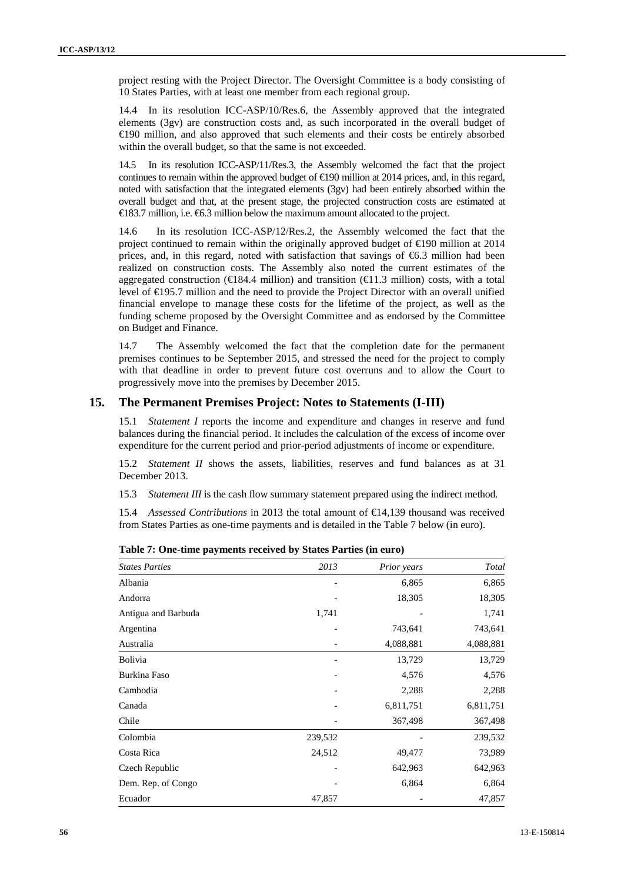project resting with the Project Director. The Oversight Committee is a body consisting of 10 States Parties, with at least one member from each regional group.

14.4 In its resolution ICC-ASP/10/Res.6, the Assembly approved that the integrated elements (3gv) are construction costs and, as such incorporated in the overall budget of €190 million, and also approved that such elements and their costs be entirely absorbed within the overall budget, so that the same is not exceeded.

14.5 In its resolution ICC-ASP/11/Res.3, the Assembly welcomed the fact that the project continues to remain within the approved budget of €190 million at 2014 prices, and, in this regard, noted with satisfaction that the integrated elements (3gv) had been entirely absorbed within the overall budget and that, at the present stage, the projected construction costs are estimated at €183.7 million, i.e. €6.3 million below the maximum amount allocated to the project.

14.6 In its resolution ICC-ASP/12/Res.2, the Assembly welcomed the fact that the project continued to remain within the originally approved budget of €190 million at 2014 prices, and, in this regard, noted with satisfaction that savings of €6.3 million had been realized on construction costs. The Assembly also noted the current estimates of the aggregated construction (€184.4 million) and transition (€11.3 million) costs, with a total level of €195.7 million and the need to provide the Project Director with an overall unified financial envelope to manage these costs for the lifetime of the project, as well as the funding scheme proposed by the Oversight Committee and as endorsed by the Committee on Budget and Finance.

14.7 The Assembly welcomed the fact that the completion date for the permanent premises continues to be September 2015, and stressed the need for the project to comply with that deadline in order to prevent future cost overruns and to allow the Court to progressively move into the premises by December 2015.

## 15. The Permanent Premises Project: Notes to Statements (I-III)

15.1 *Statement I* reports the income and expenditure and changes in reserve and fund balances during the financial period. It includes the calculation of the excess of income over expenditure for the current period and prior-period adjustments of income or expenditure.

15.2 *Statement II* shows the assets, liabilities, reserves and fund balances as at 31 December 2013.

15.3 *Statement III* is the cash flow summary statement prepared using the indirect method.

15.4 *Assessed Contributions* in 2013 the total amount of €14,139 thousand was received from States Parties as one-time payments and is detailed in the Table 7 below (in euro).

**Table 7: One-time payments received by States Parties (in euro)**

| *States Parties* | *2013* | *Prior years* | *Total* |
|---|---|---|---|
| Albania | - | 6,865 | 6,865 |
| Andorra | - | 18,305 | 18,305 |
| Antigua and Barbuda | 1,741 | - | 1,741 |
| Argentina | - | 743,641 | 743,641 |
| Australia | - | 4,088,881 | 4,088,881 |
| Bolivia | - | 13,729 | 13,729 |
| Burkina Faso | - | 4,576 | 4,576 |
| Cambodia | - | 2,288 | 2,288 |
| Canada | - | 6,811,751 | 6,811,751 |
| Chile | - | 367,498 | 367,498 |
| Colombia | 239,532 | - | 239,532 |
| Costa Rica | 24,512 | 49,477 | 73,989 |
| Czech Republic | - | 642,963 | 642,963 |
| Dem. Rep. of Congo | - | 6,864 | 6,864 |
| Ecuador | 47,857 | - | 47,857 |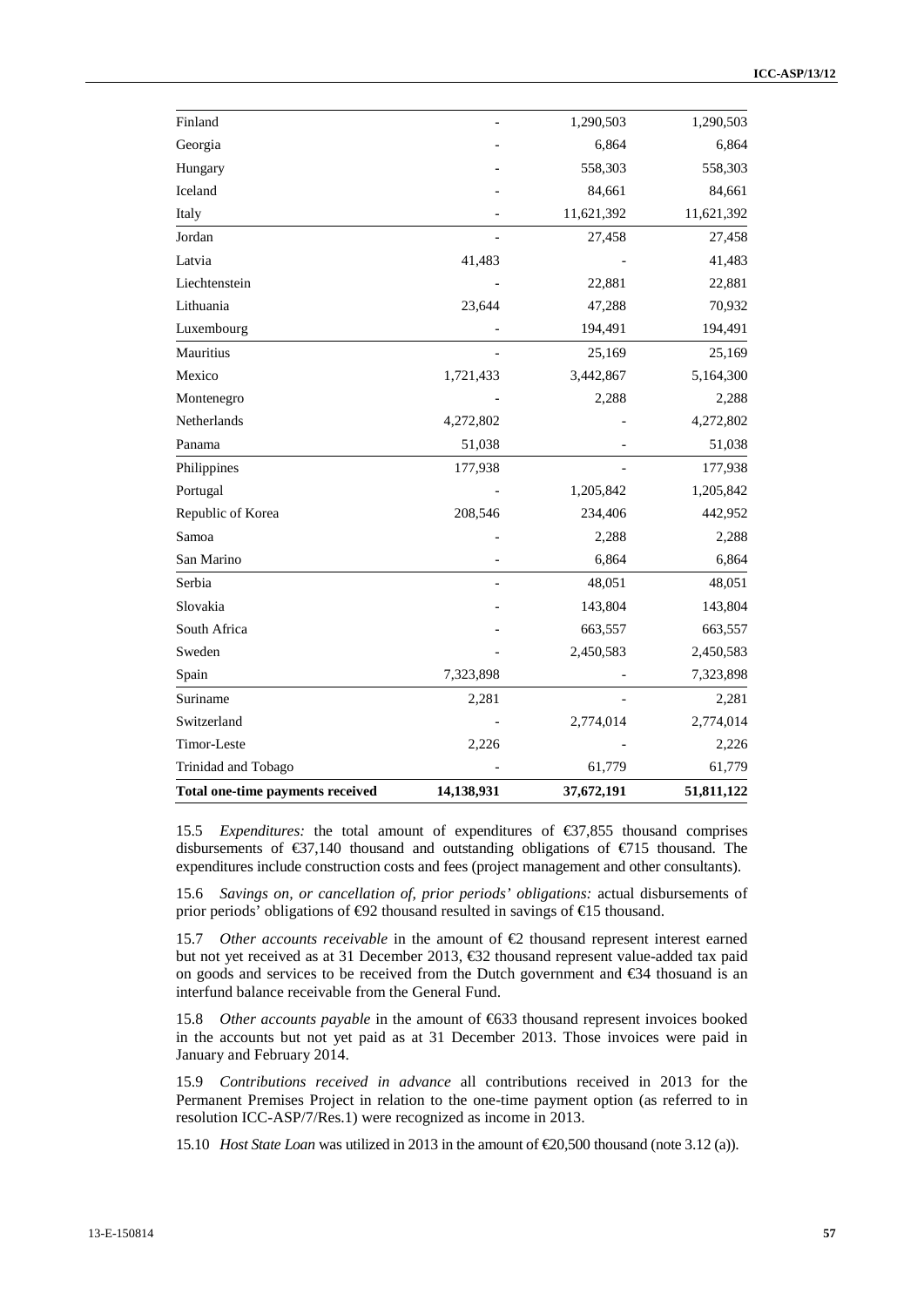| | | | |
|---|---|---|---|
| Finland | - | 1,290,503 | 1,290,503 |
| Georgia | - | 6,864 | 6,864 |
| Hungary | - | 558,303 | 558,303 |
| Iceland | - | 84,661 | 84,661 |
| Italy | - | 11,621,392 | 11,621,392 |
| Jordan | - | 27,458 | 27,458 |
| Latvia | 41,483 | - | 41,483 |
| Liechtenstein | - | 22,881 | 22,881 |
| Lithuania | 23,644 | 47,288 | 70,932 |
| Luxembourg | - | 194,491 | 194,491 |
| Mauritius | - | 25,169 | 25,169 |
| Mexico | 1,721,433 | 3,442,867 | 5,164,300 |
| Montenegro | - | 2,288 | 2,288 |
| Netherlands | 4,272,802 | - | 4,272,802 |
| Panama | 51,038 | - | 51,038 |
| Philippines | 177,938 | - | 177,938 |
| Portugal | - | 1,205,842 | 1,205,842 |
| Republic of Korea | 208,546 | 234,406 | 442,952 |
| Samoa | - | 2,288 | 2,288 |
| San Marino | - | 6,864 | 6,864 |
| Serbia | - | 48,051 | 48,051 |
| Slovakia | - | 143,804 | 143,804 |
| South Africa | - | 663,557 | 663,557 |
| Sweden | - | 2,450,583 | 2,450,583 |
| Spain | 7,323,898 | - | 7,323,898 |
| Suriname | 2,281 | - | 2,281 |
| Switzerland | - | 2,774,014 | 2,774,014 |
| Timor-Leste | 2,226 | - | 2,226 |
| Trinidad and Tobago | - | 61,779 | 61,779 |
| **Total one-time payments received** | **14,138,931** | **37,672,191** | **51,811,122** |

15.5 *Expenditures:* the total amount of expenditures of €37,855 thousand comprises disbursements of €37,140 thousand and outstanding obligations of €715 thousand. The expenditures include construction costs and fees (project management and other consultants).

15.6 *Savings on, or cancellation of, prior periods' obligations:* actual disbursements of prior periods' obligations of €92 thousand resulted in savings of €15 thousand.

15.7 *Other accounts receivable* in the amount of €2 thousand represent interest earned but not yet received as at 31 December 2013, €32 thousand represent value-added tax paid on goods and services to be received from the Dutch government and €34 thousand is an interfund balance receivable from the General Fund.

15.8 *Other accounts payable* in the amount of €633 thousand represent invoices booked in the accounts but not yet paid as at 31 December 2013. Those invoices were paid in January and February 2014.

15.9 *Contributions received in advance* all contributions received in 2013 for the Permanent Premises Project in relation to the one-time payment option (as referred to in resolution ICC-ASP/7/Res.1) were recognized as income in 2013.

15.10 *Host State Loan* was utilized in 2013 in the amount of €20,500 thousand (note 3.12 (a)).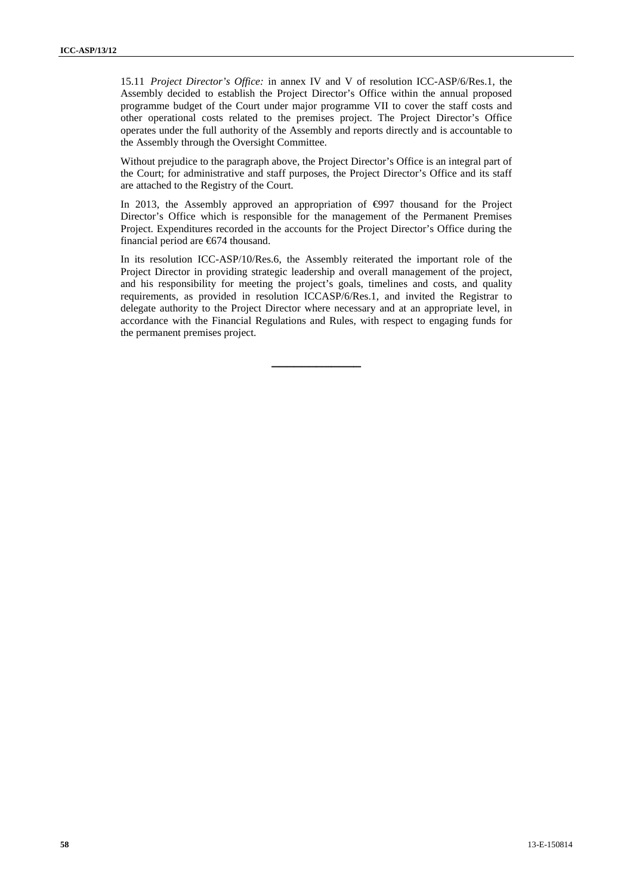15.11 *Project Director's Office:* in annex IV and V of resolution ICC-ASP/6/Res.1, the Assembly decided to establish the Project Director's Office within the annual proposed programme budget of the Court under major programme VII to cover the staff costs and other operational costs related to the premises project. The Project Director's Office operates under the full authority of the Assembly and reports directly and is accountable to the Assembly through the Oversight Committee.

Without prejudice to the paragraph above, the Project Director's Office is an integral part of the Court; for administrative and staff purposes, the Project Director's Office and its staff are attached to the Registry of the Court.

In 2013, the Assembly approved an appropriation of €997 thousand for the Project Director's Office which is responsible for the management of the Permanent Premises Project. Expenditures recorded in the accounts for the Project Director's Office during the financial period are €674 thousand.

In its resolution ICC-ASP/10/Res.6, the Assembly reiterated the important role of the Project Director in providing strategic leadership and overall management of the project, and his responsibility for meeting the project's goals, timelines and costs, and quality requirements, as provided in resolution ICCASP/6/Res.1, and invited the Registrar to delegate authority to the Project Director where necessary and at an appropriate level, in accordance with the Financial Regulations and Rules, with respect to engaging funds for the permanent premises project.

---